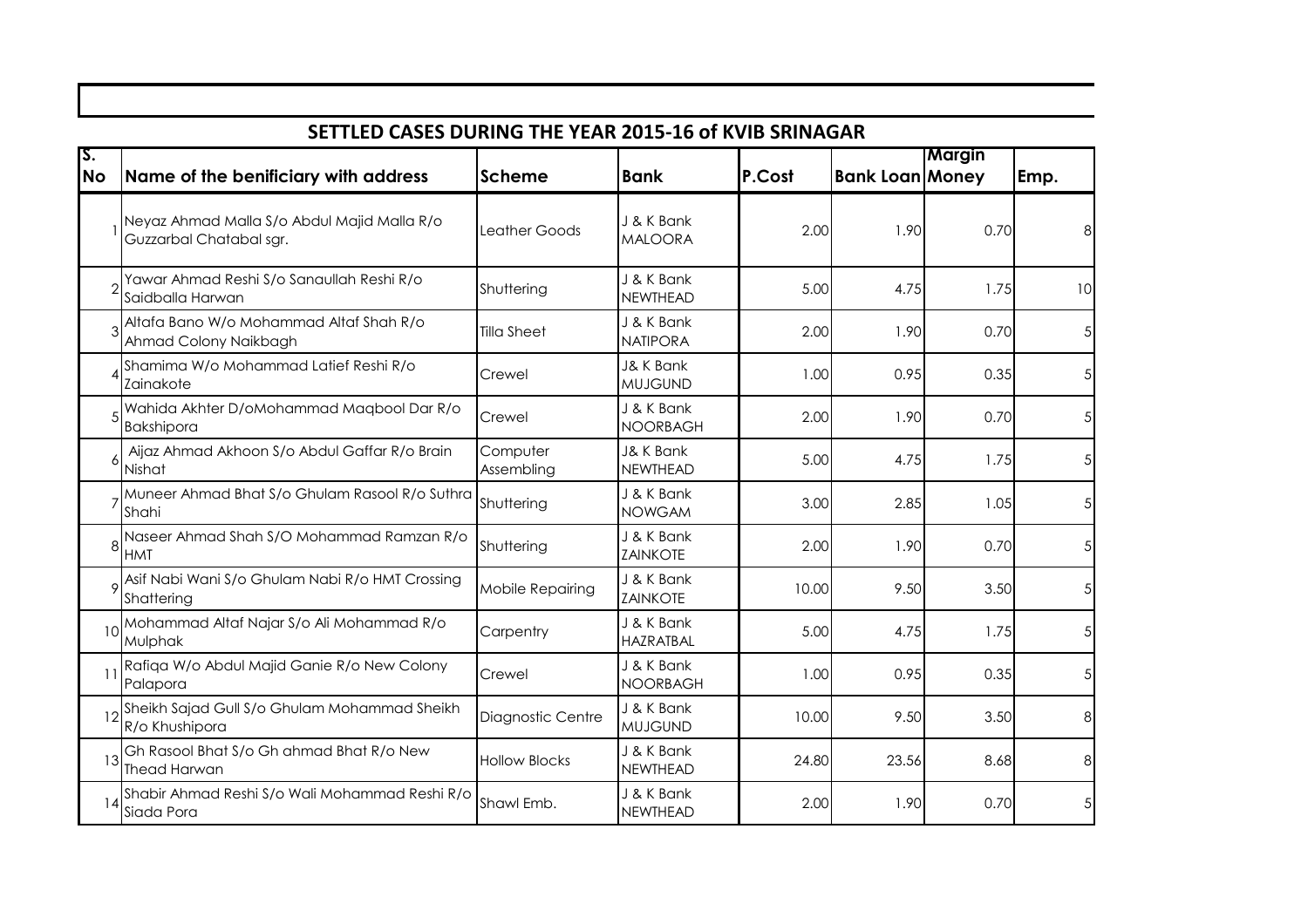## SETTLED CASES DURING THE YEAR 2015-16 of KVIB SRINAGAR

| S. No | Name of the benificiary with address | Scheme | Bank | P.Cost | Bank Loan | Margin Money | Emp. |
|---|---|---|---|---|---|---|---|
| 1 | Neyaz Ahmad Malla S/o Abdul Majid Malla R/o Guzzarbal Chatabal sgr. | Leather Goods | J & K Bank MALOORA | 2.00 | 1.90 | 0.70 | 8 |
| 2 | Yawar Ahmad Reshi S/o Sanaullah Reshi R/o Saidballa Harwan | Shuttering | J & K Bank NEWTHEAD | 5.00 | 4.75 | 1.75 | 10 |
| 3 | Altafa Bano W/o Mohammad Altaf Shah R/o Ahmad Colony Naikbagh | Tilla Sheet | J & K Bank NATIPORA | 2.00 | 1.90 | 0.70 | 5 |
| 4 | Shamima W/o Mohammad Latief Reshi R/o Zainakote | Crewel | J& K Bank MUJGUND | 1.00 | 0.95 | 0.35 | 5 |
| 5 | Wahida Akhter D/oMohammad Maqbool Dar R/o Bakshipora | Crewel | J & K Bank NOORBAGH | 2.00 | 1.90 | 0.70 | 5 |
| 6 | Aijaz Ahmad Akhoon S/o Abdul Gaffar R/o Brain Nishat | Computer Assembling | J& K Bank NEWTHEAD | 5.00 | 4.75 | 1.75 | 5 |
| 7 | Muneer Ahmad Bhat S/o Ghulam Rasool R/o Suthra Shahi | Shuttering | J & K Bank NOWGAM | 3.00 | 2.85 | 1.05 | 5 |
| 8 | Naseer Ahmad Shah S/O Mohammad Ramzan R/o HMT | Shuttering | J & K Bank ZAINKOTE | 2.00 | 1.90 | 0.70 | 5 |
| 9 | Asif Nabi Wani S/o Ghulam Nabi R/o HMT Crossing Shattering | Mobile Repairing | J & K Bank ZAINKOTE | 10.00 | 9.50 | 3.50 | 5 |
| 10 | Mohammad Altaf Najar S/o Ali Mohammad R/o Mulphak | Carpentry | J & K Bank HAZRATBAL | 5.00 | 4.75 | 1.75 | 5 |
| 11 | Rafiqa W/o Abdul Majid Ganie R/o New Colony Palapora | Crewel | J & K Bank NOORBAGH | 1.00 | 0.95 | 0.35 | 5 |
| 12 | Sheikh Sajad Gull S/o Ghulam Mohammad Sheikh R/o Khushipora | Diagnostic Centre | J & K Bank MUJGUND | 10.00 | 9.50 | 3.50 | 8 |
| 13 | Gh Rasool Bhat S/o Gh ahmad Bhat R/o New Thead Harwan | Hollow Blocks | J & K Bank NEWTHEAD | 24.80 | 23.56 | 8.68 | 8 |
| 14 | Shabir Ahmad Reshi S/o Wali Mohammad Reshi R/o Siada Pora | Shawl Emb. | J & K Bank NEWTHEAD | 2.00 | 1.90 | 0.70 | 5 |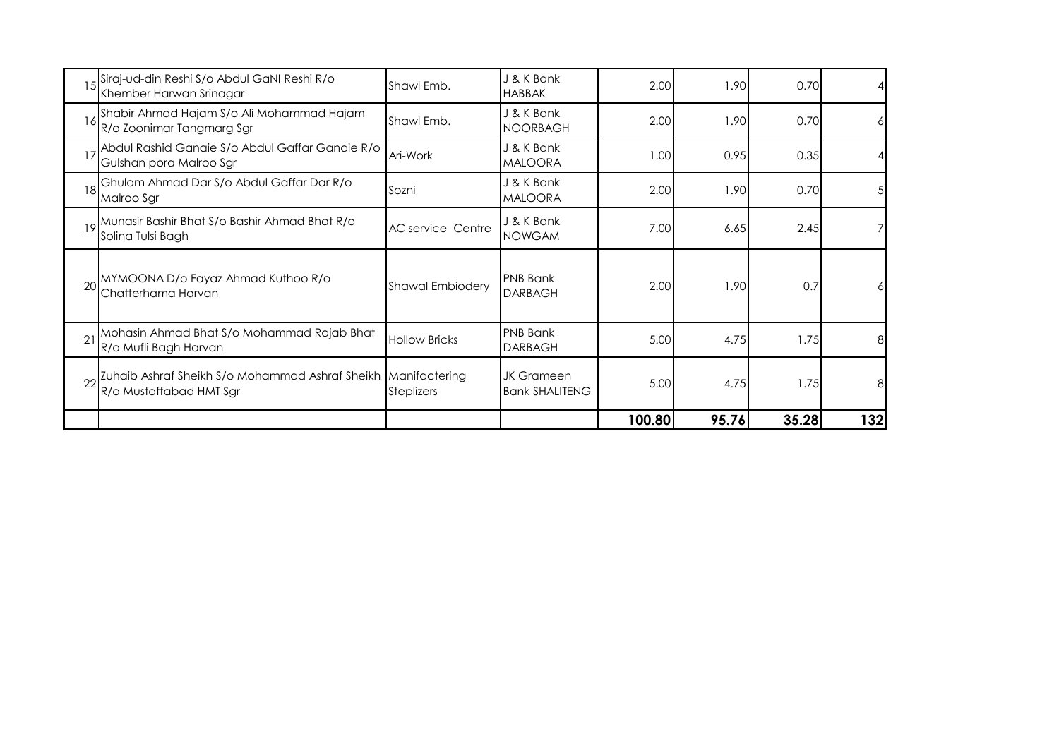| | | | | | | | |
|---|---|---|---|---|---|---|---|
| 15 | Siraj-ud-din Reshi S/o Abdul GaNI Reshi R/o Khember Harwan Srinagar | Shawl Emb. | J & K Bank HABBAK | 2.00 | 1.90 | 0.70 | 4 |
| 16 | Shabir Ahmad Hajam S/o Ali Mohammad Hajam R/o Zoonimar Tangmarg Sgr | Shawl Emb. | J & K Bank NOORBAGH | 2.00 | 1.90 | 0.70 | 6 |
| 17 | Abdul Rashid Ganaie S/o Abdul Gaffar Ganaie R/o Gulshan pora Malroo Sgr | Ari-Work | J & K Bank MALOORA | 1.00 | 0.95 | 0.35 | 4 |
| 18 | Ghulam Ahmad Dar S/o Abdul Gaffar Dar R/o Malroo Sgr | Sozni | J & K Bank MALOORA | 2.00 | 1.90 | 0.70 | 5 |
| 19 | Munasir Bashir Bhat S/o Bashir Ahmad Bhat R/o Solina Tulsi Bagh | AC service Centre | J & K Bank NOWGAM | 7.00 | 6.65 | 2.45 | 7 |
| 20 | MYMOONA D/o Fayaz Ahmad Kuthoo R/o Chatterhama Harvan | Shawal Embiodery | PNB Bank DARBAGH | 2.00 | 1.90 | 0.7 | 6 |
| 21 | Mohasin Ahmad Bhat S/o Mohammad Rajab Bhat R/o Mufli Bagh Harvan | Hollow Bricks | PNB Bank DARBAGH | 5.00 | 4.75 | 1.75 | 8 |
| 22 | Zuhaib Ashraf Sheikh S/o Mohammad Ashraf Sheikh R/o Mustaffabad HMT Sgr | Manifactering Steplizers | JK Grameen Bank SHALITENG | 5.00 | 4.75 | 1.75 | 8 |
| | | | | **100.80** | **95.76** | **35.28** | **132** |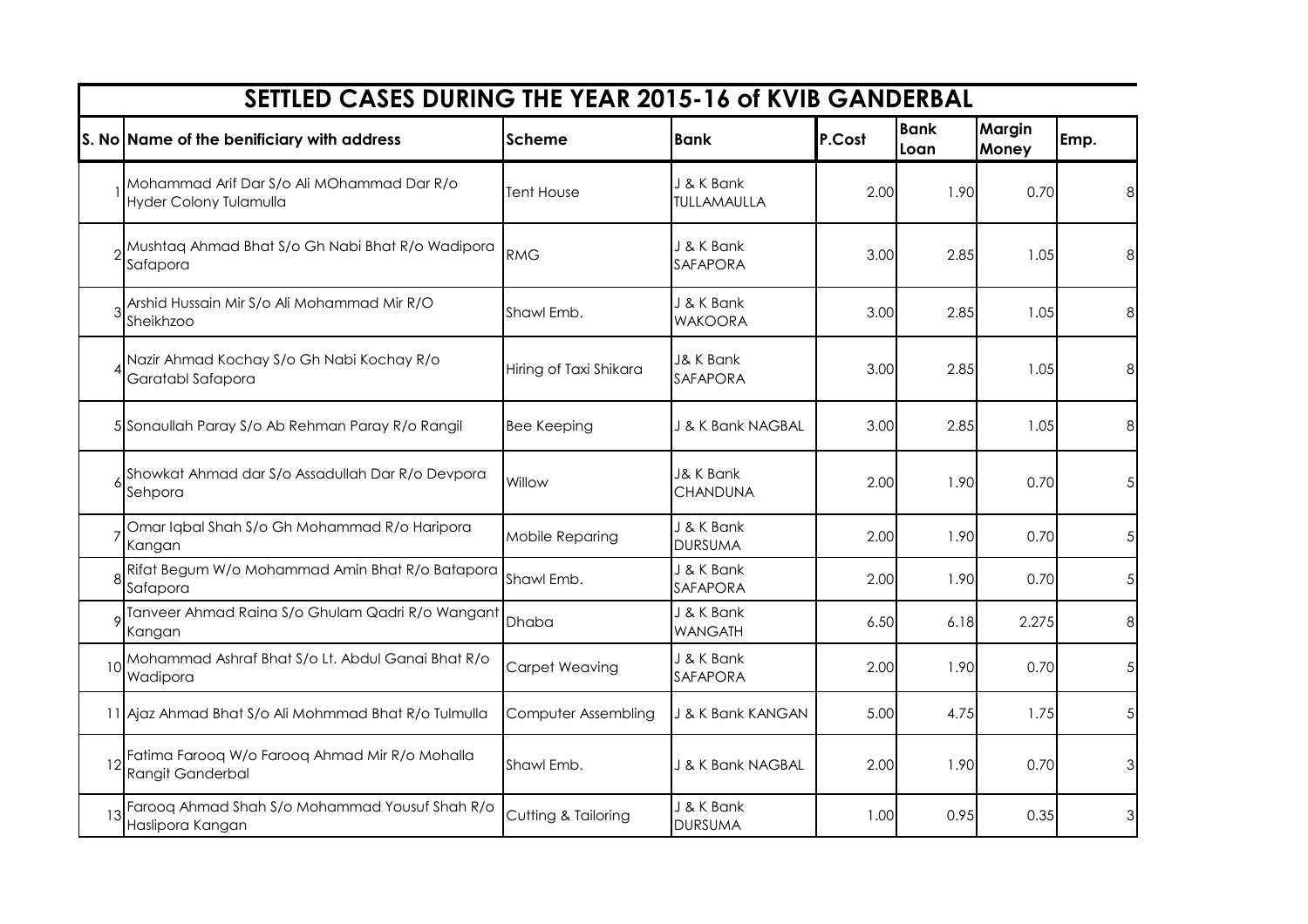| SETTLED CASES DURING THE YEAR 2015-16 of KVIB GANDERBAL | | | | | | | |
|---|---|---|---|---|---|---|---|
| S. No | Name of the benificiary with address | Scheme | Bank | P.Cost | Bank Loan | Margin Money | Emp. |
| 1 | Mohammad Arif Dar S/o Ali MOhammad Dar R/o Hyder Colony Tulamulla | Tent House | J & K Bank TULLAMAULLA | 2.00 | 1.90 | 0.70 | 8 |
| 2 | Mushtaq Ahmad Bhat S/o Gh Nabi Bhat R/o Wadipora Safapora | RMG | J & K Bank SAFAPORA | 3.00 | 2.85 | 1.05 | 8 |
| 3 | Arshid Hussain Mir S/o Ali Mohammad Mir R/O Sheikhzoo | Shawl Emb. | J & K Bank WAKOORA | 3.00 | 2.85 | 1.05 | 8 |
| 4 | Nazir Ahmad Kochay S/o Gh Nabi Kochay R/o Garatabl Safapora | Hiring of Taxi Shikara | J& K Bank SAFAPORA | 3.00 | 2.85 | 1.05 | 8 |
| 5 | Sonaullah Paray S/o Ab Rehman Paray R/o Rangil | Bee Keeping | J & K Bank NAGBAL | 3.00 | 2.85 | 1.05 | 8 |
| 6 | Showkat Ahmad dar S/o Assadullah Dar R/o Devpora Sehpora | Willow | J& K Bank CHANDUNA | 2.00 | 1.90 | 0.70 | 5 |
| 7 | Omar Iqbal Shah S/o Gh Mohammad R/o Haripora Kangan | Mobile Reparing | J & K Bank DURSUMA | 2.00 | 1.90 | 0.70 | 5 |
| 8 | Rifat Begum W/o Mohammad Amin Bhat R/o Batapora Safapora | Shawl Emb. | J & K Bank SAFAPORA | 2.00 | 1.90 | 0.70 | 5 |
| 9 | Tanveer Ahmad Raina S/o Ghulam Qadri R/o Wangant Kangan | Dhaba | J & K Bank WANGATH | 6.50 | 6.18 | 2.275 | 8 |
| 10 | Mohammad Ashraf Bhat S/o Lt. Abdul Ganai Bhat R/o Wadipora | Carpet Weaving | J & K Bank SAFAPORA | 2.00 | 1.90 | 0.70 | 5 |
| 11 | Ajaz Ahmad Bhat S/o Ali Mohmmad Bhat R/o Tulmulla | Computer Assembling | J & K Bank KANGAN | 5.00 | 4.75 | 1.75 | 5 |
| 12 | Fatima Farooq W/o Farooq Ahmad Mir R/o Mohalla Rangit Ganderbal | Shawl Emb. | J & K Bank NAGBAL | 2.00 | 1.90 | 0.70 | 3 |
| 13 | Farooq Ahmad Shah S/o Mohammad Yousuf Shah R/o Haslipora Kangan | Cutting & Tailoring | J & K Bank DURSUMA | 1.00 | 0.95 | 0.35 | 3 |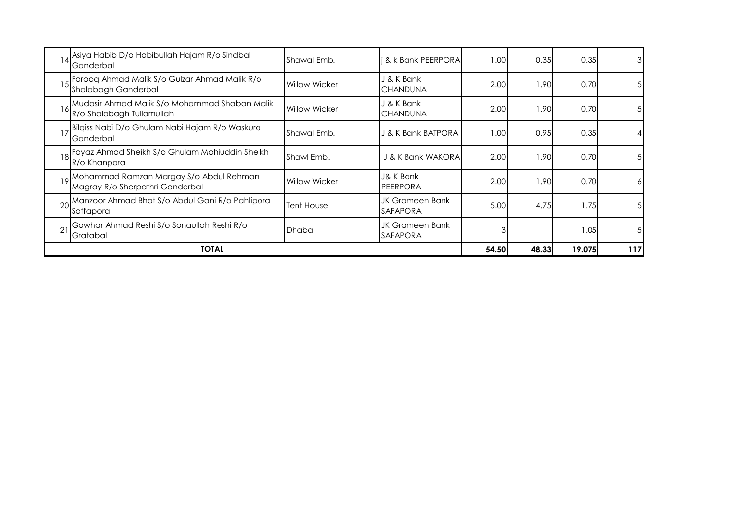| | | | | | | | |
|---|---|---|---|---|---|---|---|
| 14 | Asiya Habib D/o Habibullah Hajam R/o Sindbal Ganderbal | Shawal Emb. | j & k Bank PEERPORA | 1.00 | 0.35 | 0.35 | 3 |
| 15 | Farooq Ahmad Malik S/o Gulzar Ahmad Malik R/o Shalabagh Ganderbal | Willow Wicker | J & K Bank CHANDUNA | 2.00 | 1.90 | 0.70 | 5 |
| 16 | Mudasir Ahmad Malik S/o Mohammad Shaban Malik R/o Shalabagh Tullamullah | Willow Wicker | J & K Bank CHANDUNA | 2.00 | 1.90 | 0.70 | 5 |
| 17 | Bilqiss Nabi D/o Ghulam Nabi Hajam R/o Waskura Ganderbal | Shawal Emb. | J & K Bank BATPORA | 1.00 | 0.95 | 0.35 | 4 |
| 18 | Fayaz Ahmad Sheikh S/o Ghulam Mohiuddin Sheikh R/o Khanpora | Shawl Emb. | J & K Bank WAKORA | 2.00 | 1.90 | 0.70 | 5 |
| 19 | Mohammad Ramzan Margay S/o Abdul Rehman Magray R/o Sherpathri Ganderbal | Willow Wicker | J& K Bank PEERPORA | 2.00 | 1.90 | 0.70 | 6 |
| 20 | Manzoor Ahmad Bhat S/o Abdul Gani R/o Pahlipora Saffapora | Tent House | JK Grameen Bank SAFAPORA | 5.00 | 4.75 | 1.75 | 5 |
| 21 | Gowhar Ahmad Reshi S/o Sonaullah Reshi R/o Gratabal | Dhaba | JK Grameen Bank SAFAPORA | 3 | | 1.05 | 5 |
| **TOTAL** | | | | **54.50** | **48.33** | **19.075** | **117** |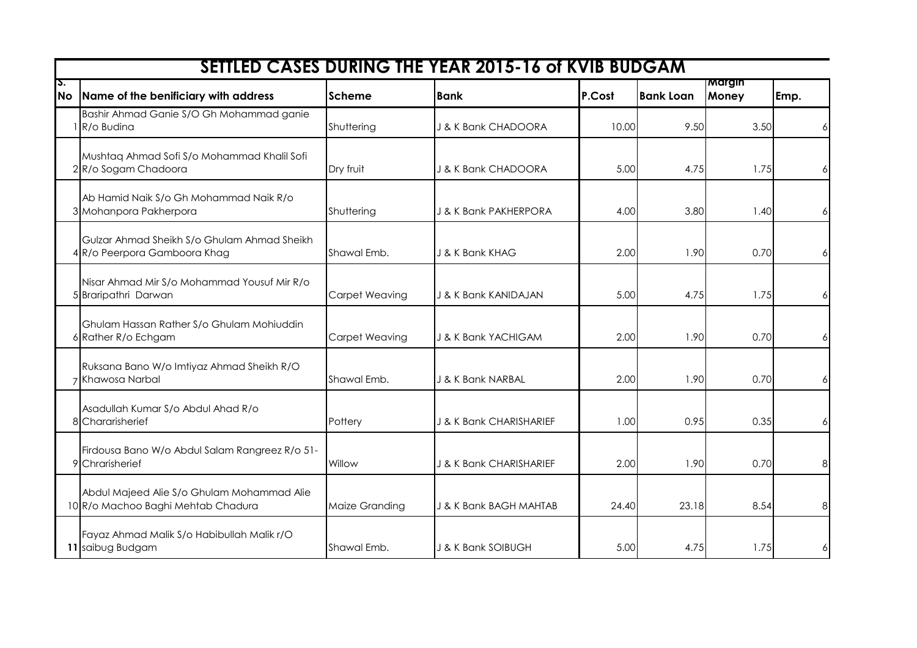# SETTLED CASES DURING THE YEAR 2015-16 of KVIB BUDGAM

| S. No | Name of the benificiary with address | Scheme | Bank | P.Cost | Bank Loan | Margin Money | Emp. |
|---|---|---|---|---|---|---|---|
| 1 | Bashir Ahmad Ganie S/O Gh Mohammad ganie R/o Budina | Shuttering | J & K Bank CHADOORA | 10.00 | 9.50 | 3.50 | 6 |
| 2 | Mushtaq Ahmad Sofi S/o Mohammad Khalil Sofi R/o Sogam Chadoora | Dry fruit | J & K Bank CHADOORA | 5.00 | 4.75 | 1.75 | 6 |
| 3 | Ab Hamid Naik S/o Gh Mohammad Naik R/o Mohanpora Pakherpora | Shuttering | J & K Bank PAKHERPORA | 4.00 | 3.80 | 1.40 | 6 |
| 4 | Gulzar Ahmad Sheikh S/o Ghulam Ahmad Sheikh R/o Peerpora Gamboora Khag | Shawal Emb. | J & K Bank KHAG | 2.00 | 1.90 | 0.70 | 6 |
| 5 | Nisar Ahmad Mir S/o Mohammad Yousuf Mir R/o Braripathri Darwan | Carpet Weaving | J & K Bank KANIDAJAN | 5.00 | 4.75 | 1.75 | 6 |
| 6 | Ghulam Hassan Rather S/o Ghulam Mohiuddin Rather R/o Echgam | Carpet Weaving | J & K Bank YACHIGAM | 2.00 | 1.90 | 0.70 | 6 |
| 7 | Ruksana Bano W/o Imtiyaz Ahmad Sheikh R/O Khawosa Narbal | Shawal Emb. | J & K Bank NARBAL | 2.00 | 1.90 | 0.70 | 6 |
| 8 | Asadullah Kumar S/o Abdul Ahad R/o Chararisherief | Pottery | J & K Bank CHARISHARIEF | 1.00 | 0.95 | 0.35 | 6 |
| 9 | Firdousa Bano W/o Abdul Salam Rangreez R/o 51-Chrarisherief | Willow | J & K Bank CHARISHARIEF | 2.00 | 1.90 | 0.70 | 8 |
| 10 | Abdul Majeed Alie S/o Ghulam Mohammad Alie R/o Machoo Baghi Mehtab Chadura | Maize Granding | J & K Bank BAGH MAHTAB | 24.40 | 23.18 | 8.54 | 8 |
| 11 | Fayaz Ahmad Malik S/o Habibullah Malik r/O saibug Budgam | Shawal Emb. | J & K Bank SOIBUGH | 5.00 | 4.75 | 1.75 | 6 |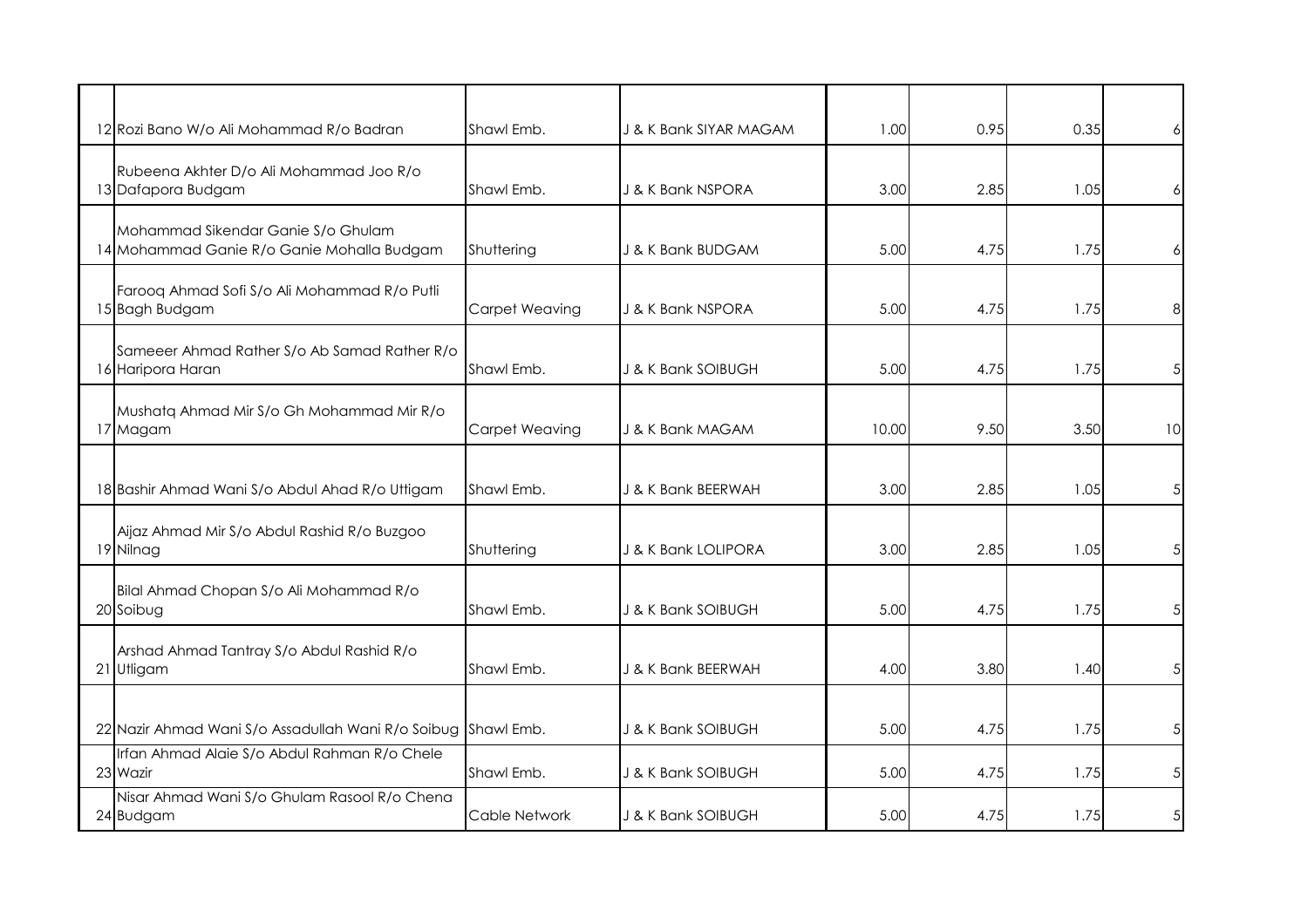| | | | | | | | |
|---|---|---|---|---|---|---|---|
| 12 | Rozi Bano W/o Ali Mohammad R/o Badran | Shawl Emb. | J & K Bank SIYAR MAGAM | 1.00 | 0.95 | 0.35 | 6 |
| 13 | Rubeena Akhter D/o Ali Mohammad Joo R/o Dafapora Budgam | Shawl Emb. | J & K Bank NSPORA | 3.00 | 2.85 | 1.05 | 6 |
| 14 | Mohammad Sikendar Ganie S/o Ghulam Mohammad Ganie R/o Ganie Mohalla Budgam | Shuttering | J & K Bank BUDGAM | 5.00 | 4.75 | 1.75 | 6 |
| 15 | Farooq Ahmad Sofi S/o Ali Mohammad R/o Putli Bagh Budgam | Carpet Weaving | J & K Bank NSPORA | 5.00 | 4.75 | 1.75 | 8 |
| 16 | Sameeer Ahmad Rather S/o Ab Samad Rather R/o Haripora Haran | Shawl Emb. | J & K Bank SOIBUGH | 5.00 | 4.75 | 1.75 | 5 |
| 17 | Mushatq Ahmad Mir S/o Gh Mohammad Mir R/o Magam | Carpet Weaving | J & K Bank MAGAM | 10.00 | 9.50 | 3.50 | 10 |
| 18 | Bashir Ahmad Wani S/o Abdul Ahad R/o Uttigam | Shawl Emb. | J & K Bank BEERWAH | 3.00 | 2.85 | 1.05 | 5 |
| 19 | Aijaz Ahmad Mir S/o Abdul Rashid R/o Buzgoo Nilnag | Shuttering | J & K Bank LOLIPORA | 3.00 | 2.85 | 1.05 | 5 |
| 20 | Bilal Ahmad Chopan S/o Ali Mohammad R/o Soibug | Shawl Emb. | J & K Bank SOIBUGH | 5.00 | 4.75 | 1.75 | 5 |
| 21 | Arshad Ahmad Tantray S/o Abdul Rashid R/o Utligam | Shawl Emb. | J & K Bank BEERWAH | 4.00 | 3.80 | 1.40 | 5 |
| 22 | Nazir Ahmad Wani S/o Assadullah Wani R/o Soibug | Shawl Emb. | J & K Bank SOIBUGH | 5.00 | 4.75 | 1.75 | 5 |
| 23 | Irfan Ahmad Alaie S/o Abdul Rahman R/o Chele Wazir | Shawl Emb. | J & K Bank SOIBUGH | 5.00 | 4.75 | 1.75 | 5 |
| 24 | Nisar Ahmad Wani S/o Ghulam Rasool R/o Chena Budgam | Cable Network | J & K Bank SOIBUGH | 5.00 | 4.75 | 1.75 | 5 |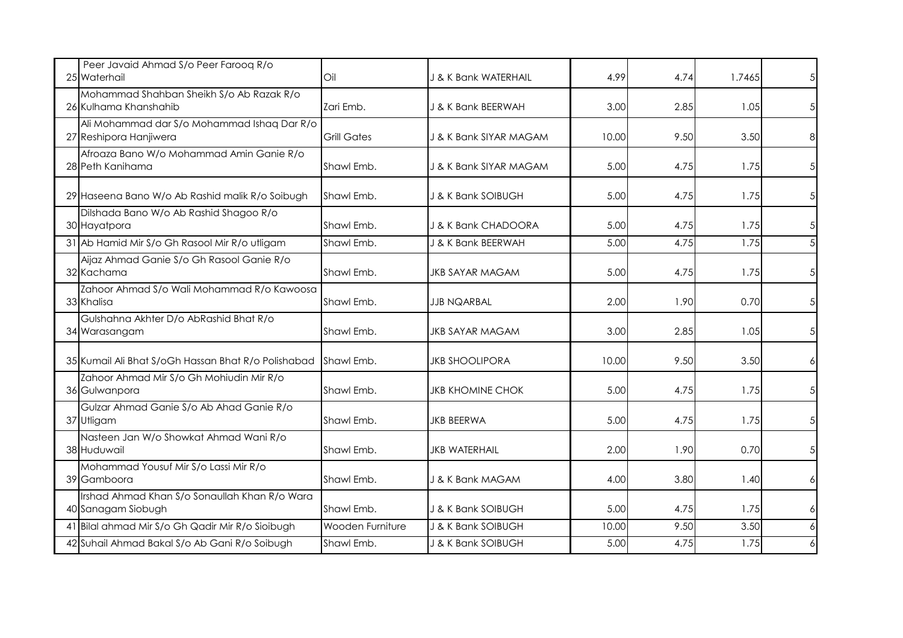| | | | | | | |
|---|---|---|---|---|---|---|
| 25 | Peer Javaid Ahmad S/o Peer Farooq R/o Waterhail | Oil | J & K Bank WATERHAIL | 4.99 | 4.74 | 1.7465 | 5 |
| 26 | Mohammad Shahban Sheikh S/o Ab Razak R/o Kulhama Khanshahib | Zari Emb. | J & K Bank BEERWAH | 3.00 | 2.85 | 1.05 | 5 |
| 27 | Ali Mohammad dar S/o Mohammad Ishaq Dar R/o Reshipora Hanjiwera | Grill Gates | J & K Bank SIYAR MAGAM | 10.00 | 9.50 | 3.50 | 8 |
| 28 | Afroaza Bano W/o Mohammad Amin Ganie R/o Peth Kanihama | Shawl Emb. | J & K Bank SIYAR MAGAM | 5.00 | 4.75 | 1.75 | 5 |
| 29 | Haseena Bano W/o Ab Rashid malik R/o Soibugh | Shawl Emb. | J & K Bank SOIBUGH | 5.00 | 4.75 | 1.75 | 5 |
| 30 | Dilshada Bano W/o Ab Rashid Shagoo R/o Hayatpora | Shawl Emb. | J & K Bank CHADOORA | 5.00 | 4.75 | 1.75 | 5 |
| 31 | Ab Hamid Mir S/o Gh Rasool Mir R/o utligam | Shawl Emb. | J & K Bank BEERWAH | 5.00 | 4.75 | 1.75 | 5 |
| 32 | Aijaz Ahmad Ganie S/o Gh Rasool Ganie R/o Kachama | Shawl Emb. | JKB SAYAR MAGAM | 5.00 | 4.75 | 1.75 | 5 |
| 33 | Zahoor Ahmad S/o Wali Mohammad R/o Kawoosa Khalisa | Shawl Emb. | JJB NQARBAL | 2.00 | 1.90 | 0.70 | 5 |
| 34 | Gulshahna Akhter D/o AbRashid Bhat R/o Warasangam | Shawl Emb. | JKB SAYAR MAGAM | 3.00 | 2.85 | 1.05 | 5 |
| 35 | Kumail Ali Bhat S/oGh Hassan Bhat R/o Polishabad | Shawl Emb. | JKB SHOOLIPORA | 10.00 | 9.50 | 3.50 | 6 |
| 36 | Zahoor Ahmad Mir S/o Gh Mohiudin Mir R/o Gulwanpora | Shawl Emb. | JKB KHOMINE CHOK | 5.00 | 4.75 | 1.75 | 5 |
| 37 | Gulzar Ahmad Ganie S/o Ab Ahad Ganie R/o Utligam | Shawl Emb. | JKB BEERWA | 5.00 | 4.75 | 1.75 | 5 |
| 38 | Nasteen Jan W/o Showkat Ahmad Wani R/o Huduwail | Shawl Emb. | JKB WATERHAIL | 2.00 | 1.90 | 0.70 | 5 |
| 39 | Mohammad Yousuf Mir S/o Lassi Mir R/o Gamboora | Shawl Emb. | J & K Bank MAGAM | 4.00 | 3.80 | 1.40 | 6 |
| 40 | Irshad Ahmad Khan S/o Sonaullah Khan R/o Wara Sanagam Siobugh | Shawl Emb. | J & K Bank SOIBUGH | 5.00 | 4.75 | 1.75 | 6 |
| 41 | Bilal ahmad Mir S/o Gh Qadir Mir R/o Sioibugh | Wooden Furniture | J & K Bank SOIBUGH | 10.00 | 9.50 | 3.50 | 6 |
| 42 | Suhail Ahmad Bakal S/o Ab Gani R/o Soibugh | Shawl Emb. | J & K Bank SOIBUGH | 5.00 | 4.75 | 1.75 | 6 |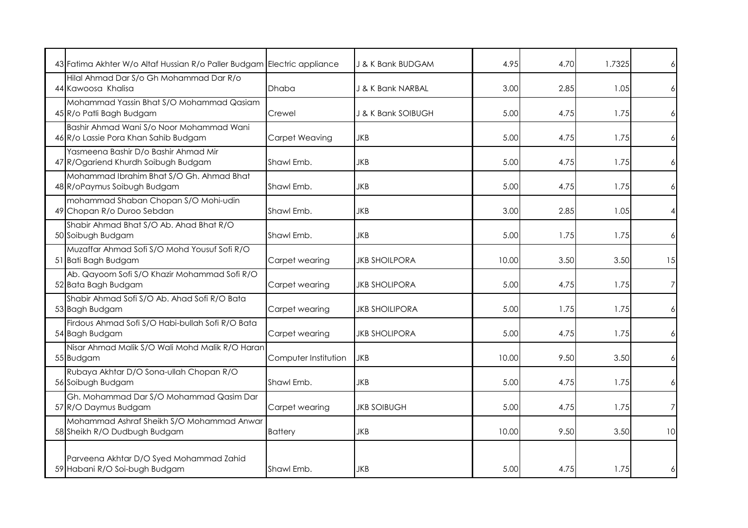| | | | | | | | |
|---|---|---|---|---|---|---|---|
| 43 | Fatima Akhter W/o Altaf Hussian R/o Paller Budgam | Electric appliance | J & K Bank BUDGAM | 4.95 | 4.70 | 1.7325 | 6 |
| 44 | Hilal Ahmad Dar S/o Gh Mohammad Dar R/o Kawoosa Khalisa | Dhaba | J & K Bank NARBAL | 3.00 | 2.85 | 1.05 | 6 |
| 45 | Mohammad Yassin Bhat S/O Mohammad Qasiam R/o Patli Bagh Budgam | Crewel | J & K Bank SOIBUGH | 5.00 | 4.75 | 1.75 | 6 |
| 46 | Bashir Ahmad Wani S/o Noor Mohammad Wani R/o Lassie Pora Khan Sahib Budgam | Carpet Weaving | JKB | 5.00 | 4.75 | 1.75 | 6 |
| 47 | Yasmeena Bashir D/o Bashir Ahmad Mir R/Ogariend Khurdh Soibugh Budgam | Shawl Emb. | JKB | 5.00 | 4.75 | 1.75 | 6 |
| 48 | Mohammad Ibrahim Bhat S/O Gh. Ahmad Bhat R/oPaymus Soibugh Budgam | Shawl Emb. | JKB | 5.00 | 4.75 | 1.75 | 6 |
| 49 | mohammad Shaban Chopan S/O Mohi-udin Chopan R/o Duroo Sebdan | Shawl Emb. | JKB | 3.00 | 2.85 | 1.05 | 4 |
| 50 | Shabir Ahmad Bhat S/O Ab. Ahad Bhat R/O Soibugh Budgam | Shawl Emb. | JKB | 5.00 | 1.75 | 1.75 | 6 |
| 51 | Muzaffar Ahmad Sofi S/O Mohd Yousuf Sofi R/O Bati Bagh Budgam | Carpet wearing | JKB SHOILPORA | 10.00 | 3.50 | 3.50 | 15 |
| 52 | Ab. Qayoom Sofi S/O Khazir Mohammad Sofi R/O Bata Bagh Budgam | Carpet wearing | JKB SHOLIPORA | 5.00 | 4.75 | 1.75 | 7 |
| 53 | Shabir Ahmad Sofi S/O Ab. Ahad Sofi R/O Bata Bagh Budgam | Carpet wearing | JKB SHOILIPORA | 5.00 | 1.75 | 1.75 | 6 |
| 54 | Firdous Ahmad Sofi S/O Habi-bullah Sofi R/O Bata Bagh Budgam | Carpet wearing | JKB SHOLIPORA | 5.00 | 4.75 | 1.75 | 6 |
| 55 | Nisar Ahmad Malik S/O Wali Mohd Malik R/O Haran Budgam | Computer Institution | JKB | 10.00 | 9.50 | 3.50 | 6 |
| 56 | Rubaya Akhtar D/O Sona-ullah Chopan R/O Soibugh Budgam | Shawl Emb. | JKB | 5.00 | 4.75 | 1.75 | 6 |
| 57 | Gh. Mohammad Dar S/O Mohammad Qasim Dar R/O Daymus Budgam | Carpet wearing | JKB SOIBUGH | 5.00 | 4.75 | 1.75 | 7 |
| 58 | Mohammad Ashraf Sheikh S/O Mohammad Anwar Sheikh R/O Dudbugh Budgam | Battery | JKB | 10.00 | 9.50 | 3.50 | 10 |
| 59 | Parveena Akhtar D/O Syed Mohammad Zahid Habani R/O Soi-bugh Budgam | Shawl Emb. | JKB | 5.00 | 4.75 | 1.75 | 6 |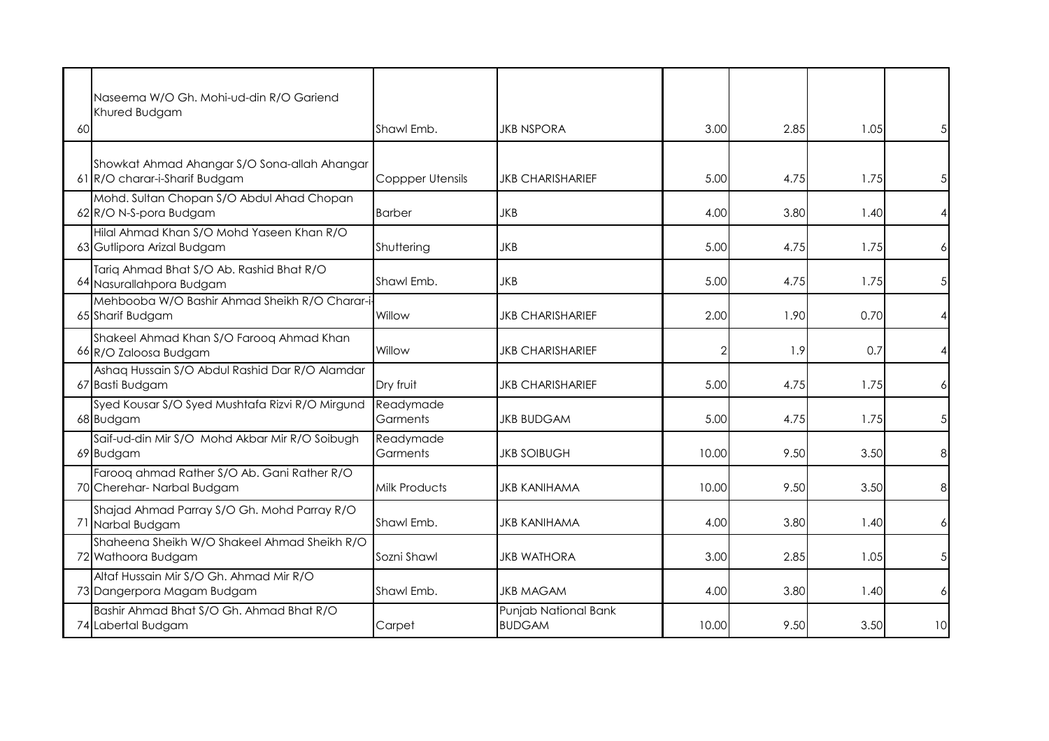| | | | | | | | |
|---|---|---|---|---|---|---|---|
| 60 | Naseema W/O Gh. Mohi-ud-din R/O Gariend Khured Budgam | Shawl Emb. | JKB NSPORA | 3.00 | 2.85 | 1.05 | 5 |
| 61 | Showkat Ahmad Ahangar S/O Sona-allah Ahangar R/O charar-i-Sharif Budgam | Coppper Utensils | JKB CHARISHARIEF | 5.00 | 4.75 | 1.75 | 5 |
| 62 | Mohd. Sultan Chopan S/O Abdul Ahad Chopan R/O N-S-pora Budgam | Barber | JKB | 4.00 | 3.80 | 1.40 | 4 |
| 63 | Hilal Ahmad Khan S/O Mohd Yaseen Khan R/O Gutlipora Arizal Budgam | Shuttering | JKB | 5.00 | 4.75 | 1.75 | 6 |
| 64 | Tariq Ahmad Bhat S/O Ab. Rashid Bhat R/O Nasurallahpora Budgam | Shawl Emb. | JKB | 5.00 | 4.75 | 1.75 | 5 |
| 65 | Mehbooba W/O Bashir Ahmad Sheikh R/O Charar-i-Sharif Budgam | Willow | JKB CHARISHARIEF | 2.00 | 1.90 | 0.70 | 4 |
| 66 | Shakeel Ahmad Khan S/O Farooq Ahmad Khan R/O Zaloosa Budgam | Willow | JKB CHARISHARIEF | 2 | 1.9 | 0.7 | 4 |
| 67 | Ashaq Hussain S/O Abdul Rashid Dar R/O Alamdar Basti Budgam | Dry fruit | JKB CHARISHARIEF | 5.00 | 4.75 | 1.75 | 6 |
| 68 | Syed Kousar S/O Syed Mushtafa Rizvi R/O Mirgund Budgam | Readymade Garments | JKB BUDGAM | 5.00 | 4.75 | 1.75 | 5 |
| 69 | Saif-ud-din Mir S/O Mohd Akbar Mir R/O Soibugh Budgam | Readymade Garments | JKB SOIBUGH | 10.00 | 9.50 | 3.50 | 8 |
| 70 | Farooq ahmad Rather S/O Ab. Gani Rather R/O Cherehar- Narbal Budgam | Milk Products | JKB KANIHAMA | 10.00 | 9.50 | 3.50 | 8 |
| 71 | Shajad Ahmad Parray S/O Gh. Mohd Parray R/O Narbal Budgam | Shawl Emb. | JKB KANIHAMA | 4.00 | 3.80 | 1.40 | 6 |
| 72 | Shaheena Sheikh W/O Shakeel Ahmad Sheikh R/O Wathoora Budgam | Sozni Shawl | JKB WATHORA | 3.00 | 2.85 | 1.05 | 5 |
| 73 | Altaf Hussain Mir S/O Gh. Ahmad Mir R/O Dangerpora Magam Budgam | Shawl Emb. | JKB MAGAM | 4.00 | 3.80 | 1.40 | 6 |
| 74 | Bashir Ahmad Bhat S/O Gh. Ahmad Bhat R/O Labertal Budgam | Carpet | Punjab National Bank BUDGAM | 10.00 | 9.50 | 3.50 | 10 |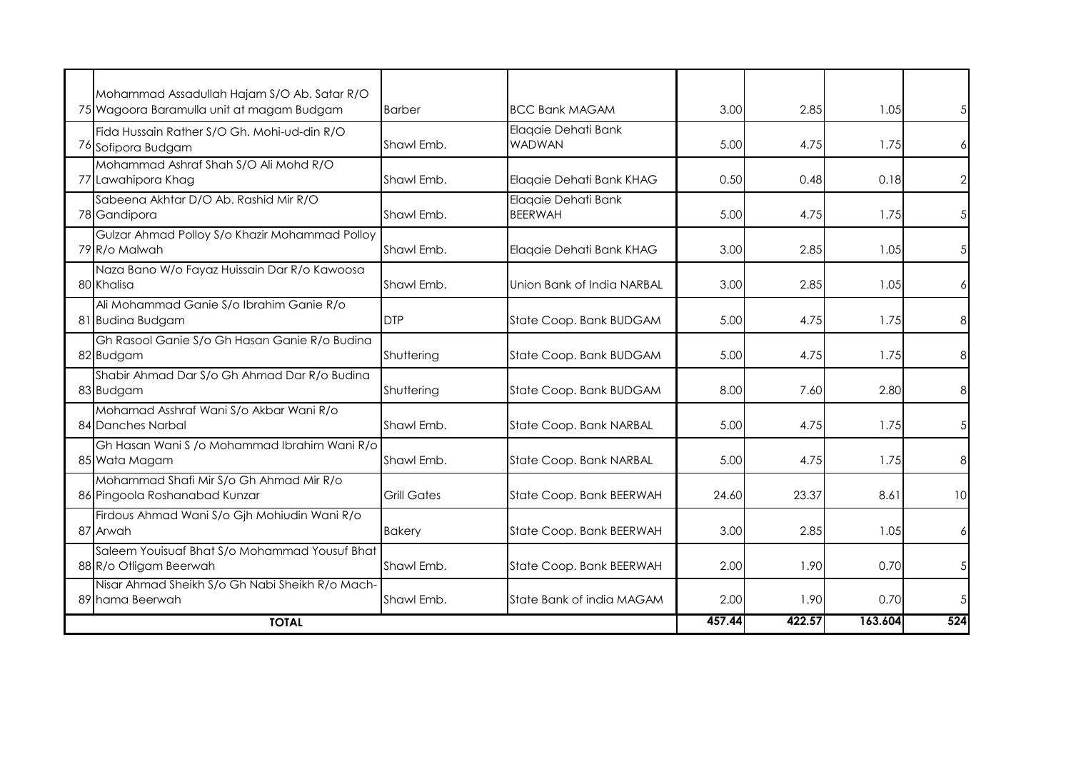| | | | | | | | |
|---|---|---|---|---|---|---|---|
| 75 | Mohammad Assadullah Hajam S/O Ab. Satar R/O Wagoora Baramulla unit at magam Budgam | Barber | BCC Bank MAGAM | 3.00 | 2.85 | 1.05 | 5 |
| 76 | Fida Hussain Rather S/O Gh. Mohi-ud-din R/O Sofipora Budgam | Shawl Emb. | Elaqaie Dehati Bank WADWAN | 5.00 | 4.75 | 1.75 | 6 |
| 77 | Mohammad Ashraf Shah S/O Ali Mohd R/O Lawahipora Khag | Shawl Emb. | Elaqaie Dehati Bank KHAG | 0.50 | 0.48 | 0.18 | 2 |
| 78 | Sabeena Akhtar D/O Ab. Rashid Mir R/O Gandipora | Shawl Emb. | Elaqaie Dehati Bank BEERWAH | 5.00 | 4.75 | 1.75 | 5 |
| 79 | Gulzar Ahmad Polloy S/o Khazir Mohammad Polloy R/o Malwah | Shawl Emb. | Elaqaie Dehati Bank KHAG | 3.00 | 2.85 | 1.05 | 5 |
| 80 | Naza Bano W/o Fayaz Huissain Dar R/o Kawoosa Khalisa | Shawl Emb. | Union Bank of India NARBAL | 3.00 | 2.85 | 1.05 | 6 |
| 81 | Ali Mohammad Ganie S/o Ibrahim Ganie R/o Budina Budgam | DTP | State Coop. Bank BUDGAM | 5.00 | 4.75 | 1.75 | 8 |
| 82 | Gh Rasool Ganie S/o Gh Hasan Ganie R/o Budina Budgam | Shuttering | State Coop. Bank BUDGAM | 5.00 | 4.75 | 1.75 | 8 |
| 83 | Shabir Ahmad Dar S/o Gh Ahmad Dar R/o Budina Budgam | Shuttering | State Coop. Bank BUDGAM | 8.00 | 7.60 | 2.80 | 8 |
| 84 | Mohamad Asshraf Wani S/o Akbar Wani R/o Danches Narbal | Shawl Emb. | State Coop. Bank NARBAL | 5.00 | 4.75 | 1.75 | 5 |
| 85 | Gh Hasan Wani S /o Mohammad Ibrahim Wani R/o Wata Magam | Shawl Emb. | State Coop. Bank NARBAL | 5.00 | 4.75 | 1.75 | 8 |
| 86 | Mohammad Shafi Mir S/o Gh Ahmad Mir R/o Pingoola Roshanabad Kunzar | Grill Gates | State Coop. Bank BEERWAH | 24.60 | 23.37 | 8.61 | 10 |
| 87 | Firdous Ahmad Wani S/o Gjh Mohiudin Wani R/o Arwah | Bakery | State Coop. Bank BEERWAH | 3.00 | 2.85 | 1.05 | 6 |
| 88 | Saleem Youisuaf Bhat S/o Mohammad Yousuf Bhat R/o Otligam Beerwah | Shawl Emb. | State Coop. Bank BEERWAH | 2.00 | 1.90 | 0.70 | 5 |
| 89 | Nisar Ahmad Sheikh S/o Gh Nabi Sheikh R/o Mach-hama Beerwah | Shawl Emb. | State Bank of india MAGAM | 2.00 | 1.90 | 0.70 | 5 |
| | **TOTAL** | | | **457.44** | **422.57** | **163.604** | **524** |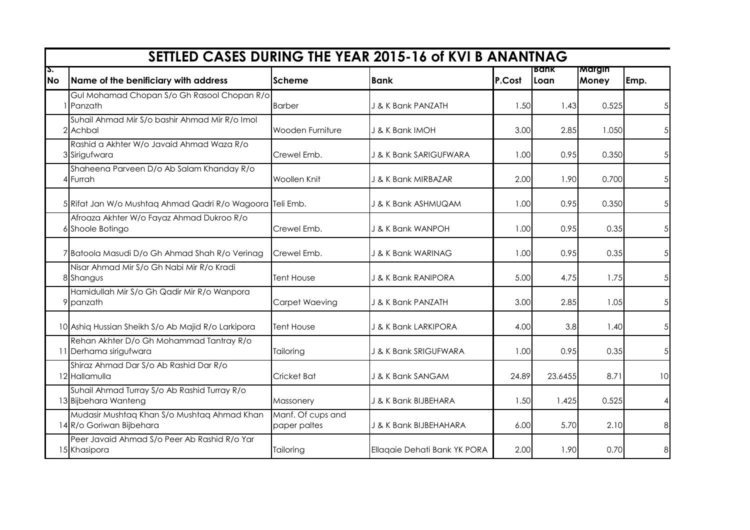# SETTLED CASES DURING THE YEAR 2015-16 of KVI B ANANTNAG

| S. No | Name of the benificiary with address | Scheme | Bank | P.Cost | Bank Loan | Margin Money | Emp. |
|---|---|---|---|---|---|---|---|
| 1 | Gul Mohamad Chopan S/o Gh Rasool Chopan R/o Panzath | Barber | J & K Bank PANZATH | 1.50 | 1.43 | 0.525 | 5 |
| 2 | Suhail Ahmad Mir S/o bashir Ahmad Mir R/o Imol Achbal | Wooden Furniture | J & K Bank IMOH | 3.00 | 2.85 | 1.050 | 5 |
| 3 | Rashid a Akhter W/o Javaid Ahmad Waza R/o Sirigufwara | Crewel Emb. | J & K Bank SARIGUFWARA | 1.00 | 0.95 | 0.350 | 5 |
| 4 | Shaheena Parveen D/o Ab Salam Khanday R/o Furrah | Woollen Knit | J & K Bank MIRBAZAR | 2.00 | 1.90 | 0.700 | 5 |
| 5 | Rifat Jan W/o Mushtaq Ahmad Qadri R/o Wagoora | Teli Emb. | J & K Bank ASHMUQAM | 1.00 | 0.95 | 0.350 | 5 |
| 6 | Afroaza Akhter W/o Fayaz Ahmad Dukroo R/o Shoole Botingo | Crewel Emb. | J & K Bank WANPOH | 1.00 | 0.95 | 0.35 | 5 |
| 7 | Batoola Masudi D/o Gh Ahmad Shah R/o Verinag | Crewel Emb. | J & K Bank WARINAG | 1.00 | 0.95 | 0.35 | 5 |
| 8 | Nisar Ahmad Mir S/o Gh Nabi Mir R/o Kradi Shangus | Tent House | J & K Bank RANIPORA | 5.00 | 4.75 | 1.75 | 5 |
| 9 | Hamidullah Mir S/o Gh Qadir Mir R/o Wanpora panzath | Carpet Waeving | J & K Bank PANZATH | 3.00 | 2.85 | 1.05 | 5 |
| 10 | Ashiq Hussian Sheikh S/o Ab Majid R/o Larkipora | Tent House | J & K Bank LARKIPORA | 4.00 | 3.8 | 1.40 | 5 |
| 11 | Rehan Akhter D/o Gh Mohammad Tantray R/o Derhama sirigufwara | Tailoring | J & K Bank SRIGUFWARA | 1.00 | 0.95 | 0.35 | 5 |
| 12 | Shiraz Ahmad Dar S/o Ab Rashid Dar R/o Hallamulla | Cricket Bat | J & K Bank SANGAM | 24.89 | 23.6455 | 8.71 | 10 |
| 13 | Suhail Ahmad Turray S/o Ab Rashid Turray R/o Bijbehara Wanteng | Massonery | J & K Bank BIJBEHARA | 1.50 | 1.425 | 0.525 | 4 |
| 14 | Mudasir Mushtaq Khan S/o Mushtaq Ahmad Khan R/o Goriwan Bijbehara | Manf. Of cups and paper paltes | J & K Bank BIJBEHAHARA | 6.00 | 5.70 | 2.10 | 8 |
| 15 | Peer Javaid Ahmad S/o Peer Ab Rashid R/o Yar Khasipora | Tailoring | Ellaqaie Dehati Bank YK PORA | 2.00 | 1.90 | 0.70 | 8 |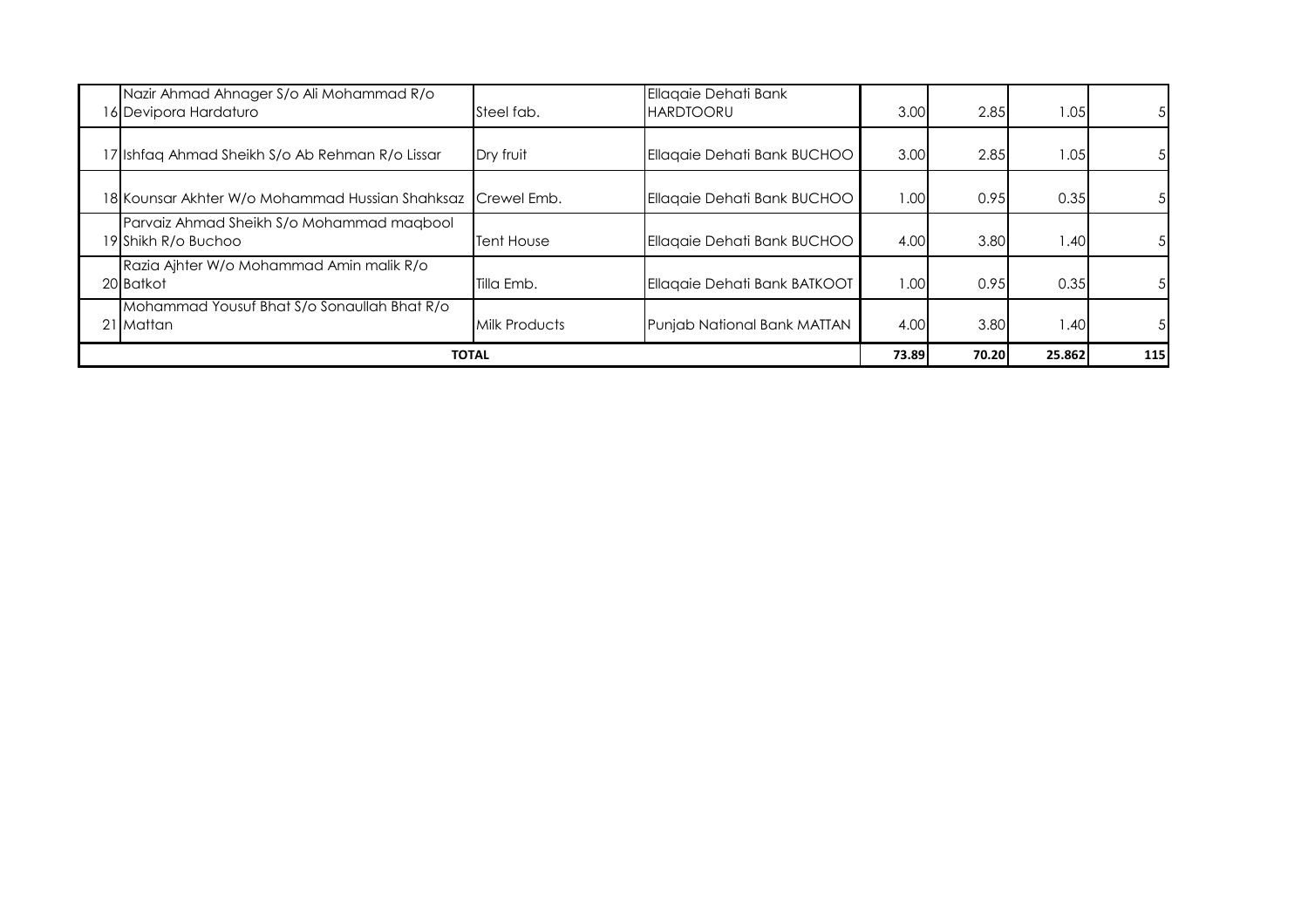| | | | | | | | |
|---|---|---|---|---|---|---|---|
| 16 | Nazir Ahmad Ahnager S/o Ali Mohammad R/o Devipora Hardaturo | Steel fab. | Ellaqaie Dehati Bank HARDTOORU | 3.00 | 2.85 | 1.05 | 5 |
| 17 | Ishfaq Ahmad Sheikh S/o Ab Rehman R/o Lissar | Dry fruit | Ellaqaie Dehati Bank BUCHOO | 3.00 | 2.85 | 1.05 | 5 |
| 18 | Kounsar Akhter W/o Mohammad Hussian Shahksaz | Crewel Emb. | Ellaqaie Dehati Bank BUCHOO | 1.00 | 0.95 | 0.35 | 5 |
| 19 | Parvaiz Ahmad Sheikh S/o Mohammad maqbool Shikh R/o Buchoo | Tent House | Ellaqaie Dehati Bank BUCHOO | 4.00 | 3.80 | 1.40 | 5 |
| 20 | Razia Ajhter W/o Mohammad Amin malik R/o Batkot | Tilla Emb. | Ellaqaie Dehati Bank BATKOOT | 1.00 | 0.95 | 0.35 | 5 |
| 21 | Mohammad Yousuf Bhat S/o Sonaullah Bhat R/o Mattan | Milk Products | Punjab National Bank MATTAN | 4.00 | 3.80 | 1.40 | 5 |
| **TOTAL** | | | | **73.89** | **70.20** | **25.862** | **115** |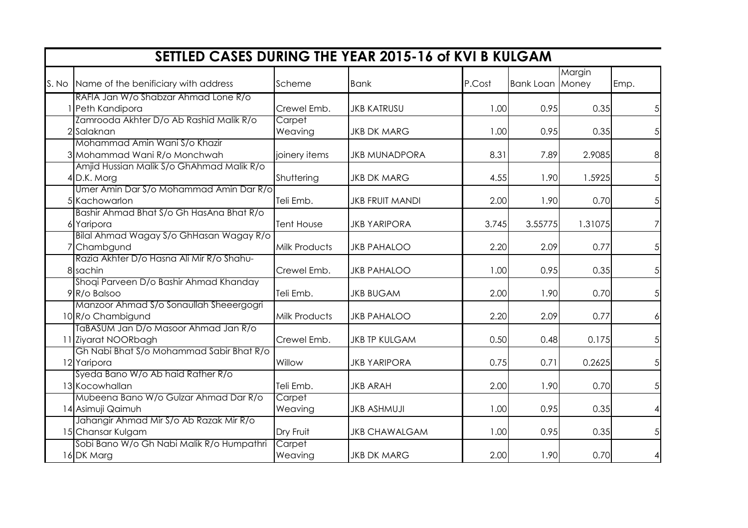## SETTLED CASES DURING THE YEAR 2015-16 of KVI B KULGAM

| S. No | Name of the benificiary with address | Scheme | Bank | P.Cost | Bank Loan | Margin Money | Emp. |
|---|---|---|---|---|---|---|---|
| 1 | RAFIA Jan W/o Shabzar Ahmad Lone R/o Peth Kandipora | Crewel Emb. | JKB KATRUSU | 1.00 | 0.95 | 0.35 | 5 |
| 2 | Zamrooda Akhter D/o Ab Rashid Malik R/o Salaknan | Carpet Weaving | JKB DK MARG | 1.00 | 0.95 | 0.35 | 5 |
| 3 | Mohammad Amin Wani S/o Khazir Mohammad Wani R/o Monchwah | joinery items | JKB MUNADPORA | 8.31 | 7.89 | 2.9085 | 8 |
| 4 | Amjid Hussian Malik S/o GhAhmad Malik R/o D.K. Morg | Shuttering | JKB DK MARG | 4.55 | 1.90 | 1.5925 | 5 |
| 5 | Umer Amin Dar S/o Mohammad Amin Dar R/o Kachowarlon | Teli Emb. | JKB FRUIT MANDI | 2.00 | 1.90 | 0.70 | 5 |
| 6 | Bashir Ahmad Bhat S/o Gh HasAna Bhat R/o Yaripora | Tent House | JKB YARIPORA | 3.745 | 3.55775 | 1.31075 | 7 |
| 7 | Bilal Ahmad Wagay S/o GhHasan Wagay R/o Chambgund | Milk Products | JKB PAHALOO | 2.20 | 2.09 | 0.77 | 5 |
| 8 | Razia Akhter D/o Hasna Ali Mir R/o Shahu-sachin | Crewel Emb. | JKB PAHALOO | 1.00 | 0.95 | 0.35 | 5 |
| 9 | Shoqi Parveen D/o Bashir Ahmad Khanday R/o Balsoo | Teli Emb. | JKB BUGAM | 2.00 | 1.90 | 0.70 | 5 |
| 10 | Manzoor Ahmad S/o Sonaullah Sheeergogri R/o Chambigund | Milk Products | JKB PAHALOO | 2.20 | 2.09 | 0.77 | 6 |
| 11 | TaBASUM Jan D/o Masoor Ahmad Jan R/o Ziyarat NOORbagh | Crewel Emb. | JKB TP KULGAM | 0.50 | 0.48 | 0.175 | 5 |
| 12 | Gh Nabi Bhat S/o Mohammad Sabir Bhat R/o Yaripora | Willow | JKB YARIPORA | 0.75 | 0.71 | 0.2625 | 5 |
| 13 | Syeda Bano W/o Ab haid Rather R/o Kocowhallan | Teli Emb. | JKB ARAH | 2.00 | 1.90 | 0.70 | 5 |
| 14 | Mubeena Bano W/o Gulzar Ahmad Dar R/o Asimuji Qaimuh | Carpet Weaving | JKB ASHMUJI | 1.00 | 0.95 | 0.35 | 4 |
| 15 | Jahangir Ahmad Mir S/o Ab Razak Mir R/o Chansar Kulgam | Dry Fruit | JKB CHAWALGAM | 1.00 | 0.95 | 0.35 | 5 |
| 16 | Sobi Bano W/o Gh Nabi Malik R/o Humpathri DK Marg | Carpet Weaving | JKB DK MARG | 2.00 | 1.90 | 0.70 | 4 |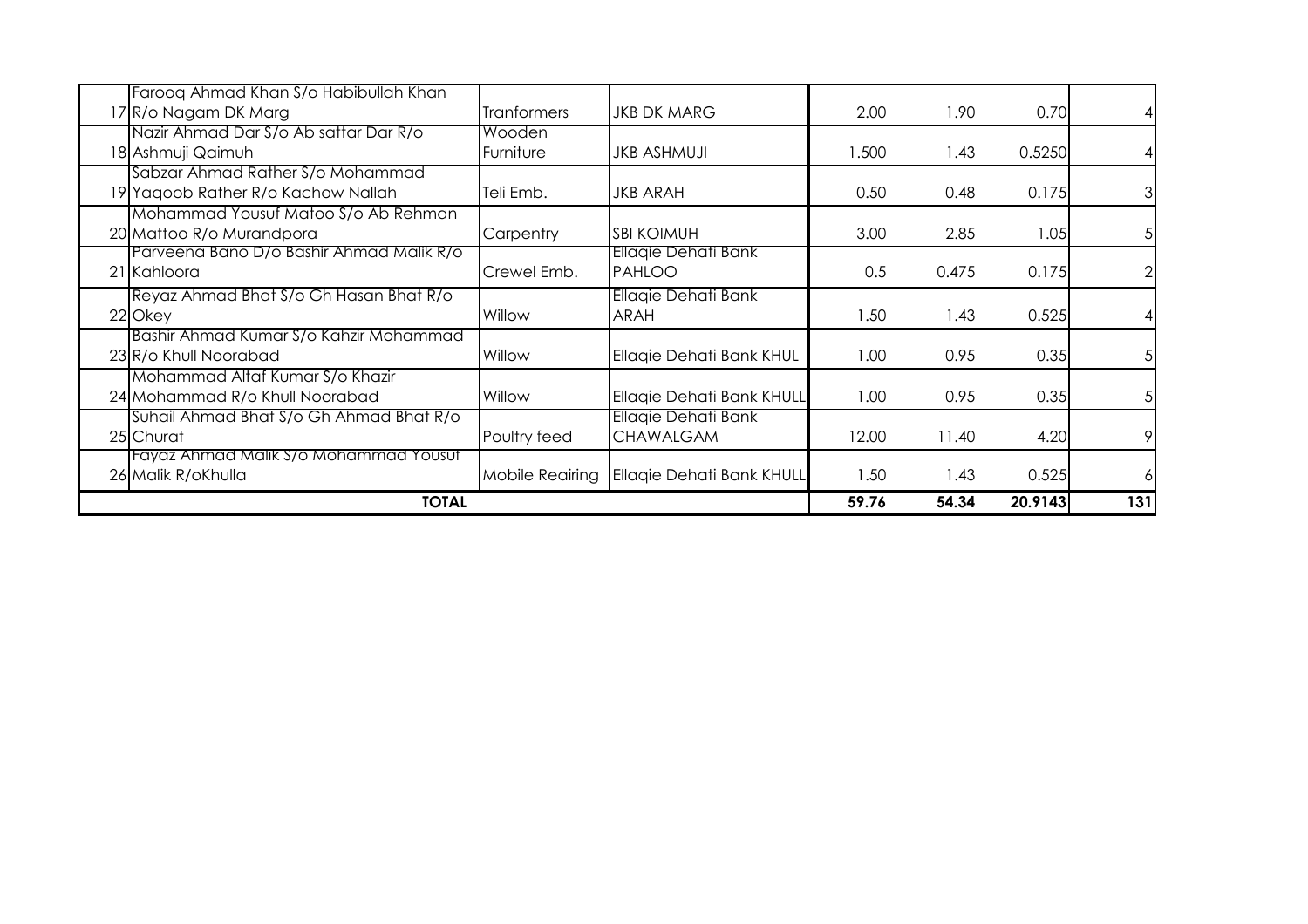| | | | | | | |
|---|---|---|---|---|---|---|
| 17 | Farooq Ahmad Khan S/o Habibullah Khan R/o Nagam DK Marg | Tranformers | JKB DK MARG | 2.00 | 1.90 | 0.70 | 4 |
| 18 | Nazir Ahmad Dar S/o Ab sattar Dar R/o Ashmuji Qaimuh | Wooden Furniture | JKB ASHMUJI | 1.500 | 1.43 | 0.5250 | 4 |
| 19 | Sabzar Ahmad Rather S/o Mohammad Yaqoob Rather R/o Kachow Nallah | Teli Emb. | JKB ARAH | 0.50 | 0.48 | 0.175 | 3 |
| 20 | Mohammad Yousuf Matoo S/o Ab Rehman Mattoo R/o Murandpora | Carpentry | SBI KOIMUH | 3.00 | 2.85 | 1.05 | 5 |
| 21 | Parveena Bano D/o Bashir Ahmad Malik R/o Kahloora | Crewel Emb. | Ellaqie Dehati Bank PAHLOO | 0.5 | 0.475 | 0.175 | 2 |
| 22 | Reyaz Ahmad Bhat S/o Gh Hasan Bhat R/o Okey | Willow | Ellaqie Dehati Bank ARAH | 1.50 | 1.43 | 0.525 | 4 |
| 23 | Bashir Ahmad Kumar S/o Kahzir Mohammad R/o Khull Noorabad | Willow | Ellaqie Dehati Bank KHUL | 1.00 | 0.95 | 0.35 | 5 |
| 24 | Mohammad Altaf Kumar S/o Khazir Mohammad R/o Khull Noorabad | Willow | Ellaqie Dehati Bank KHULL | 1.00 | 0.95 | 0.35 | 5 |
| 25 | Suhail Ahmad Bhat S/o Gh Ahmad Bhat R/o Churat | Poultry feed | Ellaqie Dehati Bank CHAWALGAM | 12.00 | 11.40 | 4.20 | 9 |
| 26 | Fayaz Ahmad Malik S/o Mohammad Yousuf Malik R/oKhulla | Mobile Reairing | Ellaqie Dehati Bank KHULL | 1.50 | 1.43 | 0.525 | 6 |
| | **TOTAL** | | | **59.76** | **54.34** | **20.9143** | **131** |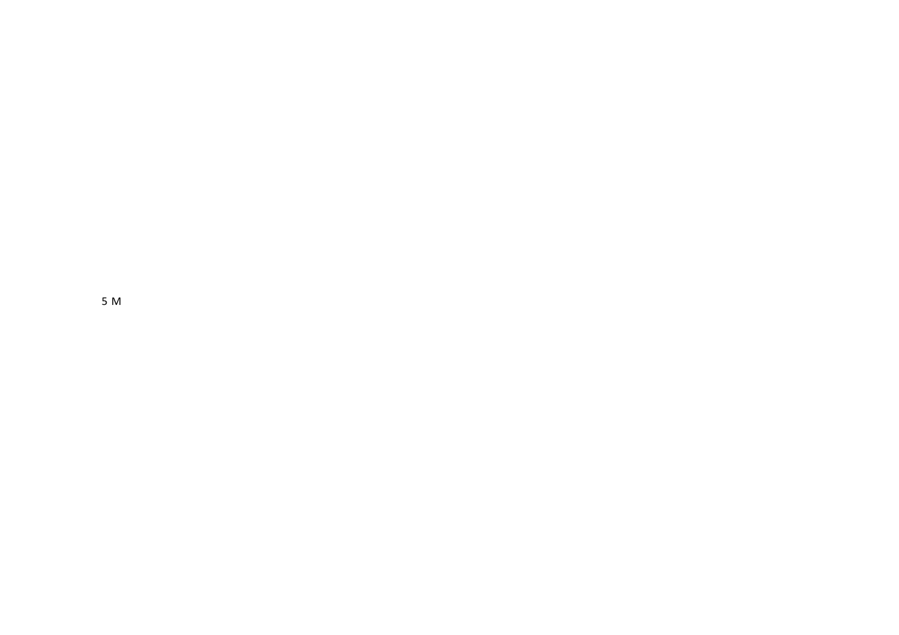5 M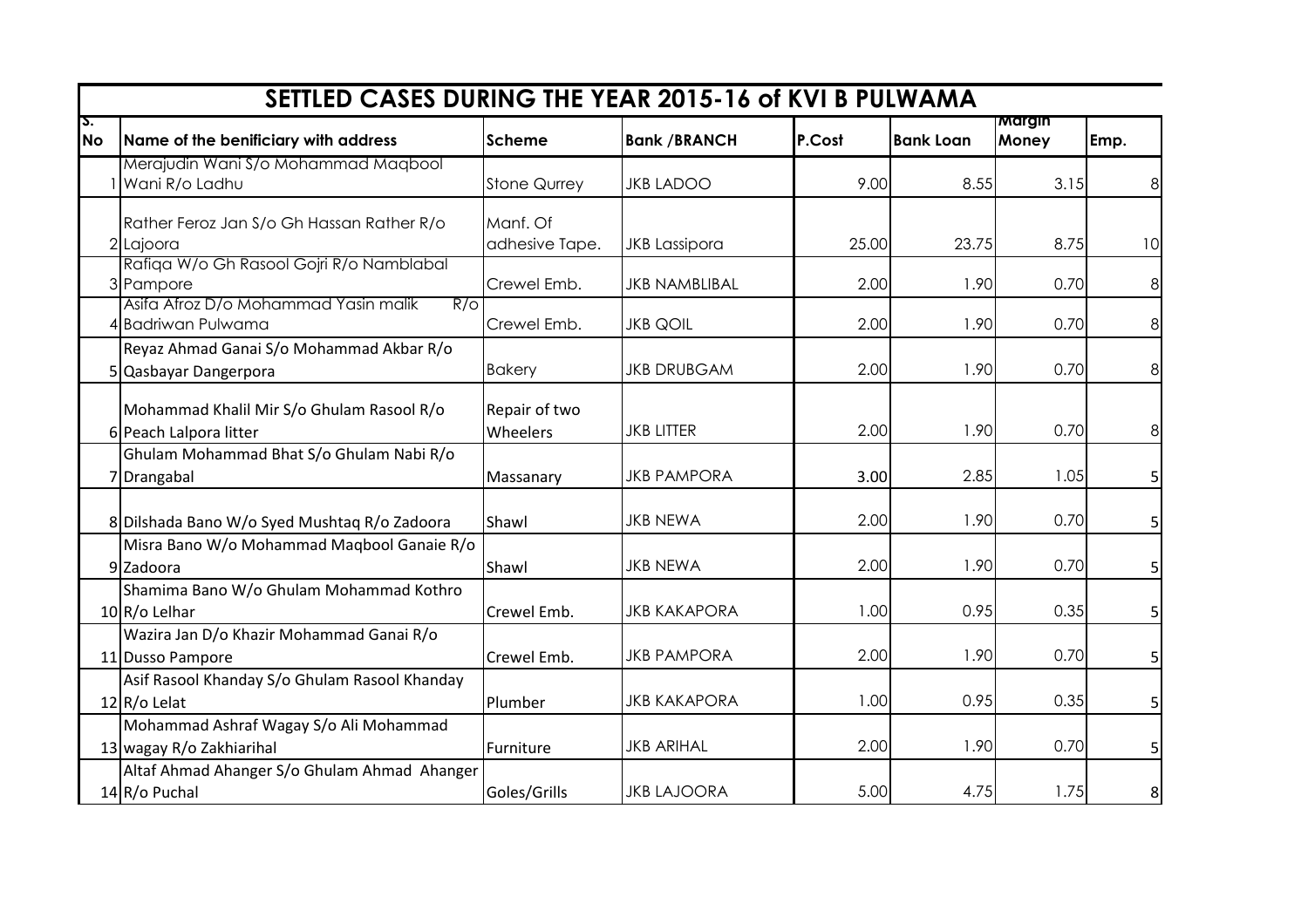## SETTLED CASES DURING THE YEAR 2015-16 of KVI B PULWAMA

| S. No | Name of the benificiary with address | Scheme | Bank /BRANCH | P.Cost | Bank Loan | Margin Money | Emp. |
|---|---|---|---|---|---|---|---|
| 1 | Merajudin Wani S/o Mohammad Maqbool Wani R/o Ladhu | Stone Qurrey | JKB LADOO | 9.00 | 8.55 | 3.15 | 8 |
| 2 | Rather Feroz Jan S/o Gh Hassan Rather R/o Lajoora | Manf. Of adhesive Tape. | JKB Lassipora | 25.00 | 23.75 | 8.75 | 10 |
| 3 | Rafiqa W/o Gh Rasool Gojri R/o Namblabal Pampore | Crewel Emb. | JKB NAMBLIBAL | 2.00 | 1.90 | 0.70 | 8 |
| 4 | Asifa Afroz D/o Mohammad Yasin malik R/o Badriwan Pulwama | Crewel Emb. | JKB QOIL | 2.00 | 1.90 | 0.70 | 8 |
| 5 | Reyaz Ahmad Ganai S/o Mohammad Akbar R/o Qasbayar Dangerpora | Bakery | JKB DRUBGAM | 2.00 | 1.90 | 0.70 | 8 |
| 6 | Mohammad Khalil Mir S/o Ghulam Rasool R/o Peach Lalpora litter | Repair of two Wheelers | JKB LITTER | 2.00 | 1.90 | 0.70 | 8 |
| 7 | Ghulam Mohammad Bhat S/o Ghulam Nabi R/o Drangabal | Massanary | JKB PAMPORA | 3.00 | 2.85 | 1.05 | 5 |
| 8 | Dilshada Bano W/o Syed Mushtaq R/o Zadoora | Shawl | JKB NEWA | 2.00 | 1.90 | 0.70 | 5 |
| 9 | Misra Bano W/o Mohammad Maqbool Ganaie R/o Zadoora | Shawl | JKB NEWA | 2.00 | 1.90 | 0.70 | 5 |
| 10 | Shamima Bano W/o Ghulam Mohammad Kothro R/o Lelhar | Crewel Emb. | JKB KAKAPORA | 1.00 | 0.95 | 0.35 | 5 |
| 11 | Wazira Jan D/o Khazir Mohammad Ganai R/o Dusso Pampore | Crewel Emb. | JKB PAMPORA | 2.00 | 1.90 | 0.70 | 5 |
| 12 | Asif Rasool Khanday S/o Ghulam Rasool Khanday R/o Lelat | Plumber | JKB KAKAPORA | 1.00 | 0.95 | 0.35 | 5 |
| 13 | Mohammad Ashraf Wagay S/o Ali Mohammad wagay R/o Zakhiarihal | Furniture | JKB ARIHAL | 2.00 | 1.90 | 0.70 | 5 |
| 14 | Altaf Ahmad Ahanger S/o Ghulam Ahmad Ahanger R/o Puchal | Goles/Grills | JKB LAJOORA | 5.00 | 4.75 | 1.75 | 8 |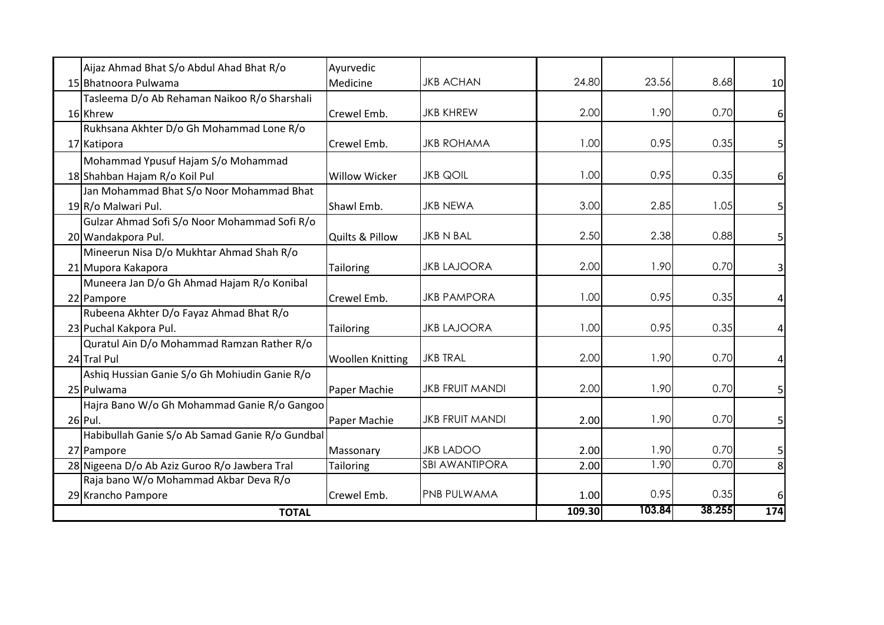| | | | | | | | |
|---|---|---|---|---|---|---|---|
| 15 | Aijaz Ahmad Bhat S/o Abdul Ahad Bhat R/o Bhatnoora Pulwama | Ayurvedic Medicine | JKB ACHAN | 24.80 | 23.56 | 8.68 | 10 |
| 16 | Tasleema D/o Ab Rehaman Naikoo R/o Sharshali Khrew | Crewel Emb. | JKB KHREW | 2.00 | 1.90 | 0.70 | 6 |
| 17 | Rukhsana Akhter D/o Gh Mohammad Lone R/o Katipora | Crewel Emb. | JKB ROHAMA | 1.00 | 0.95 | 0.35 | 5 |
| 18 | Mohammad Ypusuf Hajam S/o Mohammad Shahban Hajam R/o Koil Pul | Willow Wicker | JKB QOIL | 1.00 | 0.95 | 0.35 | 6 |
| 19 | Jan Mohammad Bhat S/o Noor Mohammad Bhat R/o Malwari Pul. | Shawl Emb. | JKB NEWA | 3.00 | 2.85 | 1.05 | 5 |
| 20 | Gulzar Ahmad Sofi S/o Noor Mohammad Sofi R/o Wandakpora Pul. | Quilts & Pillow | JKB N BAL | 2.50 | 2.38 | 0.88 | 5 |
| 21 | Mineerun Nisa D/o Mukhtar Ahmad Shah R/o Mupora Kakapora | Tailoring | JKB LAJOORA | 2.00 | 1.90 | 0.70 | 3 |
| 22 | Muneera Jan D/o Gh Ahmad Hajam R/o Konibal Pampore | Crewel Emb. | JKB PAMPORA | 1.00 | 0.95 | 0.35 | 4 |
| 23 | Rubeena Akhter D/o Fayaz Ahmad Bhat R/o Puchal Kakpora Pul. | Tailoring | JKB LAJOORA | 1.00 | 0.95 | 0.35 | 4 |
| 24 | Quratul Ain D/o Mohammad Ramzan Rather R/o Tral Pul | Woollen Knitting | JKB TRAL | 2.00 | 1.90 | 0.70 | 4 |
| 25 | Ashiq Hussian Ganie S/o Gh Mohiudin Ganie R/o Pulwama | Paper Machie | JKB FRUIT MANDI | 2.00 | 1.90 | 0.70 | 5 |
| 26 | Hajra Bano W/o Gh Mohammad Ganie R/o Gangoo Pul. | Paper Machie | JKB FRUIT MANDI | 2.00 | 1.90 | 0.70 | 5 |
| 27 | Habibullah Ganie S/o Ab Samad Ganie R/o Gundbal Pampore | Massonary | JKB LADOO | 2.00 | 1.90 | 0.70 | 5 |
| 28 | Nigeena D/o Ab Aziz Guroo R/o Jawbera Tral | Tailoring | SBI AWANTIPORA | 2.00 | 1.90 | 0.70 | 8 |
| 29 | Raja bano W/o Mohammad Akbar Deva R/o Krancho Pampore | Crewel Emb. | PNB PULWAMA | 1.00 | 0.95 | 0.35 | 6 |
| **TOTAL** | | | | **109.30** | **103.84** | **38.255** | **174** |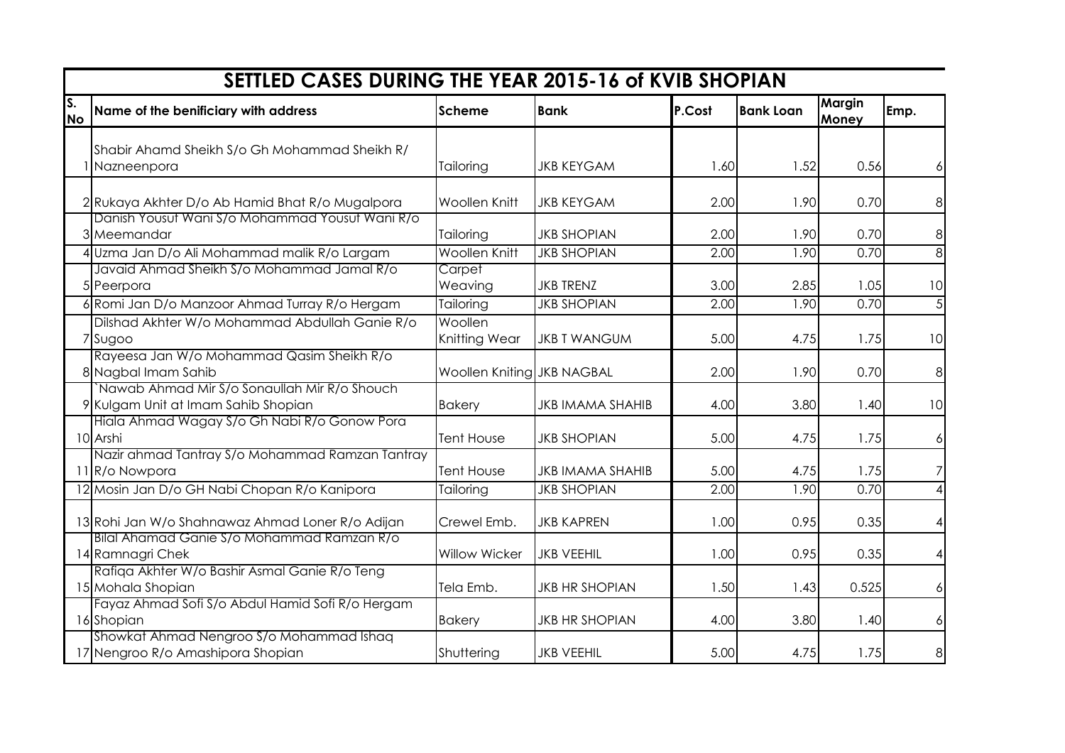## SETTLED CASES DURING THE YEAR 2015-16 of KVIB SHOPIAN

| S. No | Name of the benificiary with address | Scheme | Bank | P.Cost | Bank Loan | Margin Money | Emp. |
|---|---|---|---|---|---|---|---|
| 1 | Shabir Ahamd Sheikh S/o Gh Mohammad Sheikh R/ Nazneenpora | Tailoring | JKB KEYGAM | 1.60 | 1.52 | 0.56 | 6 |
| 2 | Rukaya Akhter D/o Ab Hamid Bhat R/o Mugalpora | Woollen Knitt | JKB KEYGAM | 2.00 | 1.90 | 0.70 | 8 |
| 3 | Danish Yousuf Wani S/o Mohammad Yousuf Wani R/o Meemandar | Tailoring | JKB SHOPIAN | 2.00 | 1.90 | 0.70 | 8 |
| 4 | Uzma Jan D/o Ali Mohammad malik R/o Largam | Woollen Knitt | JKB SHOPIAN | 2.00 | 1.90 | 0.70 | 8 |
| 5 | Javaid Ahmad Sheikh S/o Mohammad Jamal R/o Peerpora | Carpet Weaving | JKB TRENZ | 3.00 | 2.85 | 1.05 | 10 |
| 6 | Romi Jan D/o Manzoor Ahmad Turray R/o Hergam | Tailoring | JKB SHOPIAN | 2.00 | 1.90 | 0.70 | 5 |
| 7 | Dilshad Akhter W/o Mohammad Abdullah Ganie R/o Sugoo | Woollen Knitting Wear | JKB T WANGUM | 5.00 | 4.75 | 1.75 | 10 |
| 8 | Rayeesa Jan W/o Mohammad Qasim Sheikh R/o Nagbal Imam Sahib | Woollen Kniting | JKB NAGBAL | 2.00 | 1.90 | 0.70 | 8 |
| 9 | `Nawab Ahmad Mir S/o Sonaullah Mir R/o Shouch Kulgam Unit at Imam Sahib Shopian | Bakery | JKB IMAMA SHAHIB | 4.00 | 3.80 | 1.40 | 10 |
| 10 | Hiala Ahmad Wagay S/o Gh Nabi R/o Gonow Pora Arshi | Tent House | JKB SHOPIAN | 5.00 | 4.75 | 1.75 | 6 |
| 11 | Nazir ahmad Tantray S/o Mohammad Ramzan Tantray R/o Nowpora | Tent House | JKB IMAMA SHAHIB | 5.00 | 4.75 | 1.75 | 7 |
| 12 | Mosin Jan D/o GH Nabi Chopan R/o Kanipora | Tailoring | JKB SHOPIAN | 2.00 | 1.90 | 0.70 | 4 |
| 13 | Rohi Jan W/o Shahnawaz Ahmad Loner R/o Adijan | Crewel Emb. | JKB KAPREN | 1.00 | 0.95 | 0.35 | 4 |
| 14 | Bilal Ahamad Ganie S/o Mohammad Ramzan R/o Ramnagri Chek | Willow Wicker | JKB VEEHIL | 1.00 | 0.95 | 0.35 | 4 |
| 15 | Rafiqa Akhter W/o Bashir Asmal Ganie R/o Teng Mohala Shopian | Tela Emb. | JKB HR SHOPIAN | 1.50 | 1.43 | 0.525 | 6 |
| 16 | Fayaz Ahmad Sofi S/o Abdul Hamid Sofi R/o Hergam Shopian | Bakery | JKB HR SHOPIAN | 4.00 | 3.80 | 1.40 | 6 |
| 17 | Showkat Ahmad Nengroo S/o Mohammad Ishaq Nengroo R/o Amashipora Shopian | Shuttering | JKB VEEHIL | 5.00 | 4.75 | 1.75 | 8 |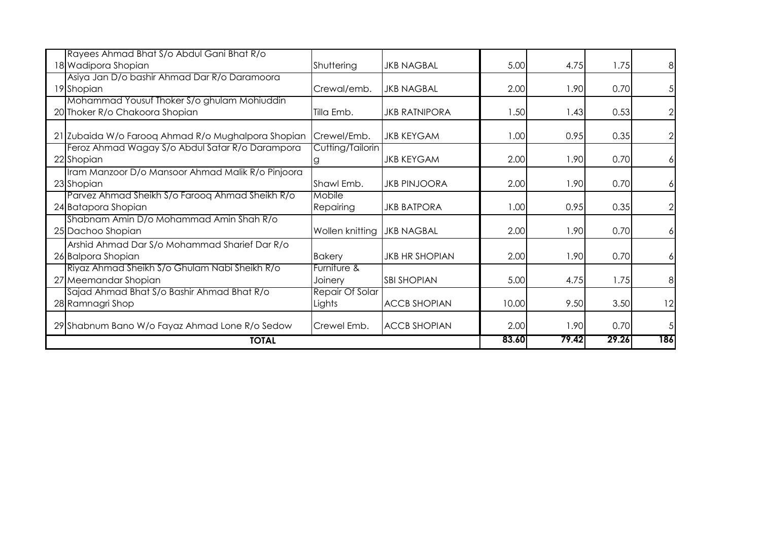| | | | | | | | |
|---|---|---|---|---|---|---|---|
| 18 | Rayees Ahmad Bhat S/o Abdul Gani Bhat R/o Wadipora Shopian | Shuttering | JKB NAGBAL | 5.00 | 4.75 | 1.75 | 8 |
| 19 | Asiya Jan D/o bashir Ahmad Dar R/o Daramoora Shopian | Crewal/emb. | JKB NAGBAL | 2.00 | 1.90 | 0.70 | 5 |
| 20 | Mohammad Yousuf Thoker S/o ghulam Mohiuddin Thoker R/o Chakoora Shopian | Tilla Emb. | JKB RATNIPORA | 1.50 | 1.43 | 0.53 | 2 |
| 21 | Zubaida W/o Farooq Ahmad R/o Mughalpora Shopian | Crewel/Emb. | JKB KEYGAM | 1.00 | 0.95 | 0.35 | 2 |
| 22 | Feroz Ahmad Wagay S/o Abdul Satar R/o Darampora Shopian | Cutting/Tailoring | JKB KEYGAM | 2.00 | 1.90 | 0.70 | 6 |
| 23 | Iram Manzoor D/o Mansoor Ahmad Malik R/o Pinjoora Shopian | Shawl Emb. | JKB PINJOORA | 2.00 | 1.90 | 0.70 | 6 |
| 24 | Parvez Ahmad Sheikh S/o Farooq Ahmad Sheikh R/o Batapora Shopian | Mobile Repairing | JKB BATPORA | 1.00 | 0.95 | 0.35 | 2 |
| 25 | Shabnam Amin D/o Mohammad Amin Shah R/o Dachoo Shopian | Wollen knitting | JKB NAGBAL | 2.00 | 1.90 | 0.70 | 6 |
| 26 | Arshid Ahmad Dar S/o Mohammad Sharief Dar R/o Balpora Shopian | Bakery | JKB HR SHOPIAN | 2.00 | 1.90 | 0.70 | 6 |
| 27 | Riyaz Ahmad Sheikh S/o Ghulam Nabi Sheikh R/o Meemandar Shopian | Furniture & Joinery | SBI SHOPIAN | 5.00 | 4.75 | 1.75 | 8 |
| 28 | Sajad Ahmad Bhat S/o Bashir Ahmad Bhat R/o Ramnagri Shop | Repair Of Solar Lights | ACCB SHOPIAN | 10.00 | 9.50 | 3.50 | 12 |
| 29 | Shabnum Bano W/o Fayaz Ahmad Lone R/o Sedow | Crewel Emb. | ACCB SHOPIAN | 2.00 | 1.90 | 0.70 | 5 |
| | **TOTAL** | | | **83.60** | **79.42** | **29.26** | **186** |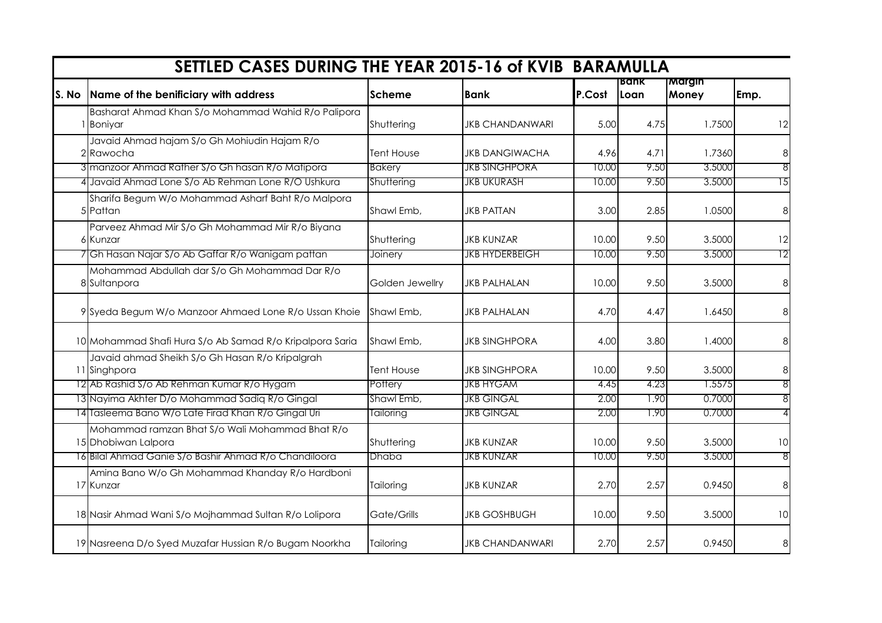# SETTLED CASES DURING THE YEAR 2015-16 of KVIB BARAMULLA

| S. No | Name of the benificiary with address | Scheme | Bank | P.Cost | Bank Loan | Margin Money | Emp. |
|---|---|---|---|---|---|---|---|
| 1 | Basharat Ahmad Khan S/o Mohammad Wahid R/o Palipora Boniyar | Shuttering | JKB CHANDANWARI | 5.00 | 4.75 | 1.7500 | 12 |
| 2 | Javaid Ahmad hajam S/o Gh Mohiudin Hajam R/o Rawocha | Tent House | JKB DANGIWACHA | 4.96 | 4.71 | 1.7360 | 8 |
| 3 | manzoor Ahmad Rather S/o Gh hasan R/o Matipora | Bakery | JKB SINGHPORA | 10.00 | 9.50 | 3.5000 | 8 |
| 4 | Javaid Ahmad Lone S/o Ab Rehman Lone R/O Ushkura | Shuttering | JKB UKURASH | 10.00 | 9.50 | 3.5000 | 15 |
| 5 | Sharifa Begum W/o Mohammad Asharf Baht R/o Malpora Pattan | Shawl Emb, | JKB PATTAN | 3.00 | 2.85 | 1.0500 | 8 |
| 6 | Parveez Ahmad Mir S/o Gh Mohammad Mir R/o Biyana Kunzar | Shuttering | JKB KUNZAR | 10.00 | 9.50 | 3.5000 | 12 |
| 7 | Gh Hasan Najar S/o Ab Gaffar R/o Wanigam pattan | Joinery | JKB HYDERBEIGH | 10.00 | 9.50 | 3.5000 | 12 |
| 8 | Mohammad Abdullah dar S/o Gh Mohammad Dar R/o Sultanpora | Golden Jewellry | JKB PALHALAN | 10.00 | 9.50 | 3.5000 | 8 |
| 9 | Syeda Begum W/o Manzoor Ahmaed Lone R/o Ussan Khoie | Shawl Emb, | JKB PALHALAN | 4.70 | 4.47 | 1.6450 | 8 |
| 10 | Mohammad Shafi Hura S/o Ab Samad R/o Kripalpora Saria | Shawl Emb, | JKB SINGHPORA | 4.00 | 3.80 | 1.4000 | 8 |
| 11 | Javaid ahmad Sheikh S/o Gh Hasan R/o Kripalgrah Singhpora | Tent House | JKB SINGHPORA | 10.00 | 9.50 | 3.5000 | 8 |
| 12 | Ab Rashid S/o Ab Rehman Kumar R/o Hygam | Pottery | JKB HYGAM | 4.45 | 4.23 | 1.5575 | 8 |
| 13 | Nayima Akhter D/o Mohammad Sadiq R/o Gingal | Shawl Emb, | JKB GINGAL | 2.00 | 1.90 | 0.7000 | 8 |
| 14 | Tasleema Bano W/o Late Firad Khan R/o Gingal Uri | Tailoring | JKB GINGAL | 2.00 | 1.90 | 0.7000 | 4 |
| 15 | Mohammad ramzan Bhat S/o Wali Mohammad Bhat R/o Dhobiwan Lalpora | Shuttering | JKB KUNZAR | 10.00 | 9.50 | 3.5000 | 10 |
| 16 | Bilal Ahmad Ganie S/o Bashir Ahmad R/o Chandiloora | Dhaba | JKB KUNZAR | 10.00 | 9.50 | 3.5000 | 8 |
| 17 | Amina Bano W/o Gh Mohammad Khanday R/o Hardboni Kunzar | Tailoring | JKB KUNZAR | 2.70 | 2.57 | 0.9450 | 8 |
| 18 | Nasir Ahmad Wani S/o Mojhammad Sultan R/o Lolipora | Gate/Grills | JKB GOSHBUGH | 10.00 | 9.50 | 3.5000 | 10 |
| 19 | Nasreena D/o Syed Muzafar Hussian R/o Bugam Noorkha | Tailoring | JKB CHANDANWARI | 2.70 | 2.57 | 0.9450 | 8 |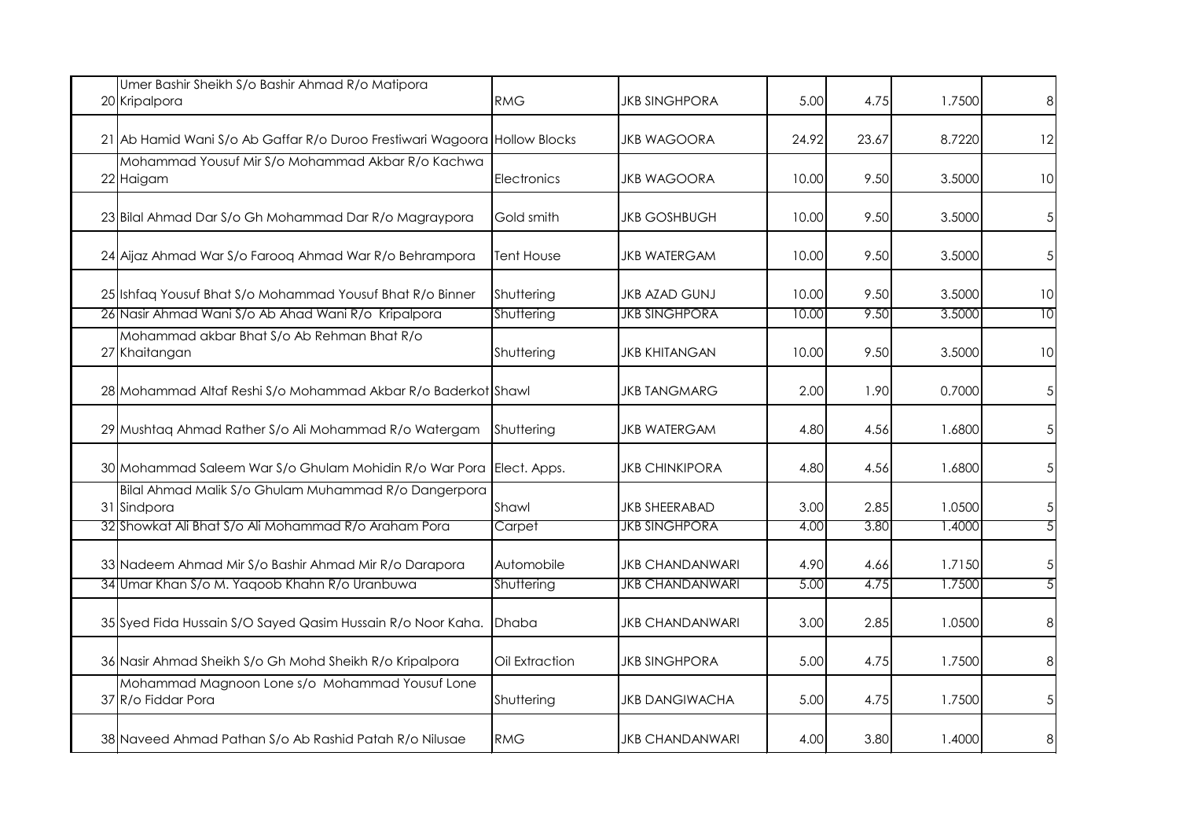| | | | | | | |
|---|---|---|---|---|---|---|
| 20 | Umer Bashir Sheikh S/o Bashir Ahmad R/o Matipora Kripalpora | RMG | JKB SINGHPORA | 5.00 | 4.75 | 1.7500 | 8 |
| 21 | Ab Hamid Wani S/o Ab Gaffar R/o Duroo Frestiwari Wagoora | Hollow Blocks | JKB WAGOORA | 24.92 | 23.67 | 8.7220 | 12 |
| 22 | Mohammad Yousuf Mir S/o Mohammad Akbar R/o Kachwa Haigam | Electronics | JKB WAGOORA | 10.00 | 9.50 | 3.5000 | 10 |
| 23 | Bilal Ahmad Dar S/o Gh Mohammad Dar R/o Magraypora | Gold smith | JKB GOSHBUGH | 10.00 | 9.50 | 3.5000 | 5 |
| 24 | Aijaz Ahmad War S/o Farooq Ahmad War R/o Behrampora | Tent House | JKB WATERGAM | 10.00 | 9.50 | 3.5000 | 5 |
| 25 | Ishfaq Yousuf Bhat S/o Mohammad Yousuf Bhat R/o Binner | Shuttering | JKB AZAD GUNJ | 10.00 | 9.50 | 3.5000 | 10 |
| 26 | Nasir Ahmad Wani S/o Ab Ahad Wani R/o Kripalpora | Shuttering | JKB SINGHPORA | 10.00 | 9.50 | 3.5000 | 10 |
| 27 | Mohammad akbar Bhat S/o Ab Rehman Bhat R/o Khaitangan | Shuttering | JKB KHITANGAN | 10.00 | 9.50 | 3.5000 | 10 |
| 28 | Mohammad Altaf Reshi S/o Mohammad Akbar R/o Baderkot | Shawl | JKB TANGMARG | 2.00 | 1.90 | 0.7000 | 5 |
| 29 | Mushtaq Ahmad Rather S/o Ali Mohammad R/o Watergam | Shuttering | JKB WATERGAM | 4.80 | 4.56 | 1.6800 | 5 |
| 30 | Mohammad Saleem War S/o Ghulam Mohidin R/o War Pora | Elect. Apps. | JKB CHINKIPORA | 4.80 | 4.56 | 1.6800 | 5 |
| 31 | Bilal Ahmad Malik S/o Ghulam Muhammad R/o Dangerpora Sindpora | Shawl | JKB SHEERABAD | 3.00 | 2.85 | 1.0500 | 5 |
| 32 | Showkat Ali Bhat S/o Ali Mohammad R/o Araham Pora | Carpet | JKB SINGHPORA | 4.00 | 3.80 | 1.4000 | 5 |
| 33 | Nadeem Ahmad Mir S/o Bashir Ahmad Mir R/o Darapora | Automobile | JKB CHANDANWARI | 4.90 | 4.66 | 1.7150 | 5 |
| 34 | Umar Khan S/o M. Yaqoob Khahn R/o Uranbuwa | Shuttering | JKB CHANDANWARI | 5.00 | 4.75 | 1.7500 | 5 |
| 35 | Syed Fida Hussain S/O Sayed Qasim Hussain R/o Noor Kaha. | Dhaba | JKB CHANDANWARI | 3.00 | 2.85 | 1.0500 | 8 |
| 36 | Nasir Ahmad Sheikh S/o Gh Mohd Sheikh R/o Kripalpora | Oil Extraction | JKB SINGHPORA | 5.00 | 4.75 | 1.7500 | 8 |
| 37 | Mohammad Magnoon Lone s/o Mohammad Yousuf Lone R/o Fiddar Pora | Shuttering | JKB DANGIWACHA | 5.00 | 4.75 | 1.7500 | 5 |
| 38 | Naveed Ahmad Pathan S/o Ab Rashid Patah R/o Nilusae | RMG | JKB CHANDANWARI | 4.00 | 3.80 | 1.4000 | 8 |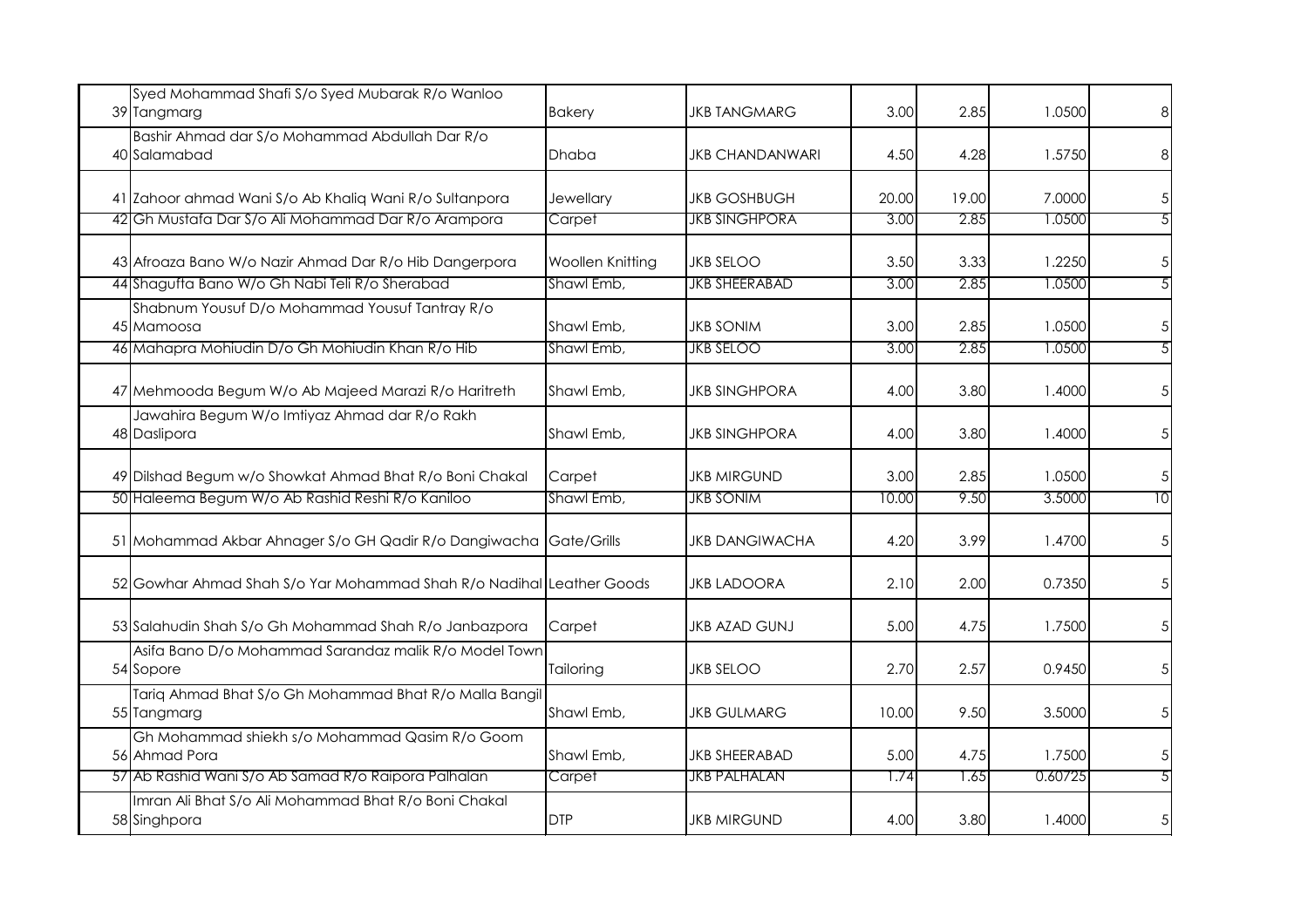| | | | | | | | |
|---|---|---|---|---|---|---|---|
| 39 | Syed Mohammad Shafi S/o Syed Mubarak R/o Wanloo Tangmarg | Bakery | JKB TANGMARG | 3.00 | 2.85 | 1.0500 | 8 |
| 40 | Bashir Ahmad dar S/o Mohammad Abdullah Dar R/o Salamabad | Dhaba | JKB CHANDANWARI | 4.50 | 4.28 | 1.5750 | 8 |
| 41 | Zahoor ahmad Wani S/o Ab Khaliq Wani R/o Sultanpora | Jewellary | JKB GOSHBUGH | 20.00 | 19.00 | 7.0000 | 5 |
| 42 | Gh Mustafa Dar S/o Ali Mohammad Dar R/o Arampora | Carpet | JKB SINGHPORA | 3.00 | 2.85 | 1.0500 | 5 |
| 43 | Afroaza Bano W/o Nazir Ahmad Dar R/o Hib Dangerpora | Woollen Knitting | JKB SELOO | 3.50 | 3.33 | 1.2250 | 5 |
| 44 | Shagufta Bano W/o Gh Nabi Teli R/o Sherabad | Shawl Emb, | JKB SHEERABAD | 3.00 | 2.85 | 1.0500 | 5 |
| 45 | Shabnum Yousuf D/o Mohammad Yousuf Tantray R/o Mamoosa | Shawl Emb, | JKB SONIM | 3.00 | 2.85 | 1.0500 | 5 |
| 46 | Mahapra Mohiudin D/o Gh Mohiudin Khan R/o Hib | Shawl Emb, | JKB SELOO | 3.00 | 2.85 | 1.0500 | 5 |
| 47 | Mehmooda Begum W/o Ab Majeed Marazi R/o Haritreth | Shawl Emb, | JKB SINGHPORA | 4.00 | 3.80 | 1.4000 | 5 |
| 48 | Jawahira Begum W/o Imtiyaz Ahmad dar R/o Rakh Daslipora | Shawl Emb, | JKB SINGHPORA | 4.00 | 3.80 | 1.4000 | 5 |
| 49 | Dilshad Begum w/o Showkat Ahmad Bhat R/o Boni Chakal | Carpet | JKB MIRGUND | 3.00 | 2.85 | 1.0500 | 5 |
| 50 | Haleema Begum W/o Ab Rashid Reshi R/o Kaniloo | Shawl Emb, | JKB SONIM | 10.00 | 9.50 | 3.5000 | 10 |
| 51 | Mohammad Akbar Ahnager S/o GH Qadir R/o Dangiwacha | Gate/Grills | JKB DANGIWACHA | 4.20 | 3.99 | 1.4700 | 5 |
| 52 | Gowhar Ahmad Shah S/o Yar Mohammad Shah R/o Nadihal | Leather Goods | JKB LADOORA | 2.10 | 2.00 | 0.7350 | 5 |
| 53 | Salahudin Shah S/o Gh Mohammad Shah R/o Janbazpora | Carpet | JKB AZAD GUNJ | 5.00 | 4.75 | 1.7500 | 5 |
| 54 | Asifa Bano D/o Mohammad Sarandaz malik R/o Model Town Sopore | Tailoring | JKB SELOO | 2.70 | 2.57 | 0.9450 | 5 |
| 55 | Tariq Ahmad Bhat S/o Gh Mohammad Bhat R/o Malla Bangil Tangmarg | Shawl Emb, | JKB GULMARG | 10.00 | 9.50 | 3.5000 | 5 |
| 56 | Gh Mohammad shiekh s/o Mohammad Qasim R/o Goom Ahmad Pora | Shawl Emb, | JKB SHEERABAD | 5.00 | 4.75 | 1.7500 | 5 |
| 57 | Ab Rashid Wani S/o Ab Samad R/o Raipora Palhalan | Carpet | JKB PALHALAN | 1.74 | 1.65 | 0.60725 | 5 |
| 58 | Imran Ali Bhat S/o Ali Mohammad Bhat R/o Boni Chakal Singhpora | DTP | JKB MIRGUND | 4.00 | 3.80 | 1.4000 | 5 |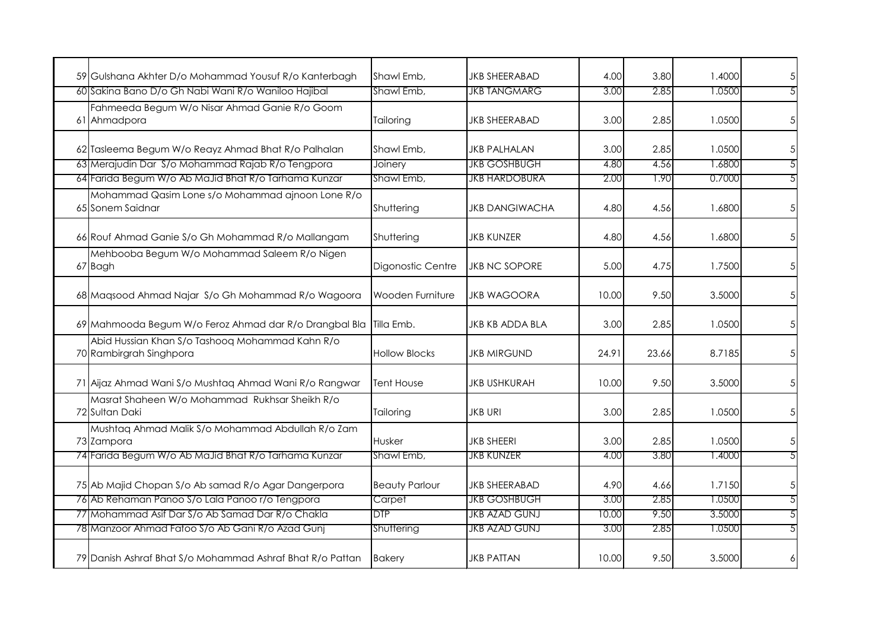| | | | | | | | |
|---|---|---|---|---|---|---|---|
| 59 | Gulshana Akhter D/o Mohammad Yousuf R/o Kanterbagh | Shawl Emb, | JKB SHEERABAD | 4.00 | 3.80 | 1.4000 | 5 |
| 60 | Sakina Bano D/o Gh Nabi Wani R/o Waniloo Hajibal | Shawl Emb, | JKB TANGMARG | 3.00 | 2.85 | 1.0500 | 5 |
| 61 | Fahmeeda Begum W/o Nisar Ahmad Ganie R/o Goom Ahmadpora | Tailoring | JKB SHEERABAD | 3.00 | 2.85 | 1.0500 | 5 |
| 62 | Tasleema Begum W/o Reayz Ahmad Bhat R/o Palhalan | Shawl Emb, | JKB PALHALAN | 3.00 | 2.85 | 1.0500 | 5 |
| 63 | Merajudin Dar S/o Mohammad Rajab R/o Tengpora | Joinery | JKB GOSHBUGH | 4.80 | 4.56 | 1.6800 | 5 |
| 64 | Farida Begum W/o Ab MaJid Bhat R/o Tarhama Kunzar | Shawl Emb, | JKB HARDOBURA | 2.00 | 1.90 | 0.7000 | 5 |
| 65 | Mohammad Qasim Lone s/o Mohammad ajnoon Lone R/o Sonem Saidnar | Shuttering | JKB DANGIWACHA | 4.80 | 4.56 | 1.6800 | 5 |
| 66 | Rouf Ahmad Ganie S/o Gh Mohammad R/o Mallangam | Shuttering | JKB KUNZER | 4.80 | 4.56 | 1.6800 | 5 |
| 67 | Mehbooba Begum W/o Mohammad Saleem R/o Nigen Bagh | Digonostic Centre | JKB NC SOPORE | 5.00 | 4.75 | 1.7500 | 5 |
| 68 | Maqsood Ahmad Najar S/o Gh Mohammad R/o Wagoora | Wooden Furniture | JKB WAGOORA | 10.00 | 9.50 | 3.5000 | 5 |
| 69 | Mahmooda Begum W/o Feroz Ahmad dar R/o Drangbal Bla | Tilla Emb. | JKB KB ADDA BLA | 3.00 | 2.85 | 1.0500 | 5 |
| 70 | Abid Hussian Khan S/o Tashooq Mohammad Kahn R/o Rambirgrah Singhpora | Hollow Blocks | JKB MIRGUND | 24.91 | 23.66 | 8.7185 | 5 |
| 71 | Aijaz Ahmad Wani S/o Mushtaq Ahmad Wani R/o Rangwar | Tent House | JKB USHKURAH | 10.00 | 9.50 | 3.5000 | 5 |
| 72 | Masrat Shaheen W/o Mohammad Rukhsar Sheikh R/o Sultan Daki | Tailoring | JKB URI | 3.00 | 2.85 | 1.0500 | 5 |
| 73 | Mushtaq Ahmad Malik S/o Mohammad Abdullah R/o Zam Zampora | Husker | JKB SHEERI | 3.00 | 2.85 | 1.0500 | 5 |
| 74 | Farida Begum W/o Ab MaJid Bhat R/o Tarhama Kunzar | Shawl Emb, | JKB KUNZER | 4.00 | 3.80 | 1.4000 | 5 |
| 75 | Ab Majid Chopan S/o Ab samad R/o Agar Dangerpora | Beauty Parlour | JKB SHEERABAD | 4.90 | 4.66 | 1.7150 | 5 |
| 76 | Ab Rehaman Panoo S/o Lala Panoo r/o Tengpora | Carpet | JKB GOSHBUGH | 3.00 | 2.85 | 1.0500 | 5 |
| 77 | Mohammad Asif Dar S/o Ab Samad Dar R/o Chakla | DTP | JKB AZAD GUNJ | 10.00 | 9.50 | 3.5000 | 5 |
| 78 | Manzoor Ahmad Fafoo S/o Ab Gani R/o Azad Gunj | Shuttering | JKB AZAD GUNJ | 3.00 | 2.85 | 1.0500 | 5 |
| 79 | Danish Ashraf Bhat S/o Mohammad Ashraf Bhat R/o Pattan | Bakery | JKB PATTAN | 10.00 | 9.50 | 3.5000 | 6 |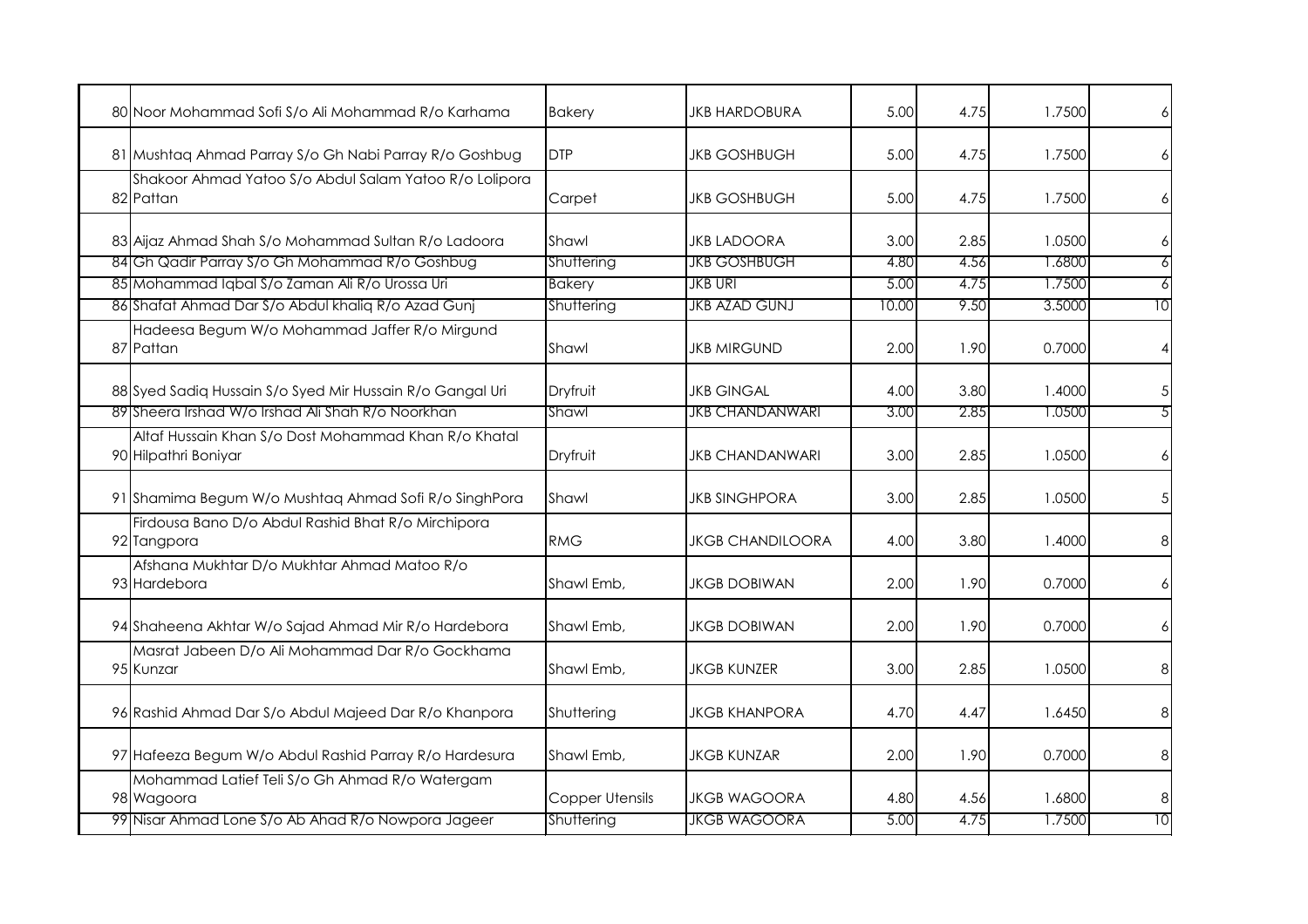| | | | | | | | |
|---|---|---|---|---|---|---|---|
| 80 | Noor Mohammad Sofi S/o Ali Mohammad R/o Karhama | Bakery | JKB HARDOBURA | 5.00 | 4.75 | 1.7500 | 6 |
| 81 | Mushtaq Ahmad Parray S/o Gh Nabi Parray R/o Goshbug | DTP | JKB GOSHBUGH | 5.00 | 4.75 | 1.7500 | 6 |
| 82 | Shakoor Ahmad Yatoo S/o Abdul Salam Yatoo R/o Lolipora Pattan | Carpet | JKB GOSHBUGH | 5.00 | 4.75 | 1.7500 | 6 |
| 83 | Aijaz Ahmad Shah S/o Mohammad Sultan R/o Ladoora | Shawl | JKB LADOORA | 3.00 | 2.85 | 1.0500 | 6 |
| 84 | Gh Qadir Parray S/o Gh Mohammad R/o Goshbug | Shuttering | JKB GOSHBUGH | 4.80 | 4.56 | 1.6800 | 6 |
| 85 | Mohammad Iqbal S/o Zaman Ali R/o Urossa Uri | Bakery | JKB URI | 5.00 | 4.75 | 1.7500 | 6 |
| 86 | Shafat Ahmad Dar S/o Abdul khaliq R/o Azad Gunj | Shuttering | JKB AZAD GUNJ | 10.00 | 9.50 | 3.5000 | 10 |
| 87 | Hadeesa Begum W/o Mohammad Jaffer R/o Mirgund Pattan | Shawl | JKB MIRGUND | 2.00 | 1.90 | 0.7000 | 4 |
| 88 | Syed Sadiq Hussain S/o Syed Mir Hussain R/o Gangal Uri | Dryfruit | JKB GINGAL | 4.00 | 3.80 | 1.4000 | 5 |
| 89 | Sheera Irshad W/o Irshad Ali Shah R/o Noorkhan | Shawl | JKB CHANDANWARI | 3.00 | 2.85 | 1.0500 | 5 |
| 90 | Altaf Hussain Khan S/o Dost Mohammad Khan R/o Khatal Hilpathri Boniyar | Dryfruit | JKB CHANDANWARI | 3.00 | 2.85 | 1.0500 | 6 |
| 91 | Shamima Begum W/o Mushtaq Ahmad Sofi R/o SinghPora | Shawl | JKB SINGHPORA | 3.00 | 2.85 | 1.0500 | 5 |
| 92 | Firdousa Bano D/o Abdul Rashid Bhat R/o Mirchipora Tangpora | RMG | JKGB CHANDILOORA | 4.00 | 3.80 | 1.4000 | 8 |
| 93 | Afshana Mukhtar D/o Mukhtar Ahmad Matoo R/o Hardebora | Shawl Emb, | JKGB DOBIWAN | 2.00 | 1.90 | 0.7000 | 6 |
| 94 | Shaheena Akhtar W/o Sajad Ahmad Mir R/o Hardebora | Shawl Emb, | JKGB DOBIWAN | 2.00 | 1.90 | 0.7000 | 6 |
| 95 | Masrat Jabeen D/o Ali Mohammad Dar R/o Gockhama Kunzar | Shawl Emb, | JKGB KUNZER | 3.00 | 2.85 | 1.0500 | 8 |
| 96 | Rashid Ahmad Dar S/o Abdul Majeed Dar R/o Khanpora | Shuttering | JKGB KHANPORA | 4.70 | 4.47 | 1.6450 | 8 |
| 97 | Hafeeza Begum W/o Abdul Rashid Parray R/o Hardesura | Shawl Emb, | JKGB KUNZAR | 2.00 | 1.90 | 0.7000 | 8 |
| 98 | Mohammad Latief Teli S/o Gh Ahmad R/o Watergam Wagoora | Copper Utensils | JKGB WAGOORA | 4.80 | 4.56 | 1.6800 | 8 |
| 99 | Nisar Ahmad Lone S/o Ab Ahad R/o Nowpora Jageer | Shuttering | JKGB WAGOORA | 5.00 | 4.75 | 1.7500 | 10 |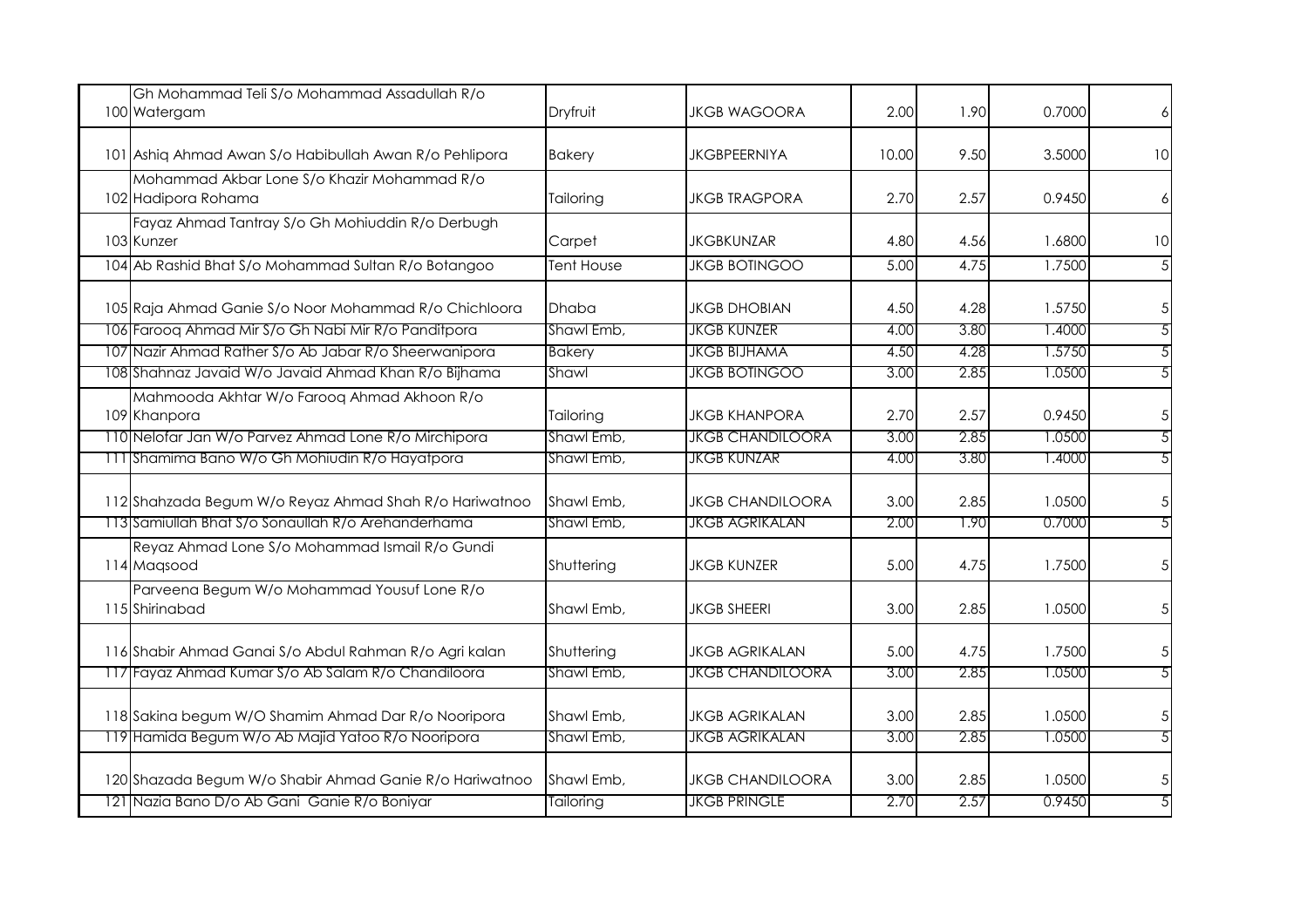| | | | | | | |
|---|---|---|---|---|---|---|
| 100 | Gh Mohammad Teli S/o Mohammad Assadullah R/o Watergam | Dryfruit | JKGB WAGOORA | 2.00 | 1.90 | 0.7000 | 6 |
| 101 | Ashiq Ahmad Awan S/o Habibullah Awan R/o Pehlipora | Bakery | JKGBPEERNIYA | 10.00 | 9.50 | 3.5000 | 10 |
| 102 | Mohammad Akbar Lone S/o Khazir Mohammad R/o Hadipora Rohama | Tailoring | JKGB TRAGPORA | 2.70 | 2.57 | 0.9450 | 6 |
| 103 | Fayaz Ahmad Tantray S/o Gh Mohiuddin R/o Derbugh Kunzer | Carpet | JKGBKUNZAR | 4.80 | 4.56 | 1.6800 | 10 |
| 104 | Ab Rashid Bhat S/o Mohammad Sultan R/o Botangoo | Tent House | JKGB BOTINGOO | 5.00 | 4.75 | 1.7500 | 5 |
| 105 | Raja Ahmad Ganie S/o Noor Mohammad R/o Chichloora | Dhaba | JKGB DHOBIAN | 4.50 | 4.28 | 1.5750 | 5 |
| 106 | Farooq Ahmad Mir S/o Gh Nabi Mir R/o Panditpora | Shawl Emb, | JKGB KUNZER | 4.00 | 3.80 | 1.4000 | 5 |
| 107 | Nazir Ahmad Rather S/o Ab Jabar R/o Sheerwanipora | Bakery | JKGB BIJHAMA | 4.50 | 4.28 | 1.5750 | 5 |
| 108 | Shahnaz Javaid W/o Javaid Ahmad Khan R/o Bijhama | Shawl | JKGB BOTINGOO | 3.00 | 2.85 | 1.0500 | 5 |
| 109 | Mahmooda Akhtar W/o Farooq Ahmad Akhoon R/o Khanpora | Tailoring | JKGB KHANPORA | 2.70 | 2.57 | 0.9450 | 5 |
| 110 | Nelofar Jan W/o Parvez Ahmad Lone R/o Mirchipora | Shawl Emb, | JKGB CHANDILOORA | 3.00 | 2.85 | 1.0500 | 5 |
| 111 | Shamima Bano W/o Gh Mohiudin R/o Hayatpora | Shawl Emb, | JKGB KUNZAR | 4.00 | 3.80 | 1.4000 | 5 |
| 112 | Shahzada Begum W/o Reyaz Ahmad Shah R/o Hariwatnoo | Shawl Emb, | JKGB CHANDILOORA | 3.00 | 2.85 | 1.0500 | 5 |
| 113 | Samiullah Bhat S/o Sonaullah R/o Arehanderhama | Shawl Emb, | JKGB AGRIKALAN | 2.00 | 1.90 | 0.7000 | 5 |
| 114 | Reyaz Ahmad Lone S/o Mohammad Ismail R/o Gundi Maqsood | Shuttering | JKGB KUNZER | 5.00 | 4.75 | 1.7500 | 5 |
| 115 | Parveena Begum W/o Mohammad Yousuf Lone R/o Shirinabad | Shawl Emb, | JKGB SHEERI | 3.00 | 2.85 | 1.0500 | 5 |
| 116 | Shabir Ahmad Ganai S/o Abdul Rahman R/o Agri kalan | Shuttering | JKGB AGRIKALAN | 5.00 | 4.75 | 1.7500 | 5 |
| 117 | Fayaz Ahmad Kumar S/o Ab Salam R/o Chandiloora | Shawl Emb, | JKGB CHANDILOORA | 3.00 | 2.85 | 1.0500 | 5 |
| 118 | Sakina begum W/O Shamim Ahmad Dar R/o Nooripora | Shawl Emb, | JKGB AGRIKALAN | 3.00 | 2.85 | 1.0500 | 5 |
| 119 | Hamida Begum W/o Ab Majid Yatoo R/o Nooripora | Shawl Emb, | JKGB AGRIKALAN | 3.00 | 2.85 | 1.0500 | 5 |
| 120 | Shazada Begum W/o Shabir Ahmad Ganie R/o Hariwatnoo | Shawl Emb, | JKGB CHANDILOORA | 3.00 | 2.85 | 1.0500 | 5 |
| 121 | Nazia Bano D/o Ab Gani Ganie R/o Boniyar | Tailoring | JKGB PRINGLE | 2.70 | 2.57 | 0.9450 | 5 |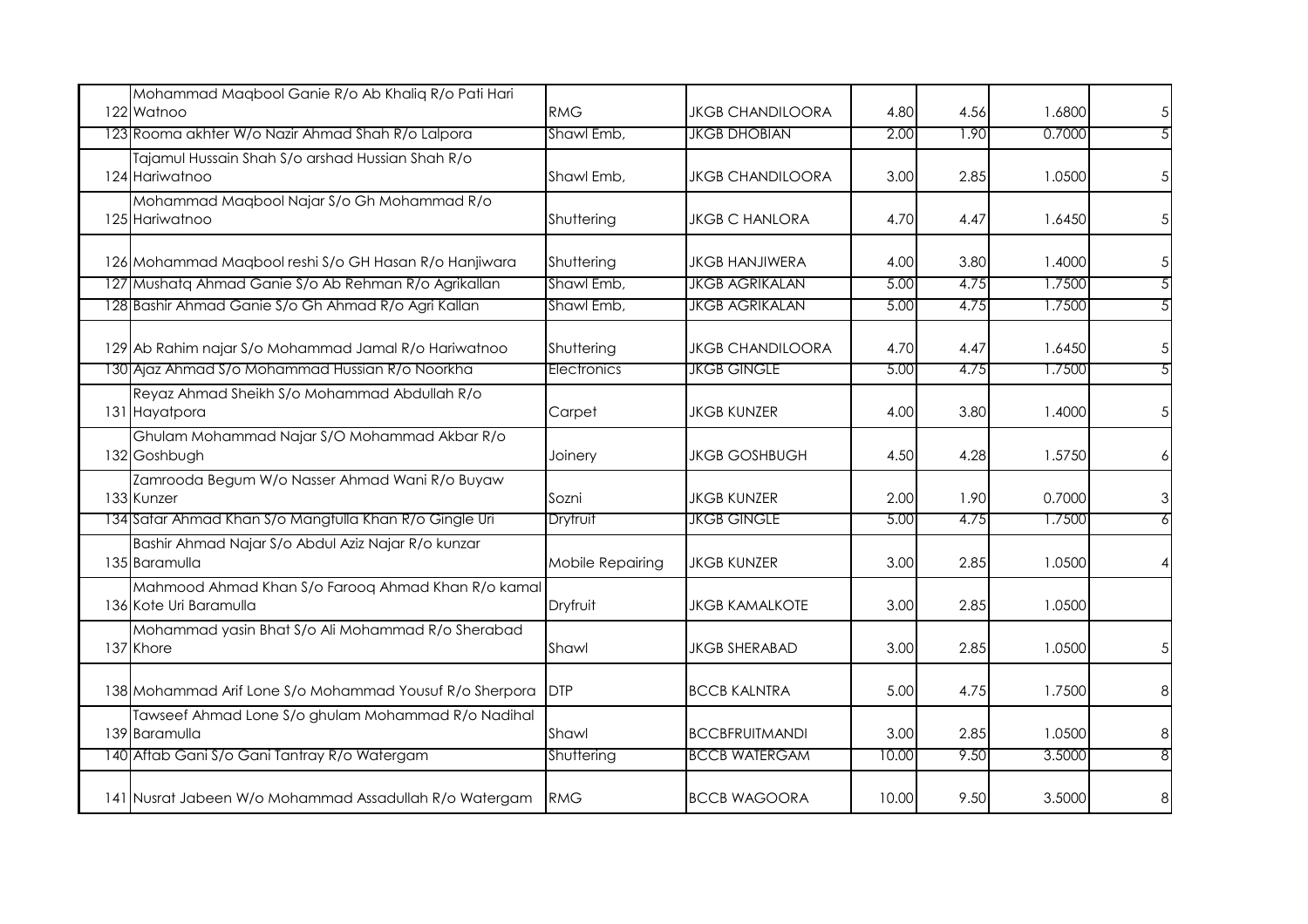| | | | | | | | |
|---|---|---|---|---|---|---|---|
| 122 | Mohammad Maqbool Ganie R/o Ab Khaliq R/o Pati Hari Watnoo | RMG | JKGB CHANDILOORA | 4.80 | 4.56 | 1.6800 | 5 |
| 123 | Rooma akhter W/o Nazir Ahmad Shah R/o Lalpora | Shawl Emb, | JKGB DHOBIAN | 2.00 | 1.90 | 0.7000 | 5 |
| 124 | Tajamul Hussain Shah S/o arshad Hussian Shah R/o Hariwatnoo | Shawl Emb, | JKGB CHANDILOORA | 3.00 | 2.85 | 1.0500 | 5 |
| 125 | Mohammad Maqbool Najar S/o Gh Mohammad R/o Hariwatnoo | Shuttering | JKGB C HANLORA | 4.70 | 4.47 | 1.6450 | 5 |
| 126 | Mohammad Maqbool reshi S/o GH Hasan R/o Hanjiwara | Shuttering | JKGB HANJIWERA | 4.00 | 3.80 | 1.4000 | 5 |
| 127 | Mushatq Ahmad Ganie S/o Ab Rehman R/o Agrikallan | Shawl Emb, | JKGB AGRIKALAN | 5.00 | 4.75 | 1.7500 | 5 |
| 128 | Bashir Ahmad Ganie S/o Gh Ahmad R/o Agri Kallan | Shawl Emb, | JKGB AGRIKALAN | 5.00 | 4.75 | 1.7500 | 5 |
| 129 | Ab Rahim najar S/o Mohammad Jamal R/o Hariwatnoo | Shuttering | JKGB CHANDILOORA | 4.70 | 4.47 | 1.6450 | 5 |
| 130 | Ajaz Ahmad S/o Mohammad Hussian R/o Noorkha | Electronics | JKGB GINGLE | 5.00 | 4.75 | 1.7500 | 5 |
| 131 | Reyaz Ahmad Sheikh S/o Mohammad Abdullah R/o Hayatpora | Carpet | JKGB KUNZER | 4.00 | 3.80 | 1.4000 | 5 |
| 132 | Ghulam Mohammad Najar S/O Mohammad Akbar R/o Goshbugh | Joinery | JKGB GOSHBUGH | 4.50 | 4.28 | 1.5750 | 6 |
| 133 | Zamrooda Begum W/o Nasser Ahmad Wani R/o Buyaw Kunzer | Sozni | JKGB KUNZER | 2.00 | 1.90 | 0.7000 | 3 |
| 134 | Safar Ahmad Khan S/o Mangtulla Khan R/o Gingle Uri | Dryfruit | JKGB GINGLE | 5.00 | 4.75 | 1.7500 | 6 |
| 135 | Bashir Ahmad Najar S/o Abdul Aziz Najar R/o kunzar Baramulla | Mobile Repairing | JKGB KUNZER | 3.00 | 2.85 | 1.0500 | 4 |
| 136 | Mahmood Ahmad Khan S/o Farooq Ahmad Khan R/o kamal Kote Uri Baramulla | Dryfruit | JKGB KAMALKOTE | 3.00 | 2.85 | 1.0500 | |
| 137 | Mohammad yasin Bhat S/o Ali Mohammad R/o Sherabad Khore | Shawl | JKGB SHERABAD | 3.00 | 2.85 | 1.0500 | 5 |
| 138 | Mohammad Arif Lone S/o Mohammad Yousuf R/o Sherpora | DTP | BCCB KALNTRA | 5.00 | 4.75 | 1.7500 | 8 |
| 139 | Tawseef Ahmad Lone S/o ghulam Mohammad R/o Nadihal Baramulla | Shawl | BCCBFRUITMANDI | 3.00 | 2.85 | 1.0500 | 8 |
| 140 | Aftab Gani S/o Gani Tantray R/o Watergam | Shuttering | BCCB WATERGAM | 10.00 | 9.50 | 3.5000 | 8 |
| 141 | Nusrat Jabeen W/o Mohammad Assadullah R/o Watergam | RMG | BCCB WAGOORA | 10.00 | 9.50 | 3.5000 | 8 |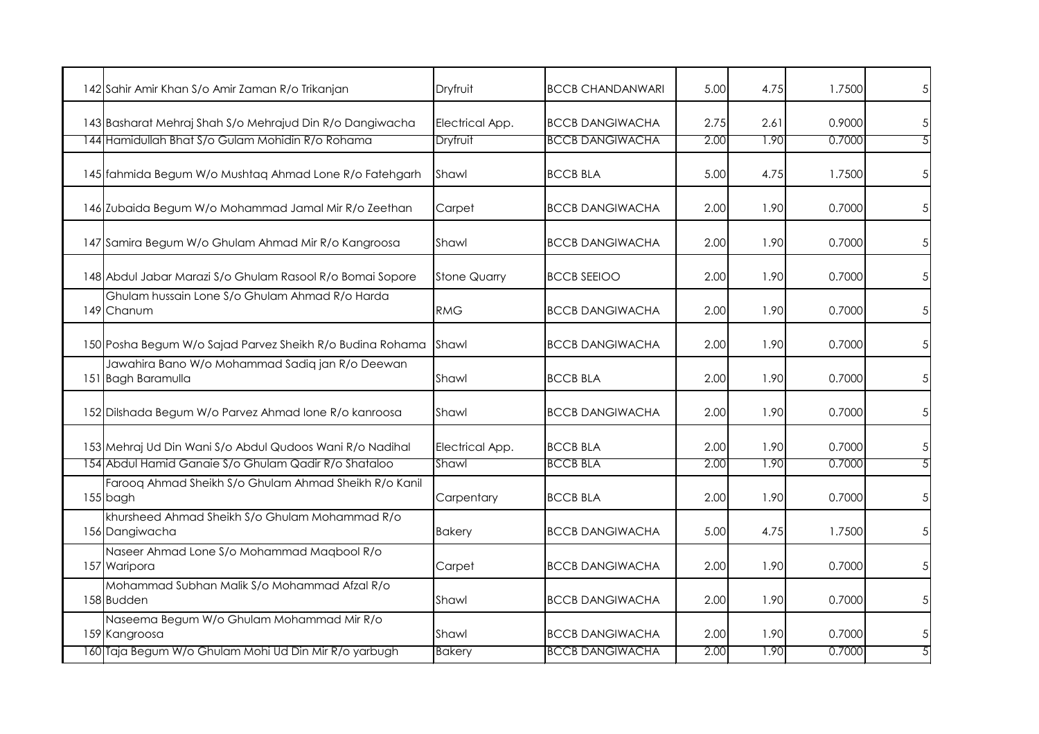| | | | | | | | |
|---|---|---|---|---|---|---|---|
| 142 | Sahir Amir Khan S/o Amir Zaman R/o Trikanjan | Dryfruit | BCCB CHANDANWARI | 5.00 | 4.75 | 1.7500 | 5 |
| 143 | Basharat Mehraj Shah S/o Mehrajud Din R/o Dangiwacha | Electrical App. | BCCB DANGIWACHA | 2.75 | 2.61 | 0.9000 | 5 |
| 144 | Hamidullah Bhat S/o Gulam Mohidin R/o Rohama | Dryfruit | BCCB DANGIWACHA | 2.00 | 1.90 | 0.7000 | 5 |
| 145 | fahmida Begum W/o Mushtaq Ahmad Lone R/o Fatehgarh | Shawl | BCCB BLA | 5.00 | 4.75 | 1.7500 | 5 |
| 146 | Zubaida Begum W/o Mohammad Jamal Mir R/o Zeethan | Carpet | BCCB DANGIWACHA | 2.00 | 1.90 | 0.7000 | 5 |
| 147 | Samira Begum W/o Ghulam Ahmad Mir R/o Kangroosa | Shawl | BCCB DANGIWACHA | 2.00 | 1.90 | 0.7000 | 5 |
| 148 | Abdul Jabar Marazi S/o Ghulam Rasool R/o Bomai Sopore | Stone Quarry | BCCB SEEIOO | 2.00 | 1.90 | 0.7000 | 5 |
| 149 | Ghulam hussain Lone S/o Ghulam Ahmad R/o Harda Chanum | RMG | BCCB DANGIWACHA | 2.00 | 1.90 | 0.7000 | 5 |
| 150 | Posha Begum W/o Sajad Parvez Sheikh R/o Budina Rohama | Shawl | BCCB DANGIWACHA | 2.00 | 1.90 | 0.7000 | 5 |
| 151 | Jawahira Bano W/o Mohammad Sadiq jan R/o Deewan Bagh Baramulla | Shawl | BCCB BLA | 2.00 | 1.90 | 0.7000 | 5 |
| 152 | Dilshada Begum W/o Parvez Ahmad lone R/o kanroosa | Shawl | BCCB DANGIWACHA | 2.00 | 1.90 | 0.7000 | 5 |
| 153 | Mehraj Ud Din Wani S/o Abdul Qudoos Wani R/o Nadihal | Electrical App. | BCCB BLA | 2.00 | 1.90 | 0.7000 | 5 |
| 154 | Abdul Hamid Ganaie S/o Ghulam Qadir R/o Shataloo | Shawl | BCCB BLA | 2.00 | 1.90 | 0.7000 | 5 |
| 155 | Farooq Ahmad Sheikh S/o Ghulam Ahmad Sheikh R/o Kanil bagh | Carpentary | BCCB BLA | 2.00 | 1.90 | 0.7000 | 5 |
| 156 | khursheed Ahmad Sheikh S/o Ghulam Mohammad R/o Dangiwacha | Bakery | BCCB DANGIWACHA | 5.00 | 4.75 | 1.7500 | 5 |
| 157 | Naseer Ahmad Lone S/o Mohammad Maqbool R/o Waripora | Carpet | BCCB DANGIWACHA | 2.00 | 1.90 | 0.7000 | 5 |
| 158 | Mohammad Subhan Malik S/o Mohammad Afzal R/o Budden | Shawl | BCCB DANGIWACHA | 2.00 | 1.90 | 0.7000 | 5 |
| 159 | Naseema Begum W/o Ghulam Mohammad Mir R/o Kangroosa | Shawl | BCCB DANGIWACHA | 2.00 | 1.90 | 0.7000 | 5 |
| 160 | Taja Begum W/o Ghulam Mohi Ud Din Mir R/o yarbugh | Bakery | BCCB DANGIWACHA | 2.00 | 1.90 | 0.7000 | 5 |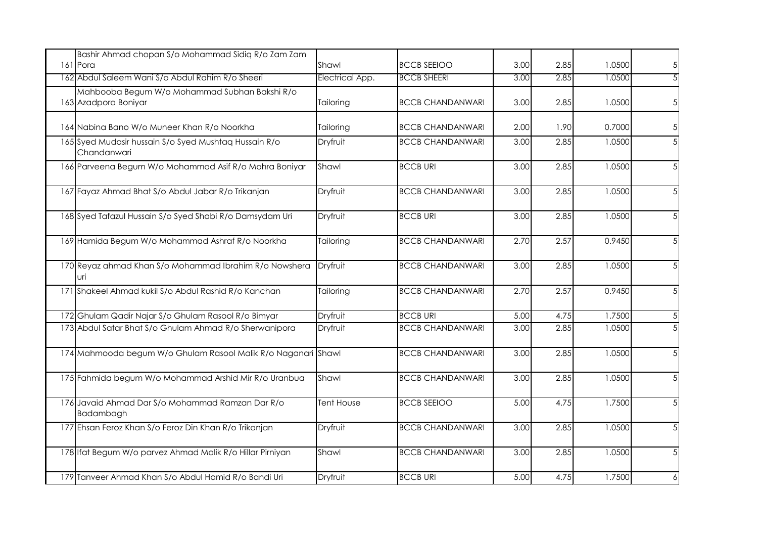| | | | | | | | |
|---|---|---|---|---|---|---|---|
| 161 | Bashir Ahmad chopan S/o Mohammad Sidiq R/o Zam Zam Pora | Shawl | BCCB SEEIOO | 3.00 | 2.85 | 1.0500 | 5 |
| 162 | Abdul Saleem Wani S/o Abdul Rahim R/o Sheeri | Electrical App. | BCCB SHEERI | 3.00 | 2.85 | 1.0500 | 5 |
| 163 | Mahbooba Begum W/o Mohammad Subhan Bakshi R/o Azadpora Boniyar | Tailoring | BCCB CHANDANWARI | 3.00 | 2.85 | 1.0500 | 5 |
| 164 | Nabina Bano W/o Muneer Khan R/o Noorkha | Tailoring | BCCB CHANDANWARI | 2.00 | 1.90 | 0.7000 | 5 |
| 165 | Syed Mudasir hussain S/o Syed Mushtaq Hussain R/o Chandanwari | Dryfruit | BCCB CHANDANWARI | 3.00 | 2.85 | 1.0500 | 5 |
| 166 | Parveena Begum W/o Mohammad Asif R/o Mohra Boniyar | Shawl | BCCB URI | 3.00 | 2.85 | 1.0500 | 5 |
| 167 | Fayaz Ahmad Bhat S/o Abdul Jabar R/o Trikanjan | Dryfruit | BCCB CHANDANWARI | 3.00 | 2.85 | 1.0500 | 5 |
| 168 | Syed Tafazul Hussain S/o Syed Shabi R/o Damsydam Uri | Dryfruit | BCCB URI | 3.00 | 2.85 | 1.0500 | 5 |
| 169 | Hamida Begum W/o Mohammad Ashraf R/o Noorkha | Tailoring | BCCB CHANDANWARI | 2.70 | 2.57 | 0.9450 | 5 |
| 170 | Reyaz ahmad Khan S/o Mohammad Ibrahim R/o Nowshera uri | Dryfruit | BCCB CHANDANWARI | 3.00 | 2.85 | 1.0500 | 5 |
| 171 | Shakeel Ahmad kukil S/o Abdul Rashid R/o Kanchan | Tailoring | BCCB CHANDANWARI | 2.70 | 2.57 | 0.9450 | 5 |
| 172 | Ghulam Qadir Najar S/o Ghulam Rasool R/o Bimyar | Dryfruit | BCCB URI | 5.00 | 4.75 | 1.7500 | 5 |
| 173 | Abdul Satar Bhat S/o Ghulam Ahmad R/o Sherwanipora | Dryfruit | BCCB CHANDANWARI | 3.00 | 2.85 | 1.0500 | 5 |
| 174 | Mahmooda begum W/o Ghulam Rasool Malik R/o Naganari | Shawl | BCCB CHANDANWARI | 3.00 | 2.85 | 1.0500 | 5 |
| 175 | Fahmida begum W/o Mohammad Arshid Mir R/o Uranbua | Shawl | BCCB CHANDANWARI | 3.00 | 2.85 | 1.0500 | 5 |
| 176 | Javaid Ahmad Dar S/o Mohammad Ramzan Dar R/o Badambagh | Tent House | BCCB SEEIOO | 5.00 | 4.75 | 1.7500 | 5 |
| 177 | Ehsan Feroz Khan S/o Feroz Din Khan R/o Trikanjan | Dryfruit | BCCB CHANDANWARI | 3.00 | 2.85 | 1.0500 | 5 |
| 178 | Ifat Begum W/o parvez Ahmad Malik R/o Hillar Pirniyan | Shawl | BCCB CHANDANWARI | 3.00 | 2.85 | 1.0500 | 5 |
| 179 | Tanveer Ahmad Khan S/o Abdul Hamid R/o Bandi Uri | Dryfruit | BCCB URI | 5.00 | 4.75 | 1.7500 | 6 |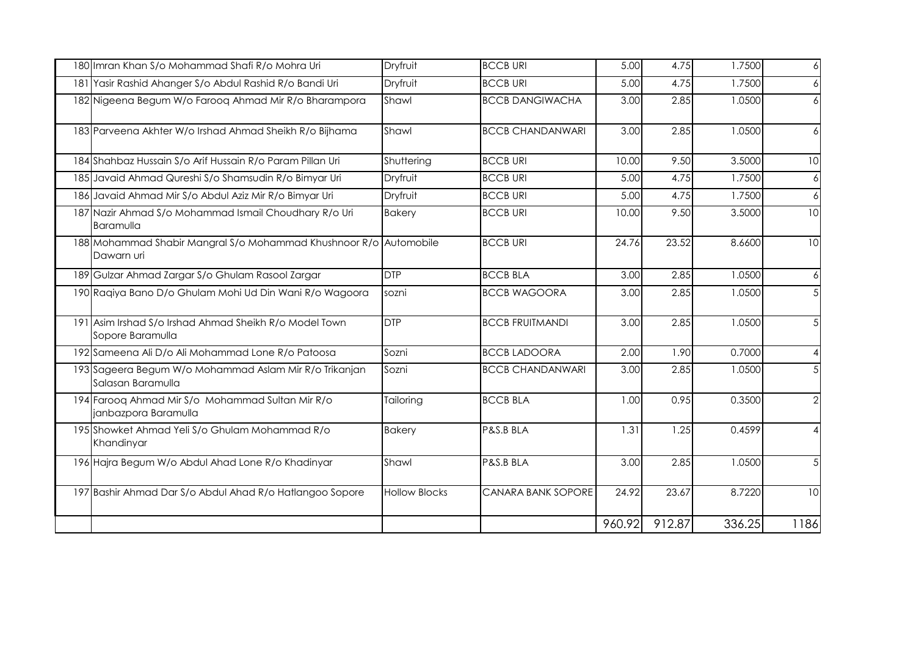| | | | | | | | |
|---|---|---|---|---|---|---|---|
| 180 | Imran Khan S/o Mohammad Shafi R/o Mohra Uri | Dryfruit | BCCB URI | 5.00 | 4.75 | 1.7500 | 6 |
| 181 | Yasir Rashid Ahanger S/o Abdul Rashid R/o Bandi Uri | Dryfruit | BCCB URI | 5.00 | 4.75 | 1.7500 | 6 |
| 182 | Nigeena Begum W/o Farooq Ahmad Mir R/o Bharampora | Shawl | BCCB DANGIWACHA | 3.00 | 2.85 | 1.0500 | 6 |
| 183 | Parveena Akhter W/o Irshad Ahmad Sheikh R/o Bijhama | Shawl | BCCB CHANDANWARI | 3.00 | 2.85 | 1.0500 | 6 |
| 184 | Shahbaz Hussain S/o Arif Hussain R/o Param Pillan Uri | Shuttering | BCCB URI | 10.00 | 9.50 | 3.5000 | 10 |
| 185 | Javaid Ahmad Qureshi S/o Shamsudin R/o Bimyar Uri | Dryfruit | BCCB URI | 5.00 | 4.75 | 1.7500 | 6 |
| 186 | Javaid Ahmad Mir S/o Abdul Aziz Mir R/o Bimyar Uri | Dryfruit | BCCB URI | 5.00 | 4.75 | 1.7500 | 6 |
| 187 | Nazir Ahmad S/o Mohammad Ismail Choudhary R/o Uri Baramulla | Bakery | BCCB URI | 10.00 | 9.50 | 3.5000 | 10 |
| 188 | Mohammad Shabir Mangral S/o Mohammad Khushnoor R/o Dawarn uri | Automobile | BCCB URI | 24.76 | 23.52 | 8.6600 | 10 |
| 189 | Gulzar Ahmad Zargar S/o Ghulam Rasool Zargar | DTP | BCCB BLA | 3.00 | 2.85 | 1.0500 | 6 |
| 190 | Raqiya Bano D/o Ghulam Mohi Ud Din Wani R/o Wagoora | sozni | BCCB WAGOORA | 3.00 | 2.85 | 1.0500 | 5 |
| 191 | Asim Irshad S/o Irshad Ahmad Sheikh R/o Model Town Sopore Baramulla | DTP | BCCB FRUITMANDI | 3.00 | 2.85 | 1.0500 | 5 |
| 192 | Sameena Ali D/o Ali Mohammad Lone R/o Patoosa | Sozni | BCCB LADOORA | 2.00 | 1.90 | 0.7000 | 4 |
| 193 | Sageera Begum W/o Mohammad Aslam Mir R/o Trikanjan Salasan Baramulla | Sozni | BCCB CHANDANWARI | 3.00 | 2.85 | 1.0500 | 5 |
| 194 | Farooq Ahmad Mir S/o Mohammad Sultan Mir R/o janbazpora Baramulla | Tailoring | BCCB BLA | 1.00 | 0.95 | 0.3500 | 2 |
| 195 | Showket Ahmad Yeli S/o Ghulam Mohammad R/o Khandinyar | Bakery | P&S.B BLA | 1.31 | 1.25 | 0.4599 | 4 |
| 196 | Hajra Begum W/o Abdul Ahad Lone R/o Khadinyar | Shawl | P&S.B BLA | 3.00 | 2.85 | 1.0500 | 5 |
| 197 | Bashir Ahmad Dar S/o Abdul Ahad R/o Hatlangoo Sopore | Hollow Blocks | CANARA BANK SOPORE | 24.92 | 23.67 | 8.7220 | 10 |
| | | | | 960.92 | 912.87 | 336.25 | 1186 |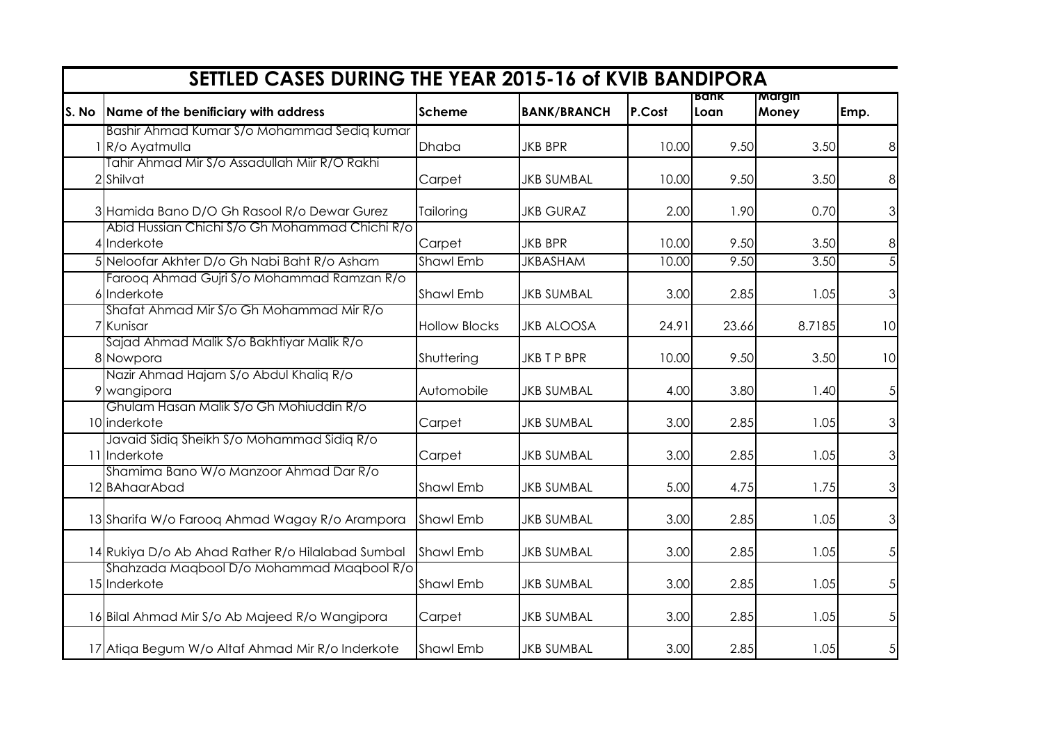## SETTLED CASES DURING THE YEAR 2015-16 of KVIB BANDIPORA

| S. No | Name of the benificiary with address | Scheme | BANK/BRANCH | P.Cost | Bank Loan | Margin Money | Emp. |
|---|---|---|---|---|---|---|---|
| 1 | Bashir Ahmad Kumar S/o Mohammad Sediq kumar R/o Ayatmulla | Dhaba | JKB BPR | 10.00 | 9.50 | 3.50 | 8 |
| 2 | Tahir Ahmad Mir S/o Assadullah Miir R/O Rakhi Shilvat | Carpet | JKB SUMBAL | 10.00 | 9.50 | 3.50 | 8 |
| 3 | Hamida Bano D/O Gh Rasool R/o Dewar Gurez | Tailoring | JKB GURAZ | 2.00 | 1.90 | 0.70 | 3 |
| 4 | Abid Hussian Chichi S/o Gh Mohammad Chichi R/o Inderkote | Carpet | JKB BPR | 10.00 | 9.50 | 3.50 | 8 |
| 5 | Neloofar Akhter D/o Gh Nabi Baht R/o Asham | Shawl Emb | JKBASHAM | 10.00 | 9.50 | 3.50 | 5 |
| 6 | Farooq Ahmad Gujri S/o Mohammad Ramzan R/o Inderkote | Shawl Emb | JKB SUMBAL | 3.00 | 2.85 | 1.05 | 3 |
| 7 | Shafat Ahmad Mir S/o Gh Mohammad Mir R/o Kunisar | Hollow Blocks | JKB ALOOSA | 24.91 | 23.66 | 8.7185 | 10 |
| 8 | Sajad Ahmad Malik S/o Bakhtiyar Malik R/o Nowpora | Shuttering | JKB T P BPR | 10.00 | 9.50 | 3.50 | 10 |
| 9 | Nazir Ahmad Hajam S/o Abdul Khaliq R/o wangipora | Automobile | JKB SUMBAL | 4.00 | 3.80 | 1.40 | 5 |
| 10 | Ghulam Hasan Malik S/o Gh Mohiuddin R/o inderkote | Carpet | JKB SUMBAL | 3.00 | 2.85 | 1.05 | 3 |
| 11 | Javaid Sidiq Sheikh S/o Mohammad Sidiq R/o Inderkote | Carpet | JKB SUMBAL | 3.00 | 2.85 | 1.05 | 3 |
| 12 | Shamima Bano W/o Manzoor Ahmad Dar R/o BAhaarAbad | Shawl Emb | JKB SUMBAL | 5.00 | 4.75 | 1.75 | 3 |
| 13 | Sharifa W/o Farooq Ahmad Wagay R/o Arampora | Shawl Emb | JKB SUMBAL | 3.00 | 2.85 | 1.05 | 3 |
| 14 | Rukiya D/o Ab Ahad Rather R/o Hilalabad Sumbal | Shawl Emb | JKB SUMBAL | 3.00 | 2.85 | 1.05 | 5 |
| 15 | Shahzada Maqbool D/o Mohammad Maqbool R/o Inderkote | Shawl Emb | JKB SUMBAL | 3.00 | 2.85 | 1.05 | 5 |
| 16 | Bilal Ahmad Mir S/o Ab Majeed R/o Wangipora | Carpet | JKB SUMBAL | 3.00 | 2.85 | 1.05 | 5 |
| 17 | Atiqa Begum W/o Altaf Ahmad Mir R/o Inderkote | Shawl Emb | JKB SUMBAL | 3.00 | 2.85 | 1.05 | 5 |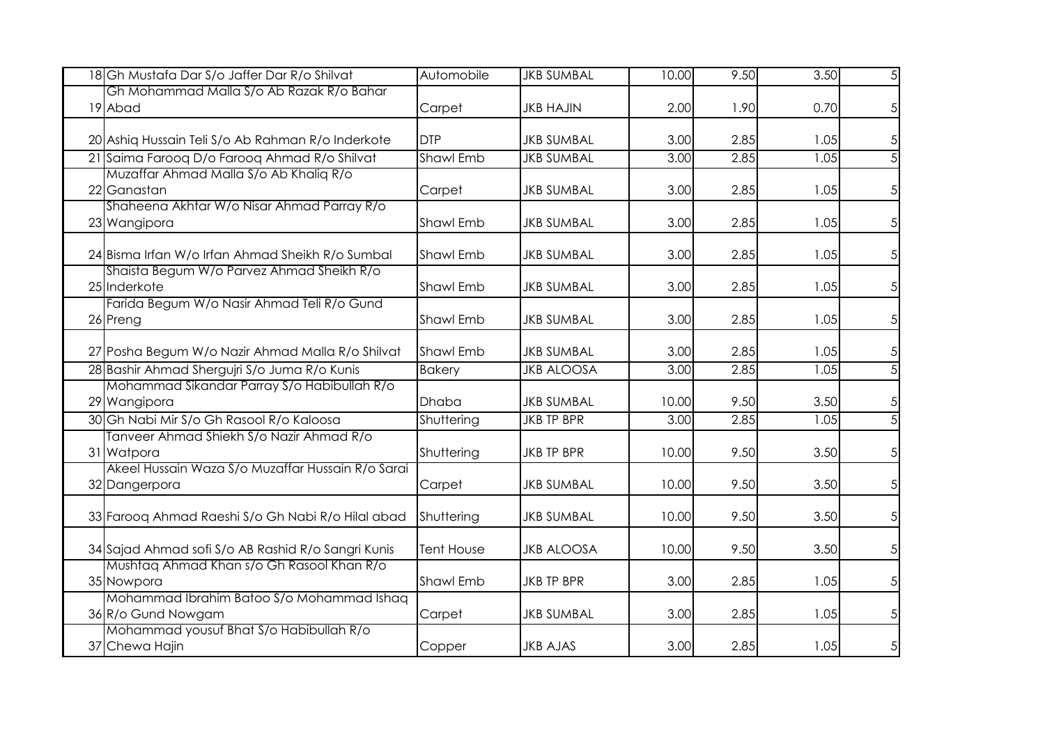| | | | | | | | |
|---|---|---|---|---|---|---|---|
| 18 | Gh Mustafa Dar S/o Jaffer Dar R/o Shilvat | Automobile | JKB SUMBAL | 10.00 | 9.50 | 3.50 | 5 |
| 19 | Gh Mohammad Malla S/o Ab Razak R/o Bahar Abad | Carpet | JKB HAJIN | 2.00 | 1.90 | 0.70 | 5 |
| 20 | Ashiq Hussain Teli S/o Ab Rahman R/o Inderkote | DTP | JKB SUMBAL | 3.00 | 2.85 | 1.05 | 5 |
| 21 | Saima Farooq D/o Farooq Ahmad R/o Shilvat | Shawl Emb | JKB SUMBAL | 3.00 | 2.85 | 1.05 | 5 |
| 22 | Muzaffar Ahmad Malla S/o Ab Khaliq R/o Ganastan | Carpet | JKB SUMBAL | 3.00 | 2.85 | 1.05 | 5 |
| 23 | Shaheena Akhtar W/o Nisar Ahmad Parray R/o Wangipora | Shawl Emb | JKB SUMBAL | 3.00 | 2.85 | 1.05 | 5 |
| 24 | Bisma Irfan W/o Irfan Ahmad Sheikh R/o Sumbal | Shawl Emb | JKB SUMBAL | 3.00 | 2.85 | 1.05 | 5 |
| 25 | Shaista Begum W/o Parvez Ahmad Sheikh R/o Inderkote | Shawl Emb | JKB SUMBAL | 3.00 | 2.85 | 1.05 | 5 |
| 26 | Farida Begum W/o Nasir Ahmad Teli R/o Gund Preng | Shawl Emb | JKB SUMBAL | 3.00 | 2.85 | 1.05 | 5 |
| 27 | Posha Begum W/o Nazir Ahmad Malla R/o Shilvat | Shawl Emb | JKB SUMBAL | 3.00 | 2.85 | 1.05 | 5 |
| 28 | Bashir Ahmad Shergujri S/o Juma R/o Kunis | Bakery | JKB ALOOSA | 3.00 | 2.85 | 1.05 | 5 |
| 29 | Mohammad Sikandar Parray S/o Habibullah R/o Wangipora | Dhaba | JKB SUMBAL | 10.00 | 9.50 | 3.50 | 5 |
| 30 | Gh Nabi Mir S/o Gh Rasool R/o Kaloosa | Shuttering | JKB TP BPR | 3.00 | 2.85 | 1.05 | 5 |
| 31 | Tanveer Ahmad Shiekh S/o Nazir Ahmad R/o Watpora | Shuttering | JKB TP BPR | 10.00 | 9.50 | 3.50 | 5 |
| 32 | Akeel Hussain Waza S/o Muzaffar Hussain R/o Sarai Dangerpora | Carpet | JKB SUMBAL | 10.00 | 9.50 | 3.50 | 5 |
| 33 | Farooq Ahmad Raeshi S/o Gh Nabi R/o Hilal abad | Shuttering | JKB SUMBAL | 10.00 | 9.50 | 3.50 | 5 |
| 34 | Sajad Ahmad sofi S/o AB Rashid R/o Sangri Kunis | Tent House | JKB ALOOSA | 10.00 | 9.50 | 3.50 | 5 |
| 35 | Mushtaq Ahmad Khan s/o Gh Rasool Khan R/o Nowpora | Shawl Emb | JKB TP BPR | 3.00 | 2.85 | 1.05 | 5 |
| 36 | Mohammad Ibrahim Batoo S/o Mohammad Ishaq R/o Gund Nowgam | Carpet | JKB SUMBAL | 3.00 | 2.85 | 1.05 | 5 |
| 37 | Mohammad yousuf Bhat S/o Habibullah R/o Chewa Hajin | Copper | JKB AJAS | 3.00 | 2.85 | 1.05 | 5 |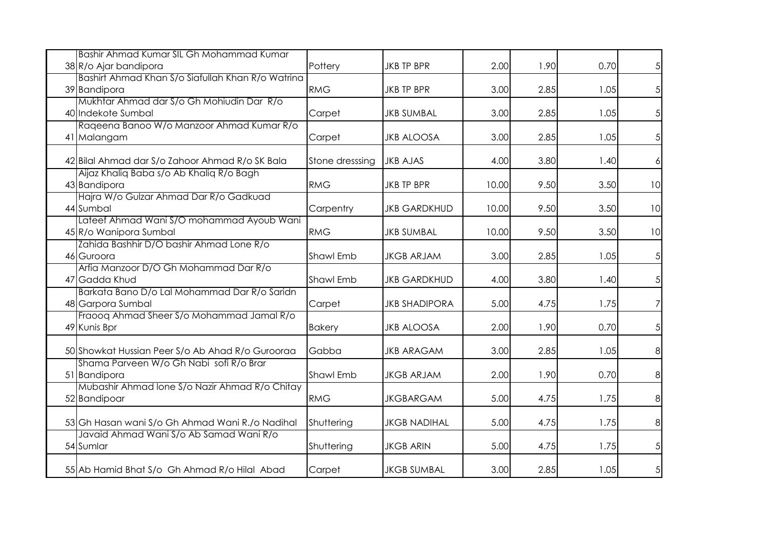| | | | | | | | |
|---|---|---|---|---|---|---|---|
| 38 | Bashir Ahmad Kumar SIL Gh Mohammad Kumar R/o Ajar bandipora | Pottery | JKB TP BPR | 2.00 | 1.90 | 0.70 | 5 |
| 39 | Bashirt Ahmad Khan S/o Siafullah Khan R/o Watrina Bandipora | RMG | JKB TP BPR | 3.00 | 2.85 | 1.05 | 5 |
| 40 | Mukhtar Ahmad dar S/o Gh Mohiudin Dar R/o Indekote Sumbal | Carpet | JKB SUMBAL | 3.00 | 2.85 | 1.05 | 5 |
| 41 | Raqeena Banoo W/o Manzoor Ahmad Kumar R/o Malangam | Carpet | JKB ALOOSA | 3.00 | 2.85 | 1.05 | 5 |
| 42 | Bilal Ahmad dar S/o Zahoor Ahmad R/o SK Bala | Stone dresssing | JKB AJAS | 4.00 | 3.80 | 1.40 | 6 |
| 43 | Aijaz Khaliq Baba s/o Ab Khaliq R/o Bagh Bandipora | RMG | JKB TP BPR | 10.00 | 9.50 | 3.50 | 10 |
| 44 | Hajra W/o Gulzar Ahmad Dar R/o Gadkuad Sumbal | Carpentry | JKB GARDKHUD | 10.00 | 9.50 | 3.50 | 10 |
| 45 | Lateef Ahmad Wani S/O mohammad Ayoub Wani R/o Wanipora Sumbal | RMG | JKB SUMBAL | 10.00 | 9.50 | 3.50 | 10 |
| 46 | Zahida Bashhir D/O bashir Ahmad Lone R/o Guroora | Shawl Emb | JKGB ARJAM | 3.00 | 2.85 | 1.05 | 5 |
| 47 | Arfia Manzoor D/O Gh Mohammad Dar R/o Gadda Khud | Shawl Emb | JKB GARDKHUD | 4.00 | 3.80 | 1.40 | 5 |
| 48 | Barkata Bano D/o Lal Mohammad Dar R/o Saridn Garpora Sumbal | Carpet | JKB SHADIPORA | 5.00 | 4.75 | 1.75 | 7 |
| 49 | Fraooq Ahmad Sheer S/o Mohammad Jamal R/o Kunis Bpr | Bakery | JKB ALOOSA | 2.00 | 1.90 | 0.70 | 5 |
| 50 | Showkat Hussian Peer S/o Ab Ahad R/o Gurooraa | Gabba | JKB ARAGAM | 3.00 | 2.85 | 1.05 | 8 |
| 51 | Shama Parveen W/o Gh Nabi sofi R/o Brar Bandipora | Shawl Emb | JKGB ARJAM | 2.00 | 1.90 | 0.70 | 8 |
| 52 | Mubashir Ahmad lone S/o Nazir Ahmad R/o Chitay Bandipoar | RMG | JKGBARGAM | 5.00 | 4.75 | 1.75 | 8 |
| 53 | Gh Hasan wani S/o Gh Ahmad Wani R./o Nadihal | Shuttering | JKGB NADIHAL | 5.00 | 4.75 | 1.75 | 8 |
| 54 | Javaid Ahmad Wani S/o Ab Samad Wani R/o Sumlar | Shuttering | JKGB ARIN | 5.00 | 4.75 | 1.75 | 5 |
| 55 | Ab Hamid Bhat S/o Gh Ahmad R/o Hilal Abad | Carpet | JKGB SUMBAL | 3.00 | 2.85 | 1.05 | 5 |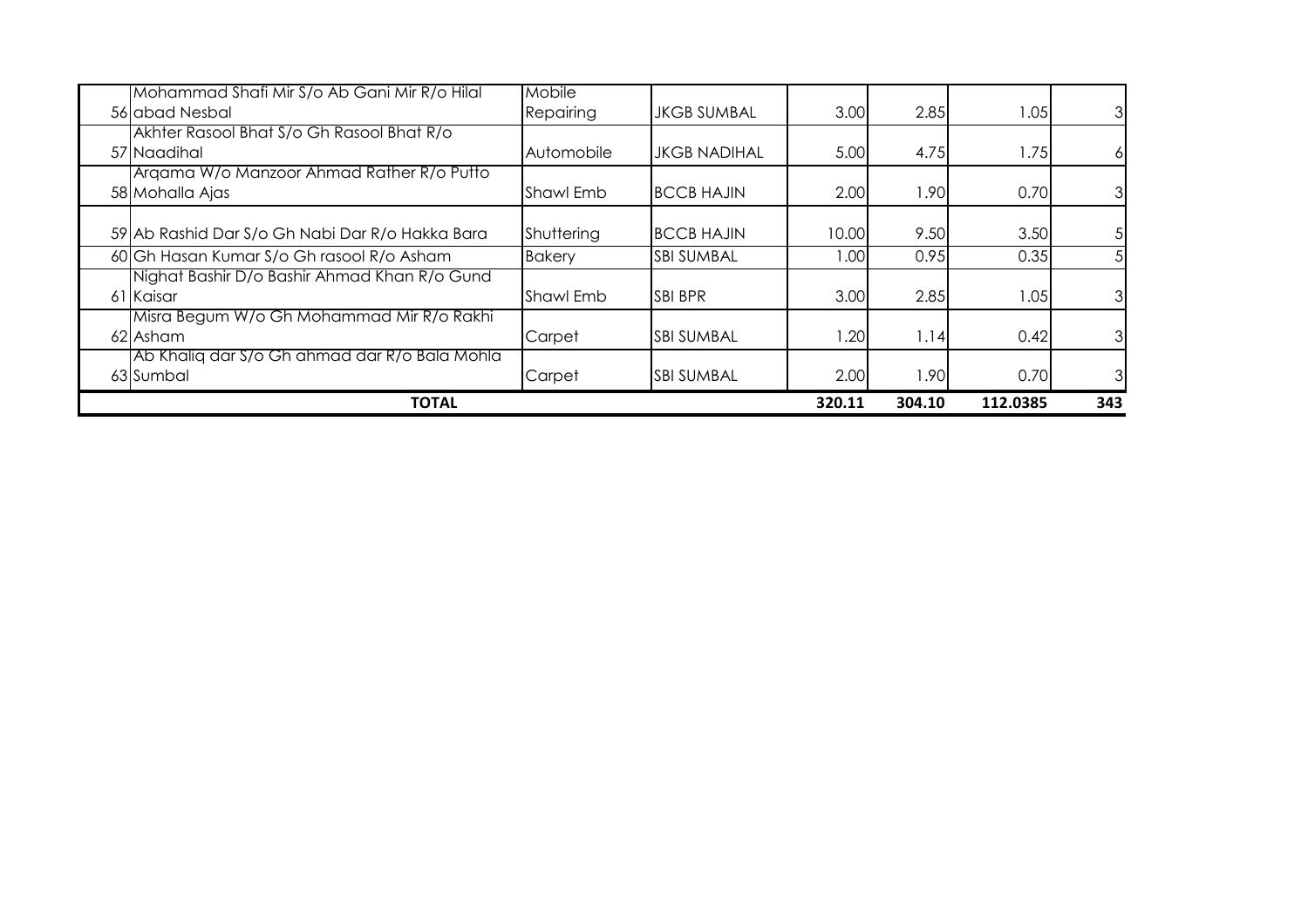| | | | | | | | |
|---|---|---|---|---|---|---|---|
| 56 | Mohammad Shafi Mir S/o Ab Gani Mir R/o Hilal abad Nesbal | Mobile Repairing | JKGB SUMBAL | 3.00 | 2.85 | 1.05 | 3 |
| 57 | Akhter Rasool Bhat S/o Gh Rasool Bhat R/o Naadihal | Automobile | JKGB NADIHAL | 5.00 | 4.75 | 1.75 | 6 |
| 58 | Arqama W/o Manzoor Ahmad Rather R/o Putto Mohalla Ajas | Shawl Emb | BCCB HAJIN | 2.00 | 1.90 | 0.70 | 3 |
| 59 | Ab Rashid Dar S/o Gh Nabi Dar R/o Hakka Bara | Shuttering | BCCB HAJIN | 10.00 | 9.50 | 3.50 | 5 |
| 60 | Gh Hasan Kumar S/o Gh rasool R/o Asham | Bakery | SBI SUMBAL | 1.00 | 0.95 | 0.35 | 5 |
| 61 | Nighat Bashir D/o Bashir Ahmad Khan R/o Gund Kaisar | Shawl Emb | SBI BPR | 3.00 | 2.85 | 1.05 | 3 |
| 62 | Misra Begum W/o Gh Mohammad Mir R/o Rakhi Asham | Carpet | SBI SUMBAL | 1.20 | 1.14 | 0.42 | 3 |
| 63 | Ab Khaliq dar S/o Gh ahmad dar R/o Bala Mohla Sumbal | Carpet | SBI SUMBAL | 2.00 | 1.90 | 0.70 | 3 |
| | **TOTAL** | | | **320.11** | **304.10** | **112.0385** | **343** |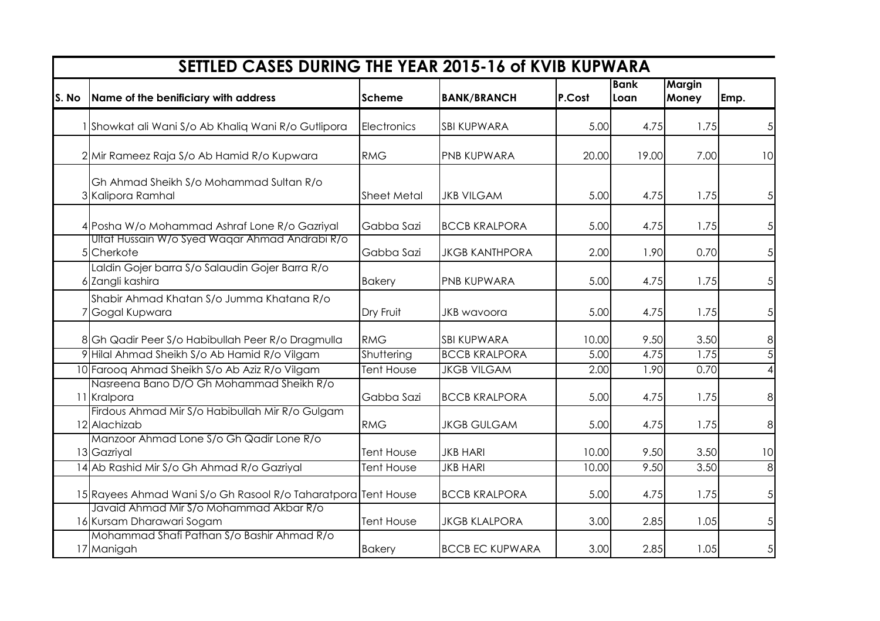| SETTLED CASES DURING THE YEAR 2015-16 of KVIB KUPWARA | | | | | | | |
|---|---|---|---|---|---|---|---|
| S. No | Name of the benificiary with address | Scheme | BANK/BRANCH | P.Cost | Bank Loan | Margin Money | Emp. |
| 1 | Showkat ali Wani S/o Ab Khaliq Wani R/o Gutlipora | Electronics | SBI KUPWARA | 5.00 | 4.75 | 1.75 | 5 |
| 2 | Mir Rameez Raja S/o Ab Hamid R/o Kupwara | RMG | PNB KUPWARA | 20.00 | 19.00 | 7.00 | 10 |
| 3 | Gh Ahmad Sheikh S/o Mohammad Sultan R/o Kalipora Ramhal | Sheet Metal | JKB VILGAM | 5.00 | 4.75 | 1.75 | 5 |
| 4 | Posha W/o Mohammad Ashraf Lone R/o Gazriyal | Gabba Sazi | BCCB KRALPORA | 5.00 | 4.75 | 1.75 | 5 |
| 5 | Ulfat Hussain W/o Syed Waqar Ahmad Andrabi R/o Cherkote | Gabba Sazi | JKGB KANTHPORA | 2.00 | 1.90 | 0.70 | 5 |
| 6 | Laldin Gojer barra S/o Salaudin Gojer Barra R/o Zangli kashira | Bakery | PNB KUPWARA | 5.00 | 4.75 | 1.75 | 5 |
| 7 | Shabir Ahmad Khatan S/o Jumma Khatana R/o Gogal Kupwara | Dry Fruit | JKB wavoora | 5.00 | 4.75 | 1.75 | 5 |
| 8 | Gh Qadir Peer S/o Habibullah Peer R/o Dragmulla | RMG | SBI KUPWARA | 10.00 | 9.50 | 3.50 | 8 |
| 9 | Hilal Ahmad Sheikh S/o Ab Hamid R/o Vilgam | Shuttering | BCCB KRALPORA | 5.00 | 4.75 | 1.75 | 5 |
| 10 | Farooq Ahmad Sheikh S/o Ab Aziz R/o Vilgam | Tent House | JKGB VILGAM | 2.00 | 1.90 | 0.70 | 4 |
| 11 | Nasreena Bano D/O Gh Mohammad Sheikh R/o Kralpora | Gabba Sazi | BCCB KRALPORA | 5.00 | 4.75 | 1.75 | 8 |
| 12 | Firdous Ahmad Mir S/o Habibullah Mir R/o Gulgam Alachizab | RMG | JKGB GULGAM | 5.00 | 4.75 | 1.75 | 8 |
| 13 | Manzoor Ahmad Lone S/o Gh Qadir Lone R/o Gazriyal | Tent House | JKB HARI | 10.00 | 9.50 | 3.50 | 10 |
| 14 | Ab Rashid Mir S/o Gh Ahmad R/o Gazriyal | Tent House | JKB HARI | 10.00 | 9.50 | 3.50 | 8 |
| 15 | Rayees Ahmad Wani S/o Gh Rasool R/o Taharatpora | Tent House | BCCB KRALPORA | 5.00 | 4.75 | 1.75 | 5 |
| 16 | Javaid Ahmad Mir S/o Mohammad Akbar R/o Kursam Dharawari Sogam | Tent House | JKGB KLALPORA | 3.00 | 2.85 | 1.05 | 5 |
| 17 | Mohammad Shafi Pathan S/o Bashir Ahmad R/o Manigah | Bakery | BCCB EC KUPWARA | 3.00 | 2.85 | 1.05 | 5 |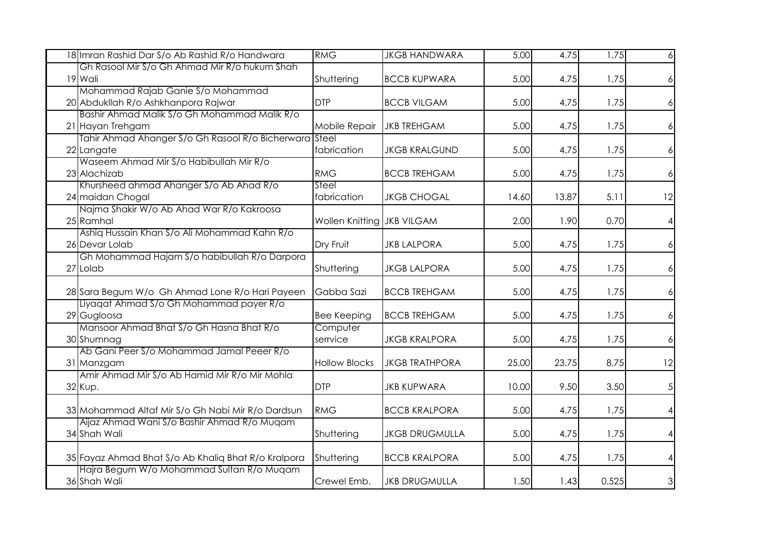| | | | | | | | |
|---|---|---|---|---|---|---|---|
| 18 | Imran Rashid Dar S/o Ab Rashid R/o Handwara | RMG | JKGB HANDWARA | 5.00 | 4.75 | 1.75 | 6 |
| 19 | Gh Rasool Mir S/o Gh Ahmad Mir R/o hukum Shah Wali | Shuttering | BCCB KUPWARA | 5.00 | 4.75 | 1.75 | 6 |
| 20 | Mohammad Rajab Ganie S/o Mohammad Abdukllah R/o Ashkhanpora Rajwar | DTP | BCCB VILGAM | 5.00 | 4.75 | 1.75 | 6 |
| 21 | Bashir Ahmad Malik S/o Gh Mohammad Malik R/o Hayan Trehgam | Mobile Repair | JKB TREHGAM | 5.00 | 4.75 | 1.75 | 6 |
| 22 | Tahir Ahmad Ahanger S/o Gh Rasool R/o Bicherwara Langate | Steel fabrication | JKGB KRALGUND | 5.00 | 4.75 | 1.75 | 6 |
| 23 | Waseem Ahmad Mir S/o Habibullah Mir R/o Alachizab | RMG | BCCB TREHGAM | 5.00 | 4.75 | 1.75 | 6 |
| 24 | Khursheed ahmad Ahanger S/o Ab Ahad R/o maidan Chogal | Steel fabrication | JKGB CHOGAL | 14.60 | 13.87 | 5.11 | 12 |
| 25 | Najma Shakir W/o Ab Ahad War R/o Kakroosa Ramhal | Wollen Knitting | JKB VILGAM | 2.00 | 1.90 | 0.70 | 4 |
| 26 | Ashiq Hussain Khan S/o Ali Mohammad Kahn R/o Devar Lolab | Dry Fruit | JKB LALPORA | 5.00 | 4.75 | 1.75 | 6 |
| 27 | Gh Mohammad Hajam S/o habibullah R/o Darpora Lolab | Shuttering | JKGB LALPORA | 5.00 | 4.75 | 1.75 | 6 |
| 28 | Sara Begum W/o Gh Ahmad Lone R/o Hari Payeen | Gabba Sazi | BCCB TREHGAM | 5.00 | 4.75 | 1.75 | 6 |
| 29 | Liyaqat Ahmad S/o Gh Mohammad payer R/o Gugloosa | Bee Keeping | BCCB TREHGAM | 5.00 | 4.75 | 1.75 | 6 |
| 30 | Mansoor Ahmad Bhat S/o Gh Hasna Bhat R/o Shumnag | Computer serrvice | JKGB KRALPORA | 5.00 | 4.75 | 1.75 | 6 |
| 31 | Ab Gani Peer S/o Mohammad Jamal Peeer R/o Manzgam | Hollow Blocks | JKGB TRATHPORA | 25.00 | 23.75 | 8.75 | 12 |
| 32 | Amir Ahmad Mir S/o Ab Hamid Mir R/o Mir Mohla Kup. | DTP | JKB KUPWARA | 10.00 | 9.50 | 3.50 | 5 |
| 33 | Mohammad Altaf Mir S/o Gh Nabi Mir R/o Dardsun | RMG | BCCB KRALPORA | 5.00 | 4.75 | 1.75 | 4 |
| 34 | Aijaz Ahmad Wani S/o Bashir Ahmad R/o Muqam Shah Wali | Shuttering | JKGB DRUGMULLA | 5.00 | 4.75 | 1.75 | 4 |
| 35 | Fayaz Ahmad Bhat S/o Ab Khaliq Bhat R/o Kralpora | Shuttering | BCCB KRALPORA | 5.00 | 4.75 | 1.75 | 4 |
| 36 | Hajra Begum W/o Mohammad Sultan R/o Muqam Shah Wali | Crewel Emb. | JKB DRUGMULLA | 1.50 | 1.43 | 0.525 | 3 |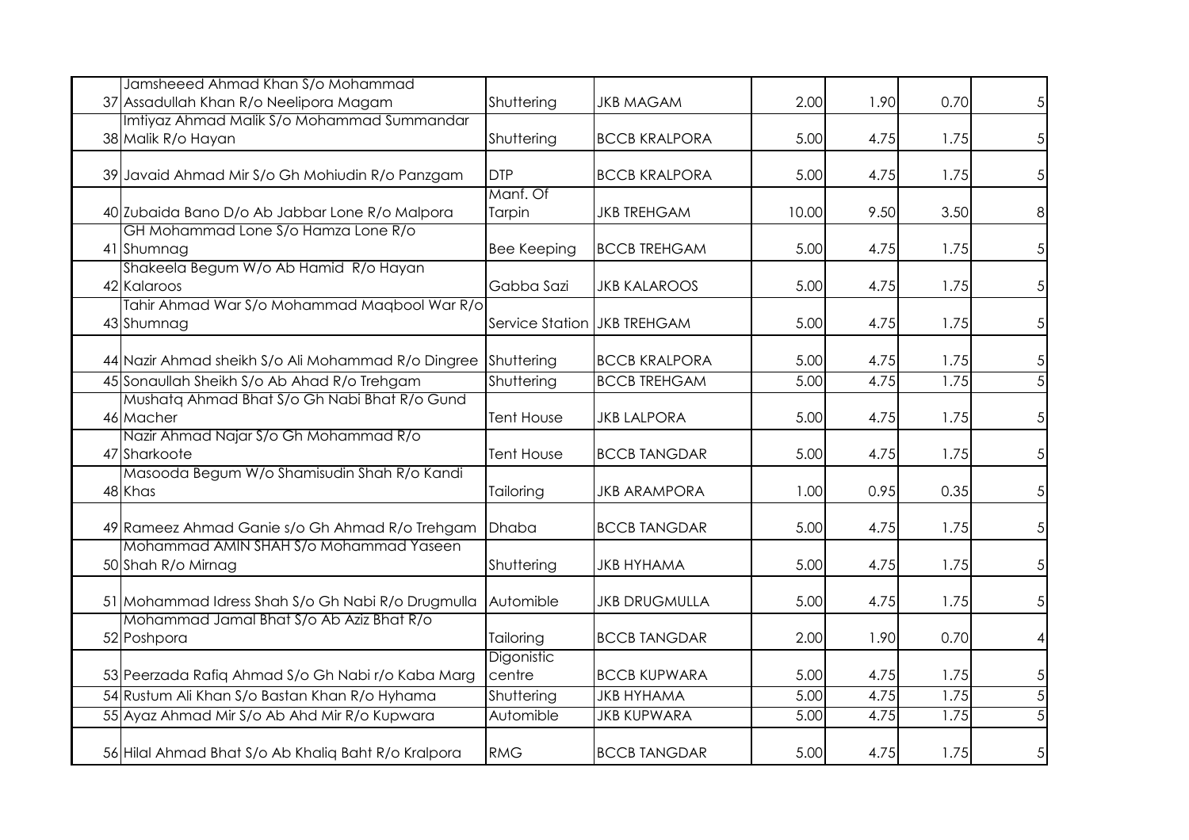| | | | | | | |
|---|---|---|---|---|---|---|
| 37 | Jamsheeed Ahmad Khan S/o Mohammad Assadullah Khan R/o Neelipora Magam | Shuttering | JKB MAGAM | 2.00 | 1.90 | 0.70 | 5 |
| 38 | Imtiyaz Ahmad Malik S/o Mohammad Summandar Malik R/o Hayan | Shuttering | BCCB KRALPORA | 5.00 | 4.75 | 1.75 | 5 |
| 39 | Javaid Ahmad Mir S/o Gh Mohiudin R/o Panzgam | DTP | BCCB KRALPORA | 5.00 | 4.75 | 1.75 | 5 |
| 40 | Zubaida Bano D/o Ab Jabbar Lone R/o Malpora | Manf. Of Tarpin | JKB TREHGAM | 10.00 | 9.50 | 3.50 | 8 |
| 41 | GH Mohammad Lone S/o Hamza Lone R/o Shumnag | Bee Keeping | BCCB TREHGAM | 5.00 | 4.75 | 1.75 | 5 |
| 42 | Shakeela Begum W/o Ab Hamid R/o Hayan Kalaroos | Gabba Sazi | JKB KALAROOS | 5.00 | 4.75 | 1.75 | 5 |
| 43 | Tahir Ahmad War S/o Mohammad Maqbool War R/o Shumnag | Service Station | JKB TREHGAM | 5.00 | 4.75 | 1.75 | 5 |
| 44 | Nazir Ahmad sheikh S/o Ali Mohammad R/o Dingree | Shuttering | BCCB KRALPORA | 5.00 | 4.75 | 1.75 | 5 |
| 45 | Sonaullah Sheikh S/o Ab Ahad R/o Trehgam | Shuttering | BCCB TREHGAM | 5.00 | 4.75 | 1.75 | 5 |
| 46 | Mushatq Ahmad Bhat S/o Gh Nabi Bhat R/o Gund Macher | Tent House | JKB LALPORA | 5.00 | 4.75 | 1.75 | 5 |
| 47 | Nazir Ahmad Najar S/o Gh Mohammad R/o Sharkoote | Tent House | BCCB TANGDAR | 5.00 | 4.75 | 1.75 | 5 |
| 48 | Masooda Begum W/o Shamisudin Shah R/o Kandi Khas | Tailoring | JKB ARAMPORA | 1.00 | 0.95 | 0.35 | 5 |
| 49 | Rameez Ahmad Ganie s/o Gh Ahmad R/o Trehgam | Dhaba | BCCB TANGDAR | 5.00 | 4.75 | 1.75 | 5 |
| 50 | Mohammad AMIN SHAH S/o Mohammad Yaseen Shah R/o Mirnag | Shuttering | JKB HYHAMA | 5.00 | 4.75 | 1.75 | 5 |
| 51 | Mohammad Idress Shah S/o Gh Nabi R/o Drugmulla | Automible | JKB DRUGMULLA | 5.00 | 4.75 | 1.75 | 5 |
| 52 | Mohammad Jamal Bhat S/o Ab Aziz Bhat R/o Poshpora | Tailoring | BCCB TANGDAR | 2.00 | 1.90 | 0.70 | 4 |
| 53 | Peerzada Rafiq Ahmad S/o Gh Nabi r/o Kaba Marg | Digonistic centre | BCCB KUPWARA | 5.00 | 4.75 | 1.75 | 5 |
| 54 | Rustum Ali Khan S/o Bastan Khan R/o Hyhama | Shuttering | JKB HYHAMA | 5.00 | 4.75 | 1.75 | 5 |
| 55 | Ayaz Ahmad Mir S/o Ab Ahd Mir R/o Kupwara | Automible | JKB KUPWARA | 5.00 | 4.75 | 1.75 | 5 |
| 56 | Hilal Ahmad Bhat S/o Ab Khaliq Baht R/o Kralpora | RMG | BCCB TANGDAR | 5.00 | 4.75 | 1.75 | 5 |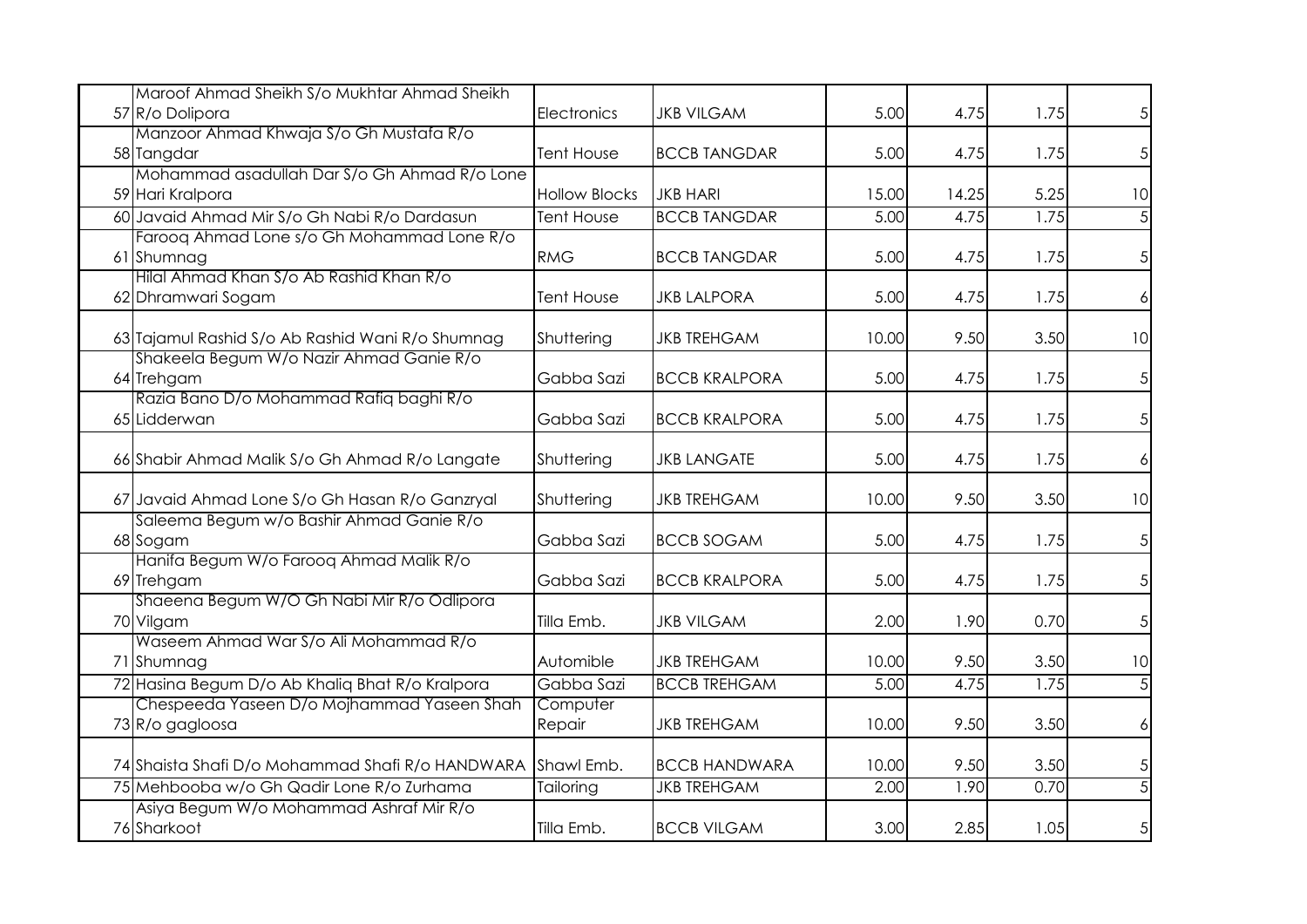|  |  |  |  |  |  |  |  |
|---|---|---|---|---|---|---|---|
| 57 | Maroof Ahmad Sheikh S/o Mukhtar Ahmad Sheikh R/o Dolipora | Electronics | JKB VILGAM | 5.00 | 4.75 | 1.75 | 5 |
| 58 | Manzoor Ahmad Khwaja S/o Gh Mustafa R/o Tangdar | Tent House | BCCB TANGDAR | 5.00 | 4.75 | 1.75 | 5 |
| 59 | Mohammad asadullah Dar S/o Gh Ahmad R/o Lone Hari Kralpora | Hollow Blocks | JKB HARI | 15.00 | 14.25 | 5.25 | 10 |
| 60 | Javaid Ahmad Mir S/o Gh Nabi R/o Dardasun | Tent House | BCCB TANGDAR | 5.00 | 4.75 | 1.75 | 5 |
| 61 | Farooq Ahmad Lone s/o Gh Mohammad Lone R/o Shumnag | RMG | BCCB TANGDAR | 5.00 | 4.75 | 1.75 | 5 |
| 62 | Hilal Ahmad Khan S/o Ab Rashid Khan R/o Dhramwari Sogam | Tent House | JKB LALPORA | 5.00 | 4.75 | 1.75 | 6 |
| 63 | Tajamul Rashid S/o Ab Rashid Wani R/o Shumnag | Shuttering | JKB TREHGAM | 10.00 | 9.50 | 3.50 | 10 |
| 64 | Shakeela Begum W/o Nazir Ahmad Ganie R/o Trehgam | Gabba Sazi | BCCB KRALPORA | 5.00 | 4.75 | 1.75 | 5 |
| 65 | Razia Bano D/o Mohammad Rafiq baghi R/o Lidderwan | Gabba Sazi | BCCB KRALPORA | 5.00 | 4.75 | 1.75 | 5 |
| 66 | Shabir Ahmad Malik S/o Gh Ahmad R/o Langate | Shuttering | JKB LANGATE | 5.00 | 4.75 | 1.75 | 6 |
| 67 | Javaid Ahmad Lone S/o Gh Hasan R/o Ganzryal | Shuttering | JKB TREHGAM | 10.00 | 9.50 | 3.50 | 10 |
| 68 | Saleema Begum w/o Bashir Ahmad Ganie R/o Sogam | Gabba Sazi | BCCB SOGAM | 5.00 | 4.75 | 1.75 | 5 |
| 69 | Hanifa Begum W/o Farooq Ahmad Malik R/o Trehgam | Gabba Sazi | BCCB KRALPORA | 5.00 | 4.75 | 1.75 | 5 |
| 70 | Shaeena Begum W/O Gh Nabi Mir R/o Odlipora Vilgam | Tilla Emb. | JKB VILGAM | 2.00 | 1.90 | 0.70 | 5 |
| 71 | Waseem Ahmad War S/o Ali Mohammad R/o Shumnag | Automible | JKB TREHGAM | 10.00 | 9.50 | 3.50 | 10 |
| 72 | Hasina Begum D/o Ab Khaliq Bhat R/o Kralpora | Gabba Sazi | BCCB TREHGAM | 5.00 | 4.75 | 1.75 | 5 |
| 73 | Chespeeda Yaseen D/o Mojhammad Yaseen Shah R/o gagloosa | Computer Repair | JKB TREHGAM | 10.00 | 9.50 | 3.50 | 6 |
| 74 | Shaista Shafi D/o Mohammad Shafi R/o HANDWARA | Shawl Emb. | BCCB HANDWARA | 10.00 | 9.50 | 3.50 | 5 |
| 75 | Mehbooba w/o Gh Qadir Lone R/o Zurhama | Tailoring | JKB TREHGAM | 2.00 | 1.90 | 0.70 | 5 |
| 76 | Asiya Begum W/o Mohammad Ashraf Mir R/o Sharkoot | Tilla Emb. | BCCB VILGAM | 3.00 | 2.85 | 1.05 | 5 |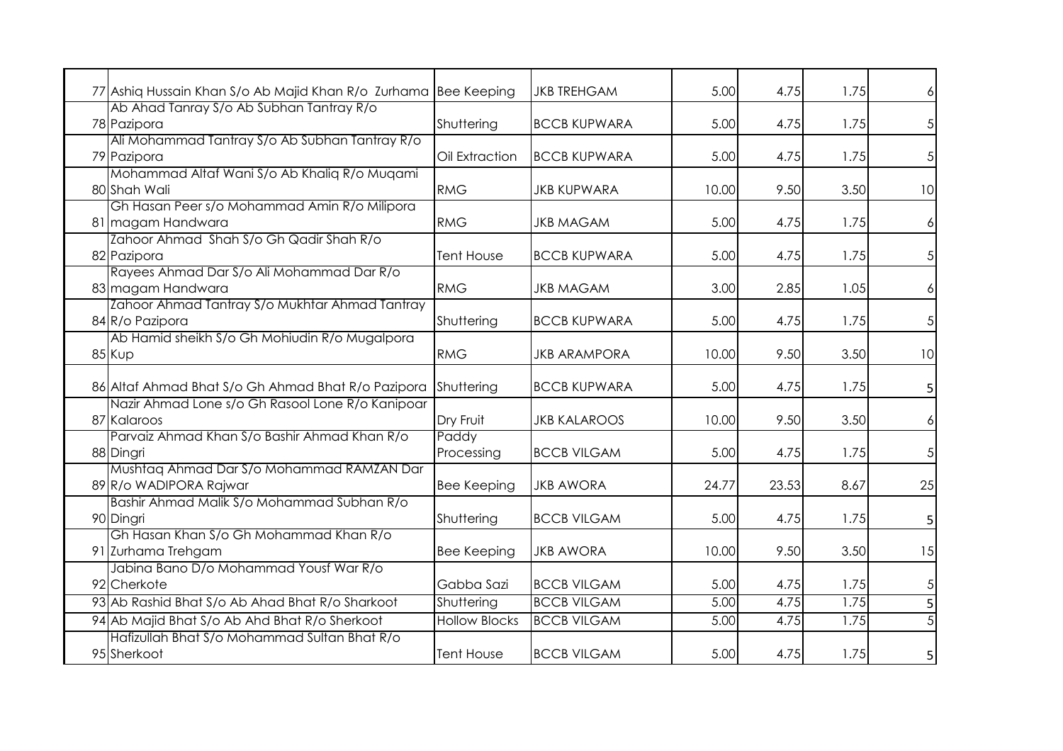| | | | | | | |
|---|---|---|---|---|---|---|
| 77 Ashiq Hussain Khan S/o Ab Majid Khan R/o Zurhama | Bee Keeping | JKB TREHGAM | 5.00 | 4.75 | 1.75 | 6 |
| 78 Ab Ahad Tanray S/o Ab Subhan Tantray R/o Pazipora | Shuttering | BCCB KUPWARA | 5.00 | 4.75 | 1.75 | 5 |
| 79 Ali Mohammad Tantray S/o Ab Subhan Tantray R/o Pazipora | Oil Extraction | BCCB KUPWARA | 5.00 | 4.75 | 1.75 | 5 |
| 80 Mohammad Altaf Wani S/o Ab Khaliq R/o Muqami Shah Wali | RMG | JKB KUPWARA | 10.00 | 9.50 | 3.50 | 10 |
| 81 Gh Hasan Peer s/o Mohammad Amin R/o Milipora magam Handwara | RMG | JKB MAGAM | 5.00 | 4.75 | 1.75 | 6 |
| 82 Zahoor Ahmad Shah S/o Gh Qadir Shah R/o Pazipora | Tent House | BCCB KUPWARA | 5.00 | 4.75 | 1.75 | 5 |
| 83 Rayees Ahmad Dar S/o Ali Mohammad Dar R/o magam Handwara | RMG | JKB MAGAM | 3.00 | 2.85 | 1.05 | 6 |
| 84 Zahoor Ahmad Tantray S/o Mukhtar Ahmad Tantray R/o Pazipora | Shuttering | BCCB KUPWARA | 5.00 | 4.75 | 1.75 | 5 |
| 85 Ab Hamid sheikh S/o Gh Mohiudin R/o Mugalpora Kup | RMG | JKB ARAMPORA | 10.00 | 9.50 | 3.50 | 10 |
| 86 Altaf Ahmad Bhat S/o Gh Ahmad Bhat R/o Pazipora | Shuttering | BCCB KUPWARA | 5.00 | 4.75 | 1.75 | 5 |
| 87 Nazir Ahmad Lone s/o Gh Rasool Lone R/o Kanipoar Kalaroos | Dry Fruit | JKB KALAROOS | 10.00 | 9.50 | 3.50 | 6 |
| 88 Parvaiz Ahmad Khan S/o Bashir Ahmad Khan R/o Dingri | Paddy Processing | BCCB VILGAM | 5.00 | 4.75 | 1.75 | 5 |
| 89 Mushtaq Ahmad Dar S/o Mohammad RAMZAN Dar R/o WADIPORA Rajwar | Bee Keeping | JKB AWORA | 24.77 | 23.53 | 8.67 | 25 |
| 90 Bashir Ahmad Malik S/o Mohammad Subhan R/o Dingri | Shuttering | BCCB VILGAM | 5.00 | 4.75 | 1.75 | 5 |
| 91 Gh Hasan Khan S/o Gh Mohammad Khan R/o Zurhama Trehgam | Bee Keeping | JKB AWORA | 10.00 | 9.50 | 3.50 | 15 |
| 92 Jabina Bano D/o Mohammad Yousf War R/o Cherkote | Gabba Sazi | BCCB VILGAM | 5.00 | 4.75 | 1.75 | 5 |
| 93 Ab Rashid Bhat S/o Ab Ahad Bhat R/o Sharkoot | Shuttering | BCCB VILGAM | 5.00 | 4.75 | 1.75 | 5 |
| 94 Ab Majid Bhat S/o Ab Ahd Bhat R/o Sherkoot | Hollow Blocks | BCCB VILGAM | 5.00 | 4.75 | 1.75 | 5 |
| 95 Hafizullah Bhat S/o Mohammad Sultan Bhat R/o Sherkoot | Tent House | BCCB VILGAM | 5.00 | 4.75 | 1.75 | 5 |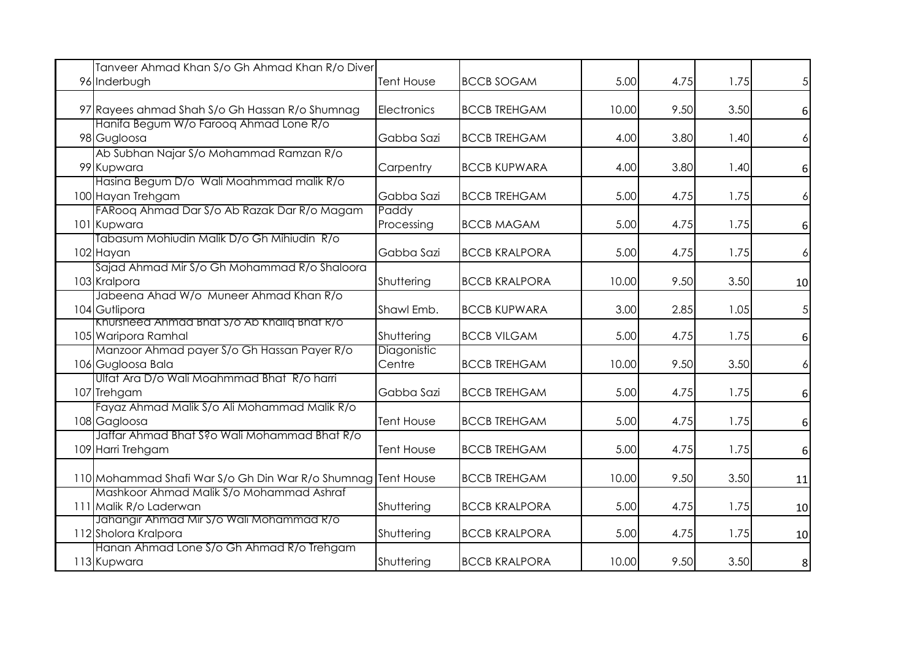| | | | | | | | |
|---|---|---|---|---|---|---|---|
| 96 | Tanveer Ahmad Khan S/o Gh Ahmad Khan R/o Diver Inderbugh | Tent House | BCCB SOGAM | 5.00 | 4.75 | 1.75 | 5 |
| 97 | Rayees ahmad Shah S/o Gh Hassan R/o Shumnag | Electronics | BCCB TREHGAM | 10.00 | 9.50 | 3.50 | 6 |
| 98 | Hanifa Begum W/o Farooq Ahmad Lone R/o Gugloosa | Gabba Sazi | BCCB TREHGAM | 4.00 | 3.80 | 1.40 | 6 |
| 99 | Ab Subhan Najar S/o Mohammad Ramzan R/o Kupwara | Carpentry | BCCB KUPWARA | 4.00 | 3.80 | 1.40 | 6 |
| 100 | Hasina Begum D/o Wali Moahmmad malik R/o Hayan Trehgam | Gabba Sazi | BCCB TREHGAM | 5.00 | 4.75 | 1.75 | 6 |
| 101 | FARooq Ahmad Dar S/o Ab Razak Dar R/o Magam Kupwara | Paddy Processing | BCCB MAGAM | 5.00 | 4.75 | 1.75 | 6 |
| 102 | Tabasum Mohiudin Malik D/o Gh Mihiudin R/o Hayan | Gabba Sazi | BCCB KRALPORA | 5.00 | 4.75 | 1.75 | 6 |
| 103 | Sajad Ahmad Mir S/o Gh Mohammad R/o Shaloora Kralpora | Shuttering | BCCB KRALPORA | 10.00 | 9.50 | 3.50 | 10 |
| 104 | Jabeena Ahad W/o Muneer Ahmad Khan R/o Gutlipora | Shawl Emb. | BCCB KUPWARA | 3.00 | 2.85 | 1.05 | 5 |
| 105 | Khursheed Ahmad Bhat S/o Ab Khaliq Bhat R/o Waripora Ramhal | Shuttering | BCCB VILGAM | 5.00 | 4.75 | 1.75 | 6 |
| 106 | Manzoor Ahmad payer S/o Gh Hassan Payer R/o Gugloosa Bala | Diagonistic Centre | BCCB TREHGAM | 10.00 | 9.50 | 3.50 | 6 |
| 107 | Ulfat Ara D/o Wali Moahmmad Bhat R/o harri Trehgam | Gabba Sazi | BCCB TREHGAM | 5.00 | 4.75 | 1.75 | 6 |
| 108 | Fayaz Ahmad Malik S/o Ali Mohammad Malik R/o Gagloosa | Tent House | BCCB TREHGAM | 5.00 | 4.75 | 1.75 | 6 |
| 109 | Jaffar Ahmad Bhat S?o Wali Mohammad Bhat R/o Harri Trehgam | Tent House | BCCB TREHGAM | 5.00 | 4.75 | 1.75 | 6 |
| 110 | Mohammad Shafi War S/o Gh Din War R/o Shumnag | Tent House | BCCB TREHGAM | 10.00 | 9.50 | 3.50 | 11 |
| 111 | Mashkoor Ahmad Malik S/o Mohammad Ashraf Malik R/o Laderwan | Shuttering | BCCB KRALPORA | 5.00 | 4.75 | 1.75 | 10 |
| 112 | Jahangir Ahmad Mir S/o Wali Mohammad R/o Sholora Kralpora | Shuttering | BCCB KRALPORA | 5.00 | 4.75 | 1.75 | 10 |
| 113 | Hanan Ahmad Lone S/o Gh Ahmad R/o Trehgam Kupwara | Shuttering | BCCB KRALPORA | 10.00 | 9.50 | 3.50 | 8 |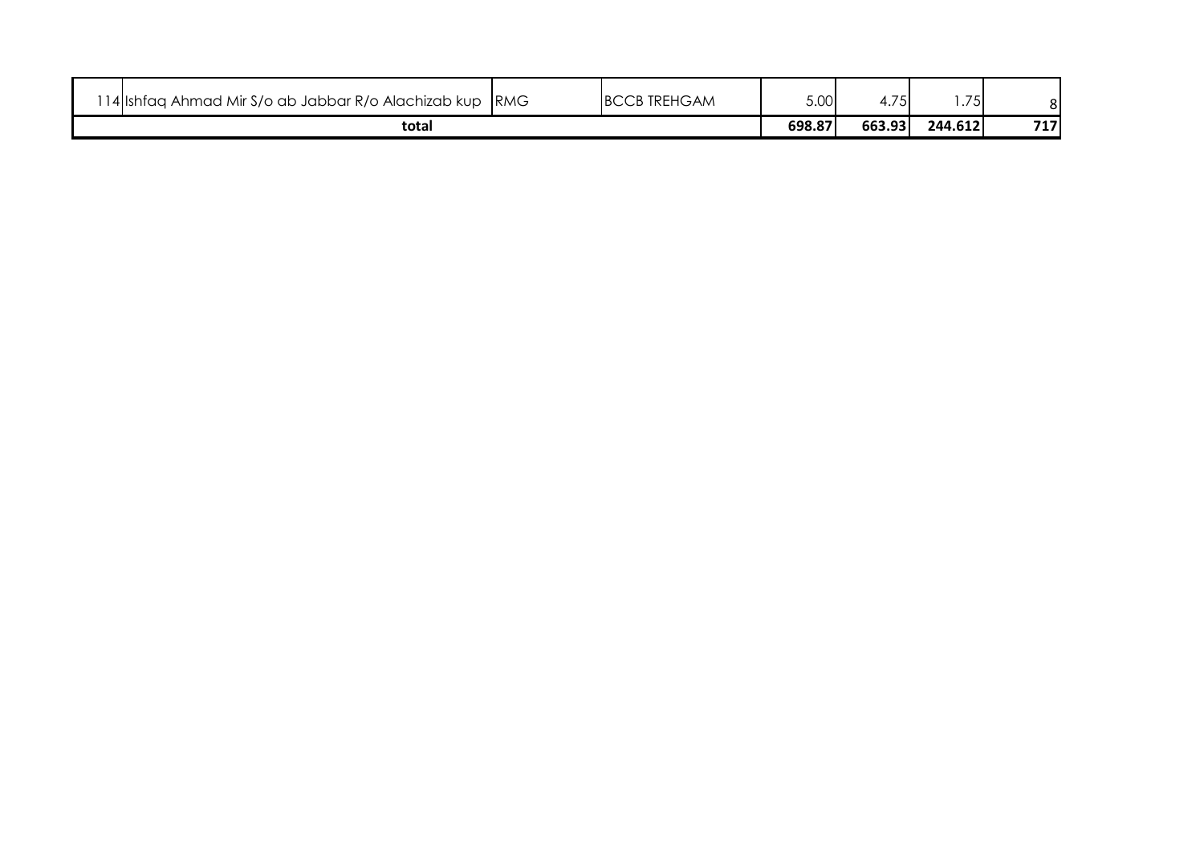| | | | | | | | |
|---|---|---|---|---|---|---|---|
| 114 | Ishfaq Ahmad Mir S/o ab Jabbar R/o Alachizab kup | RMG | BCCB TREHGAM | 5.00 | 4.75 | 1.75 | 8 |
| **total** | | | | **698.87** | **663.93** | **244.612** | **717** |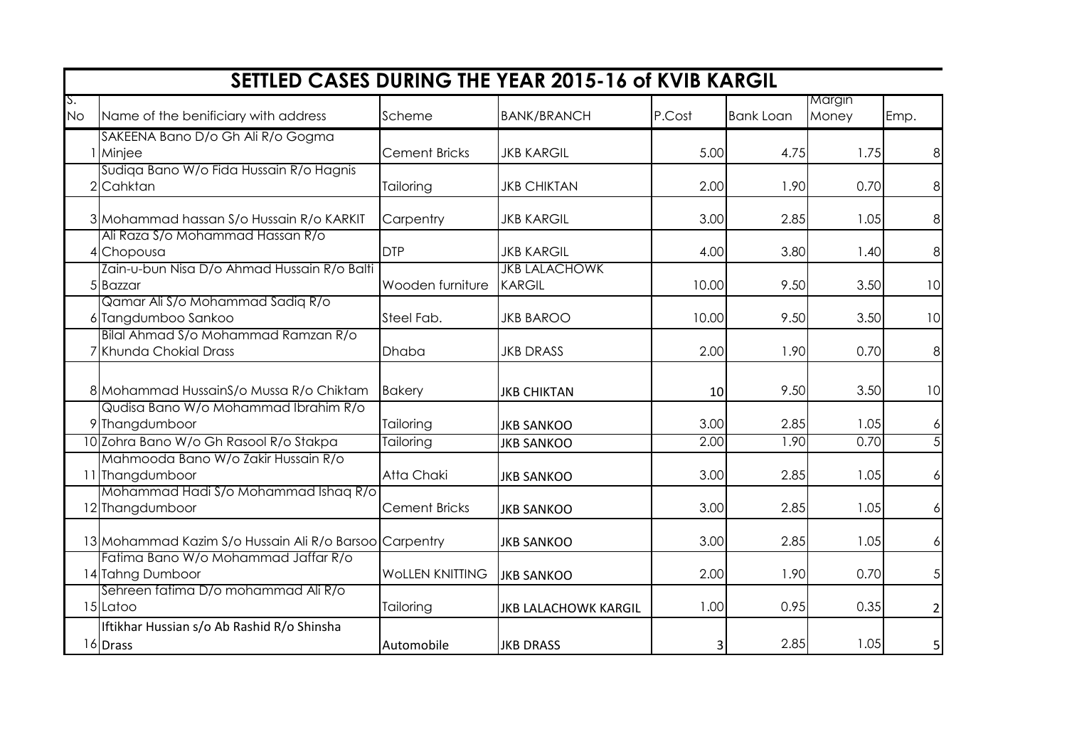## SETTLED CASES DURING THE YEAR 2015-16 of KVIB KARGIL

| S. No | Name of the benificiary with address | Scheme | BANK/BRANCH | P.Cost | Bank Loan | Margin Money | Emp. |
|---|---|---|---|---|---|---|---|
| 1 | SAKEENA Bano D/o Gh Ali R/o Gogma Minjee | Cement Bricks | JKB KARGIL | 5.00 | 4.75 | 1.75 | 8 |
| 2 | Sudiqa Bano W/o Fida Hussain R/o Hagnis Cahktan | Tailoring | JKB CHIKTAN | 2.00 | 1.90 | 0.70 | 8 |
| 3 | Mohammad hassan S/o Hussain R/o KARKIT | Carpentry | JKB KARGIL | 3.00 | 2.85 | 1.05 | 8 |
| 4 | Ali Raza S/o Mohammad Hassan R/o Chopousa | DTP | JKB KARGIL | 4.00 | 3.80 | 1.40 | 8 |
| 5 | Zain-u-bun Nisa D/o Ahmad Hussain R/o Balti Bazzar | Wooden furniture | JKB LALACHOWK KARGIL | 10.00 | 9.50 | 3.50 | 10 |
| 6 | Qamar Ali S/o Mohammad Sadiq R/o Tangdumboo Sankoo | Steel Fab. | JKB BAROO | 10.00 | 9.50 | 3.50 | 10 |
| 7 | Bilal Ahmad S/o Mohammad Ramzan R/o Khunda Chokial Drass | Dhaba | JKB DRASS | 2.00 | 1.90 | 0.70 | 8 |
| 8 | Mohammad HussainS/o Mussa R/o Chiktam | Bakery | JKB CHIKTAN | 10 | 9.50 | 3.50 | 10 |
| 9 | Qudisa Bano W/o Mohammad Ibrahim R/o Thangdumboor | Tailoring | JKB SANKOO | 3.00 | 2.85 | 1.05 | 6 |
| 10 | Zohra Bano W/o Gh Rasool R/o Stakpa | Tailoring | JKB SANKOO | 2.00 | 1.90 | 0.70 | 5 |
| 11 | Mahmooda Bano W/o Zakir Hussain R/o Thangdumboor | Atta Chaki | JKB SANKOO | 3.00 | 2.85 | 1.05 | 6 |
| 12 | Mohammad Hadi S/o Mohammad Ishaq R/o Thangdumboor | Cement Bricks | JKB SANKOO | 3.00 | 2.85 | 1.05 | 6 |
| 13 | Mohammad Kazim S/o Hussain Ali R/o Barsoo | Carpentry | JKB SANKOO | 3.00 | 2.85 | 1.05 | 6 |
| 14 | Fatima Bano W/o Mohammad Jaffar R/o Tahng Dumboor | WOLLEN KNITTING | JKB SANKOO | 2.00 | 1.90 | 0.70 | 5 |
| 15 | Sehreen fatima D/o mohammad Ali R/o Latoo | Tailoring | JKB LALACHOWK KARGIL | 1.00 | 0.95 | 0.35 | 2 |
| 16 | Iftikhar Hussian s/o Ab Rashid R/o Shinsha Drass | Automobile | JKB DRASS | 3 | 2.85 | 1.05 | 5 |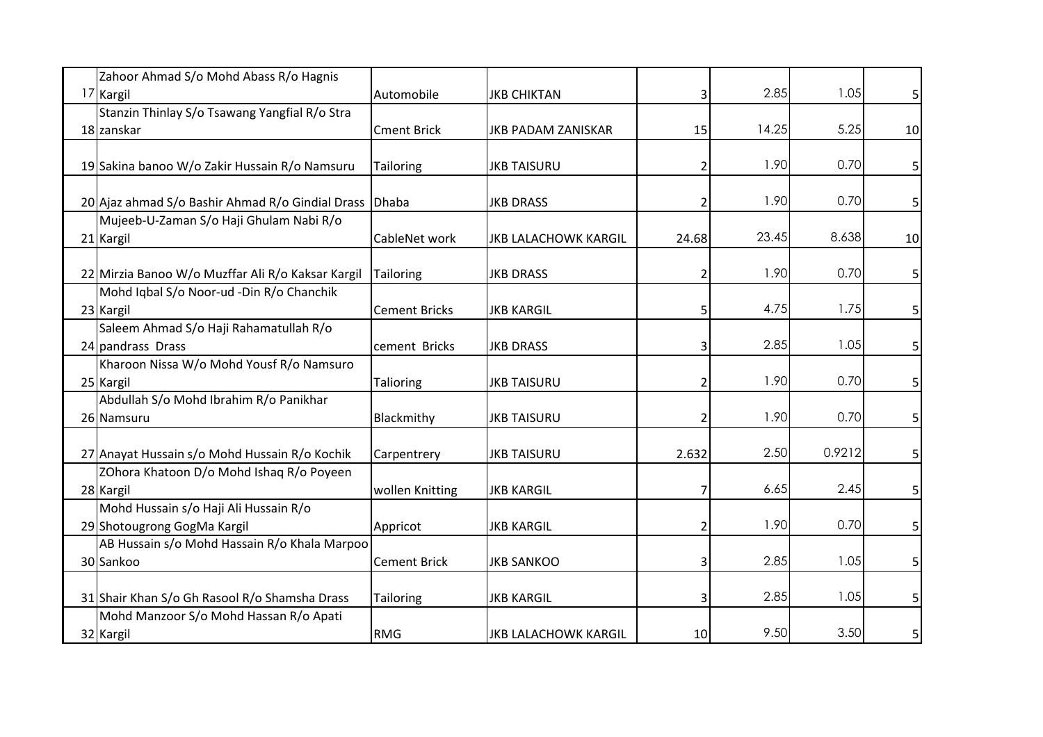| | | | | | | |
|---|---|---|---|---|---|---|
| 17 Zahoor Ahmad S/o Mohd Abass R/o Hagnis Kargil | Automobile | JKB CHIKTAN | 3 | 2.85 | 1.05 | 5 |
| 18 Stanzin Thinlay S/o Tsawang Yangfial R/o Stra zanskar | Cment Brick | JKB PADAM ZANISKAR | 15 | 14.25 | 5.25 | 10 |
| 19 Sakina banoo W/o Zakir Hussain R/o Namsuru | Tailoring | JKB TAISURU | 2 | 1.90 | 0.70 | 5 |
| 20 Ajaz ahmad S/o Bashir Ahmad R/o Gindial Drass | Dhaba | JKB DRASS | 2 | 1.90 | 0.70 | 5 |
| 21 Mujeeb-U-Zaman S/o Haji Ghulam Nabi R/o Kargil | CableNet work | JKB LALACHOWK KARGIL | 24.68 | 23.45 | 8.638 | 10 |
| 22 Mirzia Banoo W/o Muzffar Ali R/o Kaksar Kargil | Tailoring | JKB DRASS | 2 | 1.90 | 0.70 | 5 |
| 23 Mohd Iqbal S/o Noor-ud -Din R/o Chanchik Kargil | Cement Bricks | JKB KARGIL | 5 | 4.75 | 1.75 | 5 |
| 24 Saleem Ahmad S/o Haji Rahamatullah R/o pandrass Drass | cement Bricks | JKB DRASS | 3 | 2.85 | 1.05 | 5 |
| 25 Kharoon Nissa W/o Mohd Yousf R/o Namsuro Kargil | Talioring | JKB TAISURU | 2 | 1.90 | 0.70 | 5 |
| 26 Abdullah S/o Mohd Ibrahim R/o Panikhar Namsuru | Blackmithy | JKB TAISURU | 2 | 1.90 | 0.70 | 5 |
| 27 Anayat Hussain s/o Mohd Hussain R/o Kochik | Carpentrery | JKB TAISURU | 2.632 | 2.50 | 0.9212 | 5 |
| 28 ZOhora Khatoon D/o Mohd Ishaq R/o Poyeen Kargil | wollen Knitting | JKB KARGIL | 7 | 6.65 | 2.45 | 5 |
| 29 Mohd Hussain s/o Haji Ali Hussain R/o Shotougrong GogMa Kargil | Appricot | JKB KARGIL | 2 | 1.90 | 0.70 | 5 |
| 30 AB Hussain s/o Mohd Hassain R/o Khala Marpoo Sankoo | Cement Brick | JKB SANKOO | 3 | 2.85 | 1.05 | 5 |
| 31 Shair Khan S/o Gh Rasool R/o Shamsha Drass | Tailoring | JKB KARGIL | 3 | 2.85 | 1.05 | 5 |
| 32 Mohd Manzoor S/o Mohd Hassan R/o Apati Kargil | RMG | JKB LALACHOWK KARGIL | 10 | 9.50 | 3.50 | 5 |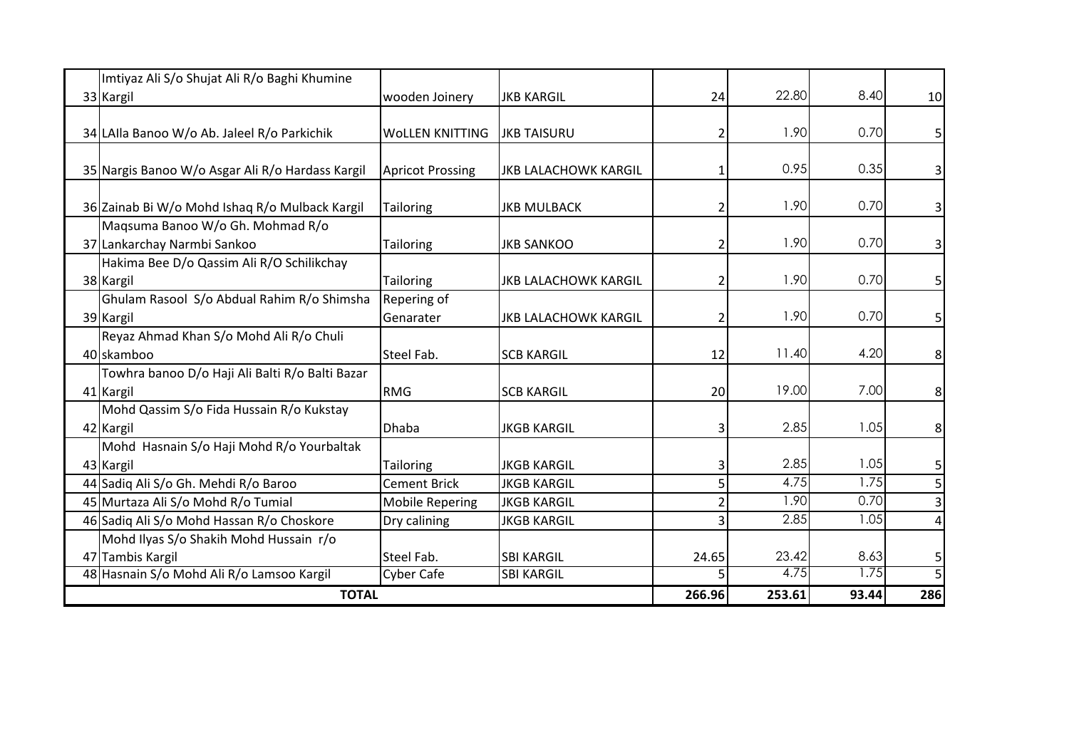| | | | | | | | |
|---|---|---|---|---|---|---|---|
| 33 | Imtiyaz Ali S/o Shujat Ali R/o Baghi Khumine Kargil | wooden Joinery | JKB KARGIL | 24 | 22.80 | 8.40 | 10 |
| 34 | LAlla Banoo W/o Ab. Jaleel R/o Parkichik | WoLLEN KNITTING | JKB TAISURU | 2 | 1.90 | 0.70 | 5 |
| 35 | Nargis Banoo W/o Asgar Ali R/o Hardass Kargil | Apricot Prossing | JKB LALACHOWK KARGIL | 1 | 0.95 | 0.35 | 3 |
| 36 | Zainab Bi W/o Mohd Ishaq R/o Mulback Kargil | Tailoring | JKB MULBACK | 2 | 1.90 | 0.70 | 3 |
| 37 | Maqsuma Banoo W/o Gh. Mohmad R/o Lankarchay Narmbi Sankoo | Tailoring | JKB SANKOO | 2 | 1.90 | 0.70 | 3 |
| 38 | Hakima Bee D/o Qassim Ali R/O Schilikchay Kargil | Tailoring | JKB LALACHOWK KARGIL | 2 | 1.90 | 0.70 | 5 |
| 39 | Ghulam Rasool S/o Abdual Rahim R/o Shimsha Kargil | Repering of Genarater | JKB LALACHOWK KARGIL | 2 | 1.90 | 0.70 | 5 |
| 40 | Reyaz Ahmad Khan S/o Mohd Ali R/o Chuli skamboo | Steel Fab. | SCB KARGIL | 12 | 11.40 | 4.20 | 8 |
| 41 | Towhra banoo D/o Haji Ali Balti R/o Balti Bazar Kargil | RMG | SCB KARGIL | 20 | 19.00 | 7.00 | 8 |
| 42 | Mohd Qassim S/o Fida Hussain R/o Kukstay Kargil | Dhaba | JKGB KARGIL | 3 | 2.85 | 1.05 | 8 |
| 43 | Mohd Hasnain S/o Haji Mohd R/o Yourbaltak Kargil | Tailoring | JKGB KARGIL | 3 | 2.85 | 1.05 | 5 |
| 44 | Sadiq Ali S/o Gh. Mehdi R/o Baroo | Cement Brick | JKGB KARGIL | 5 | 4.75 | 1.75 | 5 |
| 45 | Murtaza Ali S/o Mohd R/o Tumial | Mobile Repering | JKGB KARGIL | 2 | 1.90 | 0.70 | 3 |
| 46 | Sadiq Ali S/o Mohd Hassan R/o Choskore | Dry calining | JKGB KARGIL | 3 | 2.85 | 1.05 | 4 |
| 47 | Mohd Ilyas S/o Shakih Mohd Hussain r/o Tambis Kargil | Steel Fab. | SBI KARGIL | 24.65 | 23.42 | 8.63 | 5 |
| 48 | Hasnain S/o Mohd Ali R/o Lamsoo Kargil | Cyber Cafe | SBI KARGIL | 5 | 4.75 | 1.75 | 5 |
| | **TOTAL** | | | **266.96** | **253.61** | **93.44** | **286** |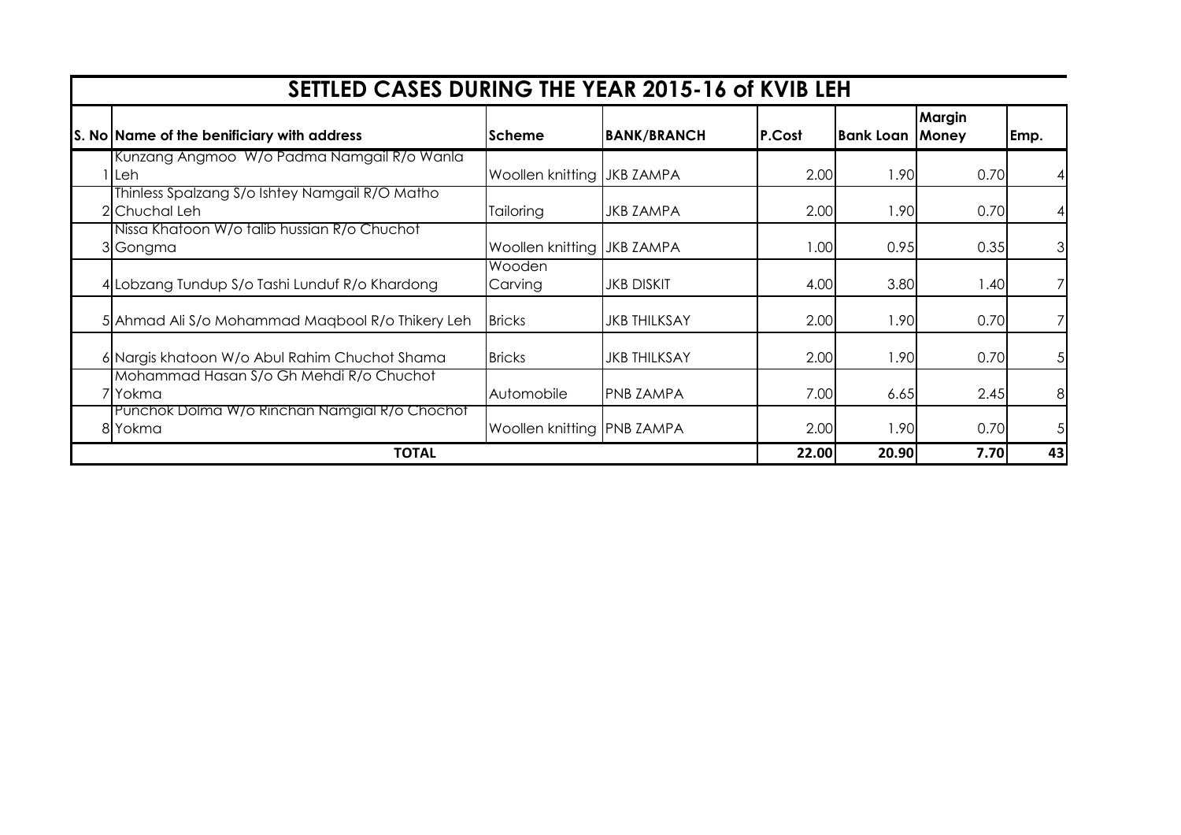| SETTLED CASES DURING THE YEAR 2015-16 of KVIB LEH | | | | | | | |
|---|---|---|---|---|---|---|---|
| **S. No** | **Name of the benificiary with address** | **Scheme** | **BANK/BRANCH** | **P.Cost** | **Bank Loan** | **Margin Money** | **Emp.** |
| 1 | Kunzang Angmoo W/o Padma Namgail R/o Wanla Leh | Woollen knitting | JKB ZAMPA | 2.00 | 1.90 | 0.70 | 4 |
| 2 | Thinless Spalzang S/o Ishtey Namgail R/O Matho Chuchal Leh | Tailoring | JKB ZAMPA | 2.00 | 1.90 | 0.70 | 4 |
| 3 | Nissa Khatoon W/o talib hussian R/o Chuchot Gongma | Woollen knitting | JKB ZAMPA | 1.00 | 0.95 | 0.35 | 3 |
| 4 | Lobzang Tundup S/o Tashi Lunduf R/o Khardong | Wooden Carving | JKB DISKIT | 4.00 | 3.80 | 1.40 | 7 |
| 5 | Ahmad Ali S/o Mohammad Maqbool R/o Thikery Leh | Bricks | JKB THILKSAY | 2.00 | 1.90 | 0.70 | 7 |
| 6 | Nargis khatoon W/o Abul Rahim Chuchot Shama | Bricks | JKB THILKSAY | 2.00 | 1.90 | 0.70 | 5 |
| 7 | Mohammad Hasan S/o Gh Mehdi R/o Chuchot Yokma | Automobile | PNB ZAMPA | 7.00 | 6.65 | 2.45 | 8 |
| 8 | Punchok Dolma W/o Rinchan Namgial R/o Chochot Yokma | Woollen knitting | PNB ZAMPA | 2.00 | 1.90 | 0.70 | 5 |
| | **TOTAL** | | | **22.00** | **20.90** | **7.70** | **43** |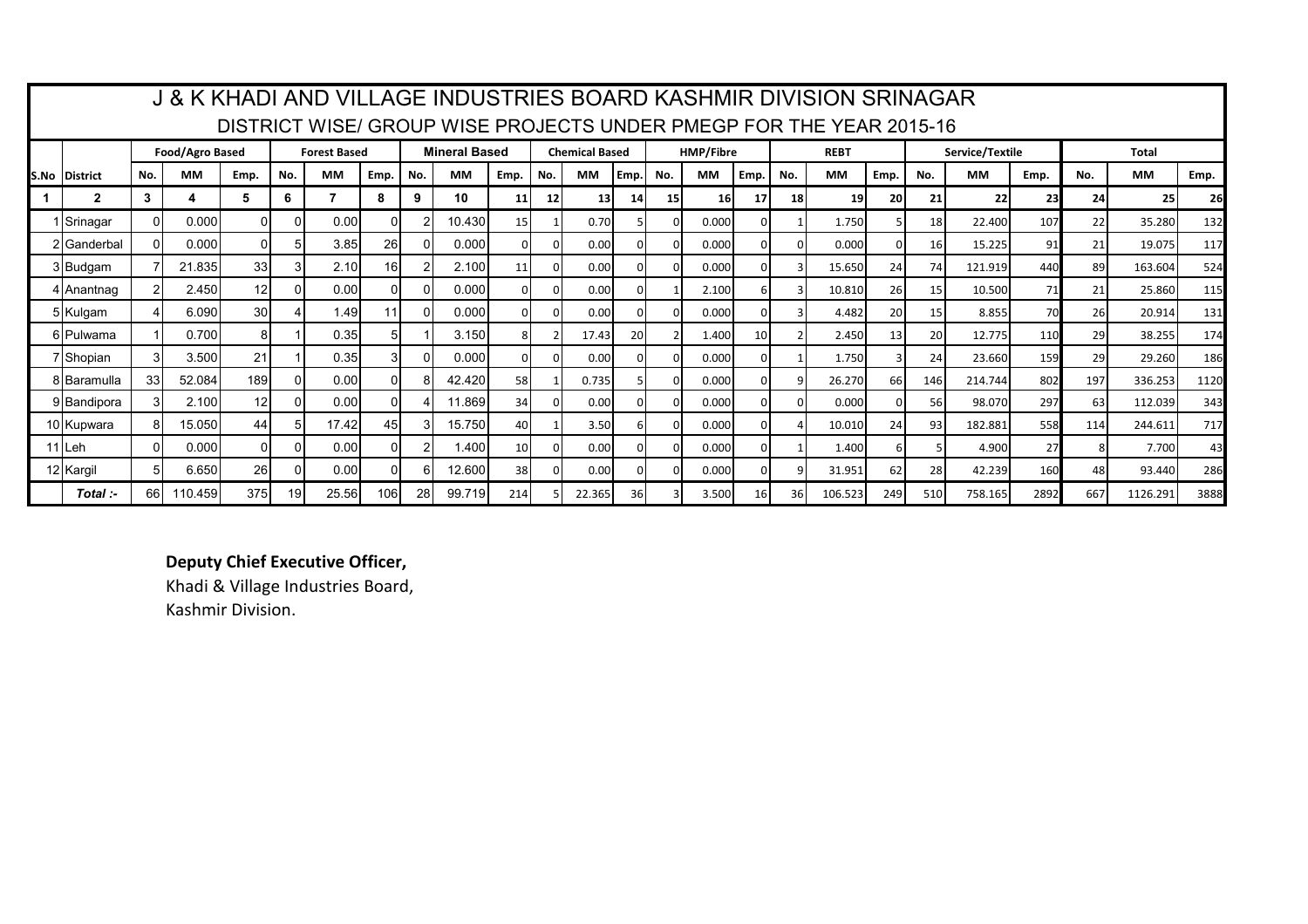# J & K KHADI AND VILLAGE INDUSTRIES BOARD KASHMIR DIVISION SRINAGAR

## DISTRICT WISE/ GROUP WISE PROJECTS UNDER PMEGP FOR THE YEAR 2015-16

| | | Food/Agro Based | | | Forest Based | | | Mineral Based | | | Chemical Based | | | HMP/Fibre | | | REBT | | | Service/Textile | | | Total | | |
|---|---|---|---|---|---|---|---|---|---|---|---|---|---|---|---|---|---|---|---|---|---|---|---|---|---|
| S.No | District | No. | MM | Emp. | No. | MM | Emp. | No. | MM | Emp. | No. | MM | Emp. | No. | MM | Emp. | No. | MM | Emp. | No. | MM | Emp. | No. | MM | Emp. |
| 1 | 2 | 3 | 4 | 5 | 6 | 7 | 8 | 9 | 10 | 11 | 12 | 13 | 14 | 15 | 16 | 17 | 18 | 19 | 20 | 21 | 22 | 23 | 24 | 25 | 26 |
| 1 | Srinagar | 0 | 0.000 | 0 | 0 | 0.00 | 0 | 2 | 10.430 | 15 | 1 | 0.70 | 5 | 0 | 0.000 | 0 | 1 | 1.750 | 5 | 18 | 22.400 | 107 | 22 | 35.280 | 132 |
| 2 | Ganderbal | 0 | 0.000 | 0 | 5 | 3.85 | 26 | 0 | 0.000 | 0 | 0 | 0.00 | 0 | 0 | 0.000 | 0 | 0 | 0.000 | 0 | 16 | 15.225 | 91 | 21 | 19.075 | 117 |
| 3 | Budgam | 7 | 21.835 | 33 | 3 | 2.10 | 16 | 2 | 2.100 | 11 | 0 | 0.00 | 0 | 0 | 0.000 | 0 | 3 | 15.650 | 24 | 74 | 121.919 | 440 | 89 | 163.604 | 524 |
| 4 | Anantnag | 2 | 2.450 | 12 | 0 | 0.00 | 0 | 0 | 0.000 | 0 | 0 | 0.00 | 0 | 1 | 2.100 | 6 | 3 | 10.810 | 26 | 15 | 10.500 | 71 | 21 | 25.860 | 115 |
| 5 | Kulgam | 4 | 6.090 | 30 | 4 | 1.49 | 11 | 0 | 0.000 | 0 | 0 | 0.00 | 0 | 0 | 0.000 | 0 | 3 | 4.482 | 20 | 15 | 8.855 | 70 | 26 | 20.914 | 131 |
| 6 | Pulwama | 1 | 0.700 | 8 | 1 | 0.35 | 5 | 1 | 3.150 | 8 | 2 | 17.43 | 20 | 2 | 1.400 | 10 | 2 | 2.450 | 13 | 20 | 12.775 | 110 | 29 | 38.255 | 174 |
| 7 | Shopian | 3 | 3.500 | 21 | 1 | 0.35 | 3 | 0 | 0.000 | 0 | 0 | 0.00 | 0 | 0 | 0.000 | 0 | 1 | 1.750 | 3 | 24 | 23.660 | 159 | 29 | 29.260 | 186 |
| 8 | Baramulla | 33 | 52.084 | 189 | 0 | 0.00 | 0 | 8 | 42.420 | 58 | 1 | 0.735 | 5 | 0 | 0.000 | 0 | 9 | 26.270 | 66 | 146 | 214.744 | 802 | 197 | 336.253 | 1120 |
| 9 | Bandipora | 3 | 2.100 | 12 | 0 | 0.00 | 0 | 4 | 11.869 | 34 | 0 | 0.00 | 0 | 0 | 0.000 | 0 | 0 | 0.000 | 0 | 56 | 98.070 | 297 | 63 | 112.039 | 343 |
| 10 | Kupwara | 8 | 15.050 | 44 | 5 | 17.42 | 45 | 3 | 15.750 | 40 | 1 | 3.50 | 6 | 0 | 0.000 | 0 | 4 | 10.010 | 24 | 93 | 182.881 | 558 | 114 | 244.611 | 717 |
| 11 | Leh | 0 | 0.000 | 0 | 0 | 0.00 | 0 | 2 | 1.400 | 10 | 0 | 0.00 | 0 | 0 | 0.000 | 0 | 1 | 1.400 | 6 | 5 | 4.900 | 27 | 8 | 7.700 | 43 |
| 12 | Kargil | 5 | 6.650 | 26 | 0 | 0.00 | 0 | 6 | 12.600 | 38 | 0 | 0.00 | 0 | 0 | 0.000 | 0 | 9 | 31.951 | 62 | 28 | 42.239 | 160 | 48 | 93.440 | 286 |
| | *Total :-* | 66 | 110.459 | 375 | 19 | 25.56 | 106 | 28 | 99.719 | 214 | 5 | 22.365 | 36 | 3 | 3.500 | 16 | 36 | 106.523 | 249 | 510 | 758.165 | 2892 | 667 | 1126.291 | 3888 |

**Deputy Chief Executive Officer,**
Khadi & Village Industries Board,
Kashmir Division.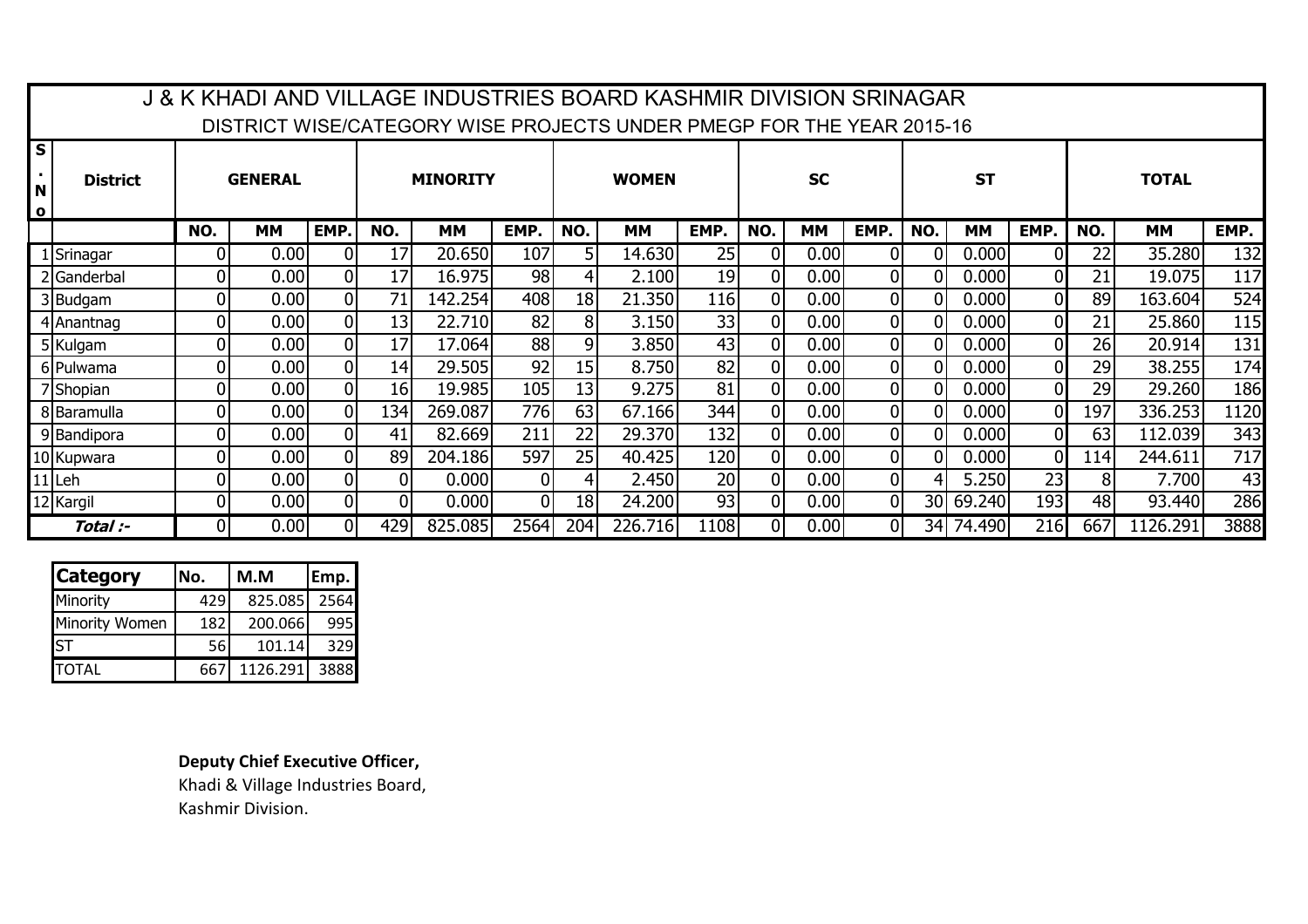# J & K KHADI AND VILLAGE INDUSTRIES BOARD KASHMIR DIVISION SRINAGAR

## DISTRICT WISE/CATEGORY WISE PROJECTS UNDER PMEGP FOR THE YEAR 2015-16

| S. No | District | GENERAL | | | MINORITY | | | WOMEN | | | SC | | | ST | | | TOTAL | | |
|---|---|---|---|---|---|---|---|---|---|---|---|---|---|---|---|---|---|---|---|
| | | NO. | MM | EMP. | NO. | MM | EMP. | NO. | MM | EMP. | NO. | MM | EMP. | NO. | MM | EMP. | NO. | MM | EMP. |
| 1 | Srinagar | 0 | 0.00 | 0 | 17 | 20.650 | 107 | 5 | 14.630 | 25 | 0 | 0.00 | 0 | 0 | 0.000 | 0 | 22 | 35.280 | 132 |
| 2 | Ganderbal | 0 | 0.00 | 0 | 17 | 16.975 | 98 | 4 | 2.100 | 19 | 0 | 0.00 | 0 | 0 | 0.000 | 0 | 21 | 19.075 | 117 |
| 3 | Budgam | 0 | 0.00 | 0 | 71 | 142.254 | 408 | 18 | 21.350 | 116 | 0 | 0.00 | 0 | 0 | 0.000 | 0 | 89 | 163.604 | 524 |
| 4 | Anantnag | 0 | 0.00 | 0 | 13 | 22.710 | 82 | 8 | 3.150 | 33 | 0 | 0.00 | 0 | 0 | 0.000 | 0 | 21 | 25.860 | 115 |
| 5 | Kulgam | 0 | 0.00 | 0 | 17 | 17.064 | 88 | 9 | 3.850 | 43 | 0 | 0.00 | 0 | 0 | 0.000 | 0 | 26 | 20.914 | 131 |
| 6 | Pulwama | 0 | 0.00 | 0 | 14 | 29.505 | 92 | 15 | 8.750 | 82 | 0 | 0.00 | 0 | 0 | 0.000 | 0 | 29 | 38.255 | 174 |
| 7 | Shopian | 0 | 0.00 | 0 | 16 | 19.985 | 105 | 13 | 9.275 | 81 | 0 | 0.00 | 0 | 0 | 0.000 | 0 | 29 | 29.260 | 186 |
| 8 | Baramulla | 0 | 0.00 | 0 | 134 | 269.087 | 776 | 63 | 67.166 | 344 | 0 | 0.00 | 0 | 0 | 0.000 | 0 | 197 | 336.253 | 1120 |
| 9 | Bandipora | 0 | 0.00 | 0 | 41 | 82.669 | 211 | 22 | 29.370 | 132 | 0 | 0.00 | 0 | 0 | 0.000 | 0 | 63 | 112.039 | 343 |
| 10 | Kupwara | 0 | 0.00 | 0 | 89 | 204.186 | 597 | 25 | 40.425 | 120 | 0 | 0.00 | 0 | 0 | 0.000 | 0 | 114 | 244.611 | 717 |
| 11 | Leh | 0 | 0.00 | 0 | 0 | 0.000 | 0 | 4 | 2.450 | 20 | 0 | 0.00 | 0 | 4 | 5.250 | 23 | 8 | 7.700 | 43 |
| 12 | Kargil | 0 | 0.00 | 0 | 0 | 0.000 | 0 | 18 | 24.200 | 93 | 0 | 0.00 | 0 | 30 | 69.240 | 193 | 48 | 93.440 | 286 |
| ***Total :-*** | | 0 | 0.00 | 0 | 429 | 825.085 | 2564 | 204 | 226.716 | 1108 | 0 | 0.00 | 0 | 34 | 74.490 | 216 | 667 | 1126.291 | 3888 |

| Category | No. | M.M | Emp. |
|---|---|---|---|
| Minority | 429 | 825.085 | 2564 |
| Minority Women | 182 | 200.066 | 995 |
| ST | 56 | 101.14 | 329 |
| TOTAL | 667 | 1126.291 | 3888 |

**Deputy Chief Executive Officer,**
Khadi & Village Industries Board,
Kashmir Division.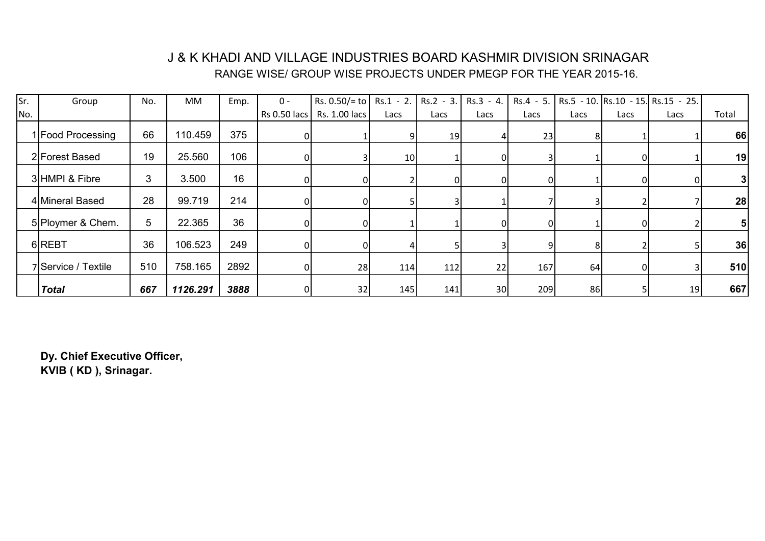# J & K KHADI AND VILLAGE INDUSTRIES BOARD KASHMIR DIVISION SRINAGAR

## RANGE WISE/ GROUP WISE PROJECTS UNDER PMEGP FOR THE YEAR 2015-16.

| Sr. No. | Group | No. | MM | Emp. | 0 - Rs 0.50 lacs | Rs. 0.50/= to Rs. 1.00 lacs | Rs.1 - 2. Lacs | Rs.2 - 3. Lacs | Rs.3 - 4. Lacs | Rs.4 - 5. Lacs | Rs.5 - 10. Lacs | Rs.10 - 15. Lacs | Rs.15 - 25. Lacs | Total |
|---|---|---|---|---|---|---|---|---|---|---|---|---|---|---|
| 1 | Food Processing | 66 | 110.459 | 375 | 0 | 1 | 9 | 19 | 4 | 23 | 8 | 1 | 1 | **66** |
| 2 | Forest Based | 19 | 25.560 | 106 | 0 | 3 | 10 | 1 | 0 | 3 | 1 | 0 | 1 | **19** |
| 3 | HMPI & Fibre | 3 | 3.500 | 16 | 0 | 0 | 2 | 0 | 0 | 0 | 1 | 0 | 0 | **3** |
| 4 | Mineral Based | 28 | 99.719 | 214 | 0 | 0 | 5 | 3 | 1 | 7 | 3 | 2 | 7 | **28** |
| 5 | Ploymer & Chem. | 5 | 22.365 | 36 | 0 | 0 | 1 | 1 | 0 | 0 | 1 | 0 | 2 | **5** |
| 6 | REBT | 36 | 106.523 | 249 | 0 | 0 | 4 | 5 | 3 | 9 | 8 | 2 | 5 | **36** |
| 7 | Service / Textile | 510 | 758.165 | 2892 | 0 | 28 | 114 | 112 | 22 | 167 | 64 | 0 | 3 | **510** |
| | ***Total*** | ***667*** | ***1126.291*** | ***3888*** | 0 | 32 | 145 | 141 | 30 | 209 | 86 | 5 | 19 | **667** |

**Dy. Chief Executive Officer,**
**KVIB ( KD ), Srinagar.**